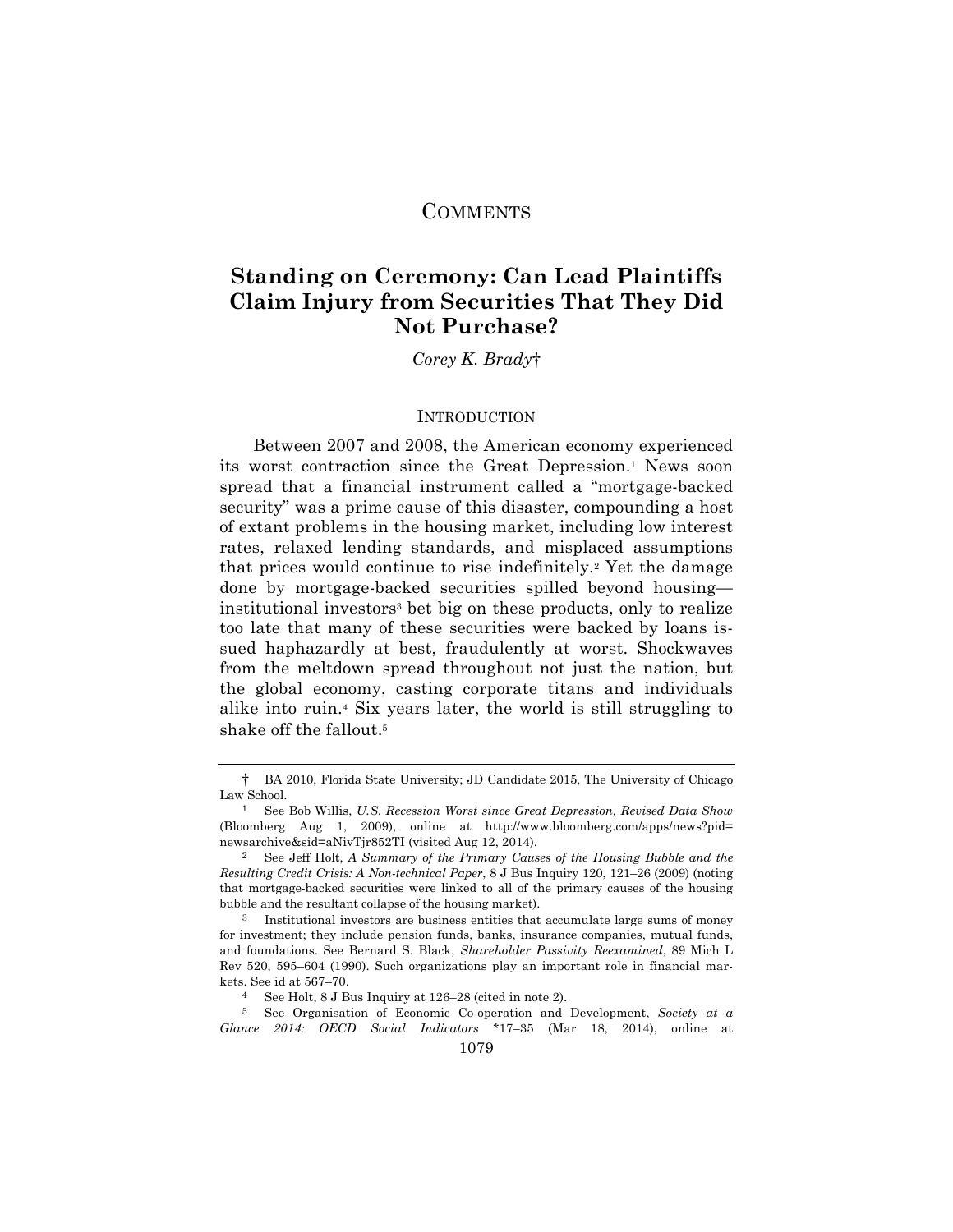## COMMENTS

# Standing on Ceremony: Can Lead Plaintiffs Claim Injury from Securities That They Did Not Purchase?

*Corey K. Brady*†

## INTRODUCTION

Between 2007 and 2008, the American economy experienced its worst contraction since the Great Depression.[1] News soon spread that a financial instrument called a "mortgage-backed security" was a prime cause of this disaster, compounding a host of extant problems in the housing market, including low interest rates, relaxed lending standards, and misplaced assumptions that prices would continue to rise indefinitely.[2] Yet the damage done by mortgage-backed securities spilled beyond housing—institutional investors[3] bet big on these products, only to realize too late that many of these securities were backed by loans issued haphazardly at best, fraudulently at worst. Shockwaves from the meltdown spread throughout not just the nation, but the global economy, casting corporate titans and individuals alike into ruin.[4] Six years later, the world is still struggling to shake off the fallout.[5]

---

† BA 2010, Florida State University; JD Candidate 2015, The University of Chicago Law School.

[1] See Bob Willis, *U.S. Recession Worst since Great Depression, Revised Data Show* (Bloomberg Aug 1, 2009), online at http://www.bloomberg.com/apps/news?pid=newsarchive&sid=aNivTjr852TI (visited Aug 12, 2014).

[2] See Jeff Holt, *A Summary of the Primary Causes of the Housing Bubble and the Resulting Credit Crisis: A Non-technical Paper*, 8 J Bus Inquiry 120, 121–26 (2009) (noting that mortgage-backed securities were linked to all of the primary causes of the housing bubble and the resultant collapse of the housing market).

[3] Institutional investors are business entities that accumulate large sums of money for investment; they include pension funds, banks, insurance companies, mutual funds, and foundations. See Bernard S. Black, *Shareholder Passivity Reexamined*, 89 Mich L Rev 520, 595–604 (1990). Such organizations play an important role in financial markets. See id at 567–70.

[4] See Holt, 8 J Bus Inquiry at 126–28 (cited in note 2).

[5] See Organisation of Economic Co-operation and Development, *Society at a Glance 2014: OECD Social Indicators* *17–35 (Mar 18, 2014), online at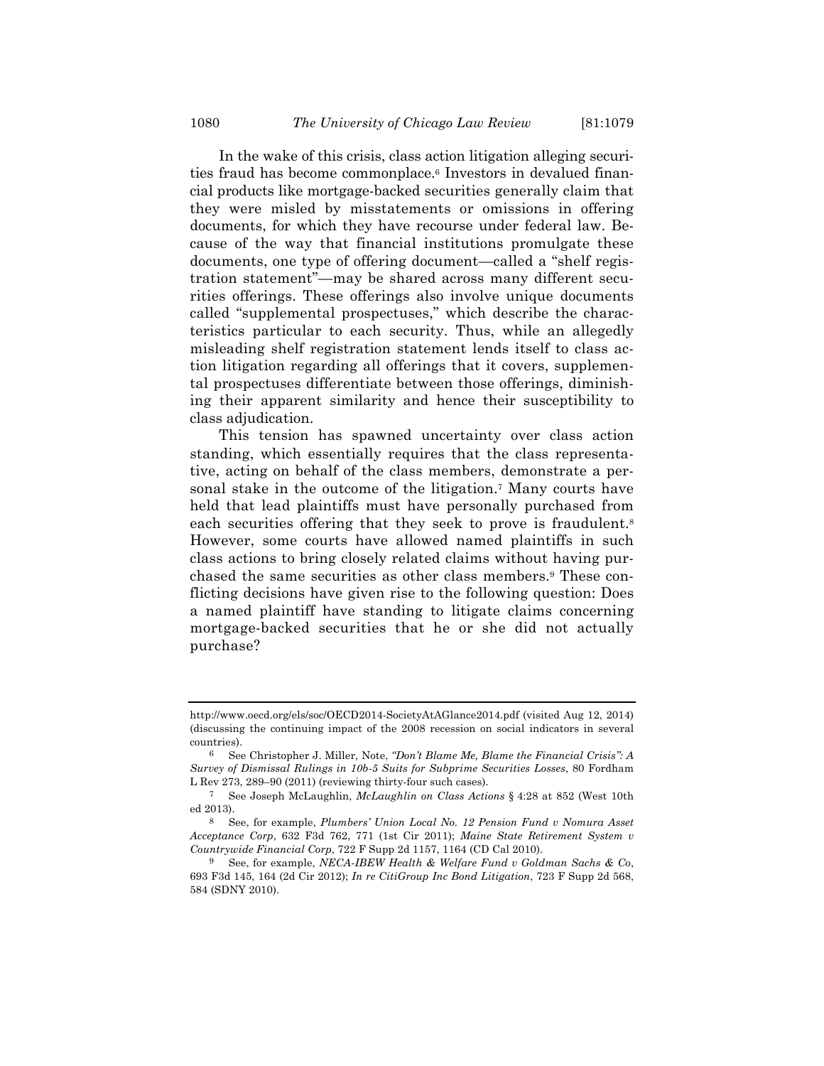In the wake of this crisis, class action litigation alleging securities fraud has become commonplace.[6] Investors in devalued financial products like mortgage-backed securities generally claim that they were misled by misstatements or omissions in offering documents, for which they have recourse under federal law. Because of the way that financial institutions promulgate these documents, one type of offering document—called a "shelf registration statement"—may be shared across many different securities offerings. These offerings also involve unique documents called "supplemental prospectuses," which describe the characteristics particular to each security. Thus, while an allegedly misleading shelf registration statement lends itself to class action litigation regarding all offerings that it covers, supplemental prospectuses differentiate between those offerings, diminishing their apparent similarity and hence their susceptibility to class adjudication.

This tension has spawned uncertainty over class action standing, which essentially requires that the class representative, acting on behalf of the class members, demonstrate a personal stake in the outcome of the litigation.[7] Many courts have held that lead plaintiffs must have personally purchased from each securities offering that they seek to prove is fraudulent.[8] However, some courts have allowed named plaintiffs in such class actions to bring closely related claims without having purchased the same securities as other class members.[9] These conflicting decisions have given rise to the following question: Does a named plaintiff have standing to litigate claims concerning mortgage-backed securities that he or she did not actually purchase?

---

http://www.oecd.org/els/soc/OECD2014-SocietyAtAGlance2014.pdf (visited Aug 12, 2014) (discussing the continuing impact of the 2008 recession on social indicators in several countries).

[6] See Christopher J. Miller, Note, *"Don't Blame Me, Blame the Financial Crisis": A Survey of Dismissal Rulings in 10b-5 Suits for Subprime Securities Losses*, 80 Fordham L Rev 273, 289–90 (2011) (reviewing thirty-four such cases).

[7] See Joseph McLaughlin, *McLaughlin on Class Actions* § 4:28 at 852 (West 10th ed 2013).

[8] See, for example, *Plumbers' Union Local No. 12 Pension Fund v Nomura Asset Acceptance Corp*, 632 F3d 762, 771 (1st Cir 2011); *Maine State Retirement System v Countrywide Financial Corp*, 722 F Supp 2d 1157, 1164 (CD Cal 2010).

[9] See, for example, *NECA-IBEW Health & Welfare Fund v Goldman Sachs & Co*, 693 F3d 145, 164 (2d Cir 2012); *In re CitiGroup Inc Bond Litigation*, 723 F Supp 2d 568, 584 (SDNY 2010).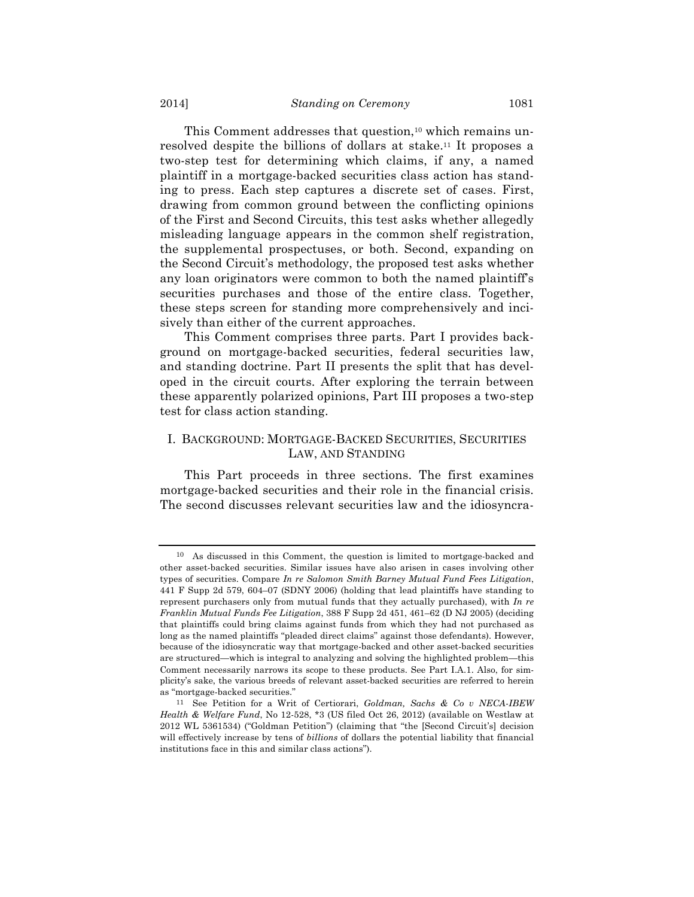This Comment addresses that question,[10] which remains unresolved despite the billions of dollars at stake.[11] It proposes a two-step test for determining which claims, if any, a named plaintiff in a mortgage-backed securities class action has standing to press. Each step captures a discrete set of cases. First, drawing from common ground between the conflicting opinions of the First and Second Circuits, this test asks whether allegedly misleading language appears in the common shelf registration, the supplemental prospectuses, or both. Second, expanding on the Second Circuit's methodology, the proposed test asks whether any loan originators were common to both the named plaintiff's securities purchases and those of the entire class. Together, these steps screen for standing more comprehensively and incisively than either of the current approaches.

This Comment comprises three parts. Part I provides background on mortgage-backed securities, federal securities law, and standing doctrine. Part II presents the split that has developed in the circuit courts. After exploring the terrain between these apparently polarized opinions, Part III proposes a two-step test for class action standing.

## I. BACKGROUND: MORTGAGE-BACKED SECURITIES, SECURITIES LAW, AND STANDING

This Part proceeds in three sections. The first examines mortgage-backed securities and their role in the financial crisis. The second discusses relevant securities law and the idiosyncra-

---

[10] As discussed in this Comment, the question is limited to mortgage-backed and other asset-backed securities. Similar issues have also arisen in cases involving other types of securities. Compare *In re Salomon Smith Barney Mutual Fund Fees Litigation*, 441 F Supp 2d 579, 604–07 (SDNY 2006) (holding that lead plaintiffs have standing to represent purchasers only from mutual funds that they actually purchased), with *In re Franklin Mutual Funds Fee Litigation*, 388 F Supp 2d 451, 461–62 (D NJ 2005) (deciding that plaintiffs could bring claims against funds from which they had not purchased as long as the named plaintiffs "pleaded direct claims" against those defendants). However, because of the idiosyncratic way that mortgage-backed and other asset-backed securities are structured—which is integral to analyzing and solving the highlighted problem—this Comment necessarily narrows its scope to these products. See Part I.A.1. Also, for simplicity's sake, the various breeds of relevant asset-backed securities are referred to herein as "mortgage-backed securities."

[11] See Petition for a Writ of Certiorari, *Goldman, Sachs & Co v NECA-IBEW Health & Welfare Fund*, No 12-528, \*3 (US filed Oct 26, 2012) (available on Westlaw at 2012 WL 5361534) ("Goldman Petition") (claiming that "the [Second Circuit's] decision will effectively increase by tens of *billions* of dollars the potential liability that financial institutions face in this and similar class actions").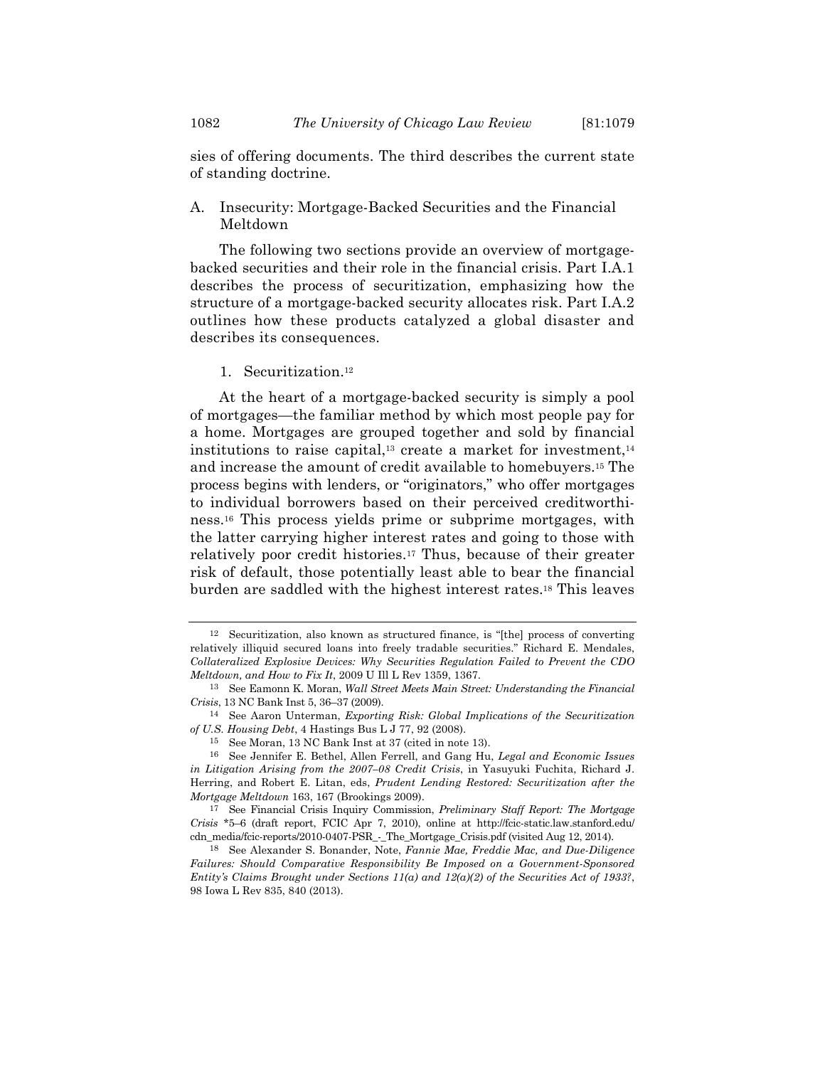sies of offering documents. The third describes the current state of standing doctrine.

## A. Insecurity: Mortgage-Backed Securities and the Financial Meltdown

The following two sections provide an overview of mortgage-backed securities and their role in the financial crisis. Part I.A.1 describes the process of securitization, emphasizing how the structure of a mortgage-backed security allocates risk. Part I.A.2 outlines how these products catalyzed a global disaster and describes its consequences.

### 1. Securitization.[12]

At the heart of a mortgage-backed security is simply a pool of mortgages—the familiar method by which most people pay for a home. Mortgages are grouped together and sold by financial institutions to raise capital,[13] create a market for investment,[14] and increase the amount of credit available to homebuyers.[15] The process begins with lenders, or "originators," who offer mortgages to individual borrowers based on their perceived creditworthiness.[16] This process yields prime or subprime mortgages, with the latter carrying higher interest rates and going to those with relatively poor credit histories.[17] Thus, because of their greater risk of default, those potentially least able to bear the financial burden are saddled with the highest interest rates.[18] This leaves

---

12 Securitization, also known as structured finance, is "[the] process of converting relatively illiquid secured loans into freely tradable securities." Richard E. Mendales, *Collateralized Explosive Devices: Why Securities Regulation Failed to Prevent the CDO Meltdown, and How to Fix It*, 2009 U Ill L Rev 1359, 1367.

13 See Eamonn K. Moran, *Wall Street Meets Main Street: Understanding the Financial Crisis*, 13 NC Bank Inst 5, 36–37 (2009).

14 See Aaron Unterman, *Exporting Risk: Global Implications of the Securitization of U.S. Housing Debt*, 4 Hastings Bus L J 77, 92 (2008).

15 See Moran, 13 NC Bank Inst at 37 (cited in note 13).

16 See Jennifer E. Bethel, Allen Ferrell, and Gang Hu, *Legal and Economic Issues in Litigation Arising from the 2007–08 Credit Crisis*, in Yasuyuki Fuchita, Richard J. Herring, and Robert E. Litan, eds, *Prudent Lending Restored: Securitization after the Mortgage Meltdown* 163, 167 (Brookings 2009).

17 See Financial Crisis Inquiry Commission, *Preliminary Staff Report: The Mortgage Crisis* *5–6 (draft report, FCIC Apr 7, 2010), online at http://fcic-static.law.stanford.edu/cdn_media/fcic-reports/2010-0407-PSR_-_The_Mortgage_Crisis.pdf (visited Aug 12, 2014).

18 See Alexander S. Bonander, Note, *Fannie Mae, Freddie Mac, and Due-Diligence Failures: Should Comparative Responsibility Be Imposed on a Government-Sponsored Entity's Claims Brought under Sections 11(a) and 12(a)(2) of the Securities Act of 1933?*, 98 Iowa L Rev 835, 840 (2013).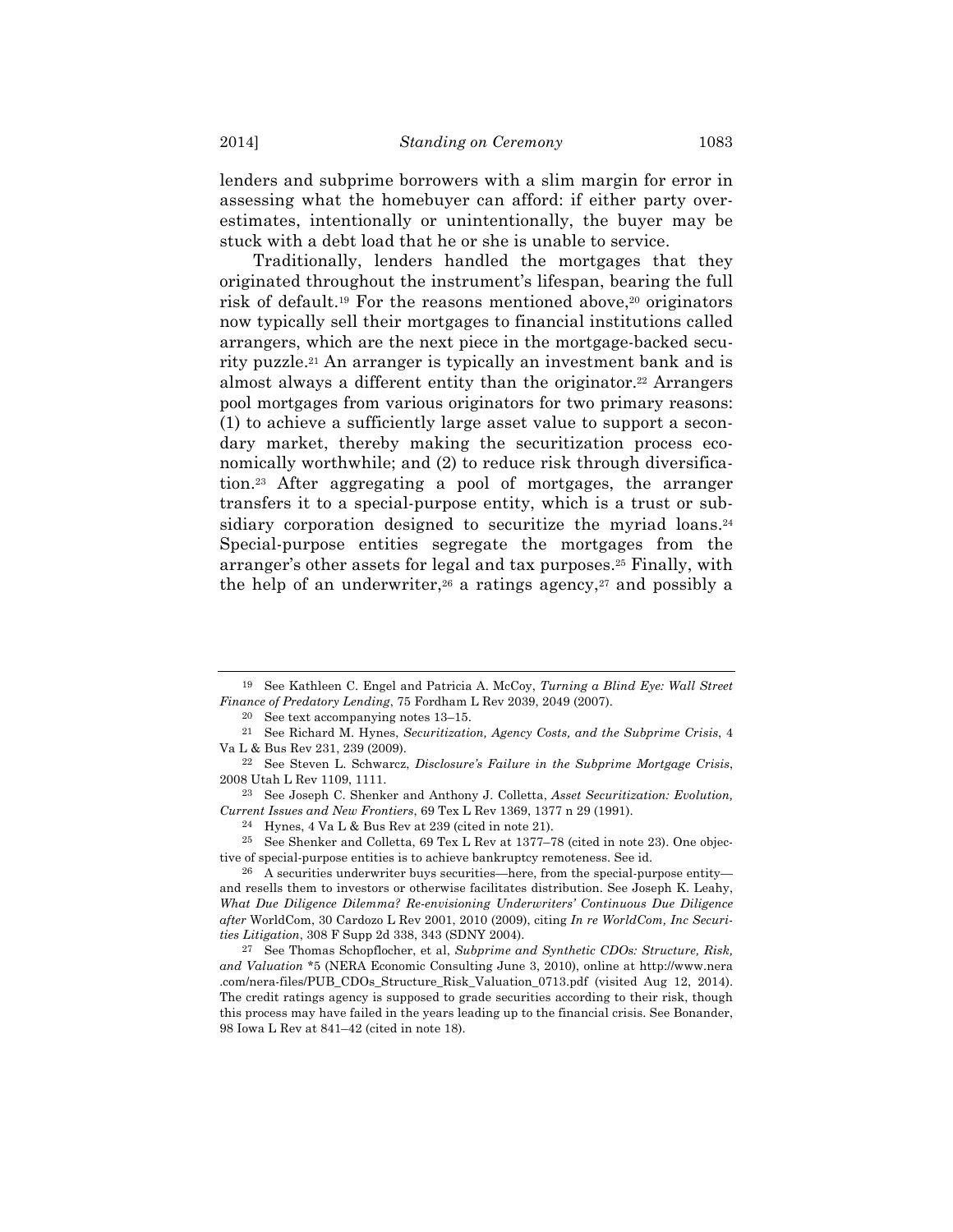lenders and subprime borrowers with a slim margin for error in assessing what the homebuyer can afford: if either party overestimates, intentionally or unintentionally, the buyer may be stuck with a debt load that he or she is unable to service.

Traditionally, lenders handled the mortgages that they originated throughout the instrument's lifespan, bearing the full risk of default.[19] For the reasons mentioned above,[20] originators now typically sell their mortgages to financial institutions called arrangers, which are the next piece in the mortgage-backed security puzzle.[21] An arranger is typically an investment bank and is almost always a different entity than the originator.[22] Arrangers pool mortgages from various originators for two primary reasons: (1) to achieve a sufficiently large asset value to support a secondary market, thereby making the securitization process economically worthwhile; and (2) to reduce risk through diversification.[23] After aggregating a pool of mortgages, the arranger transfers it to a special-purpose entity, which is a trust or subsidiary corporation designed to securitize the myriad loans.[24] Special-purpose entities segregate the mortgages from the arranger's other assets for legal and tax purposes.[25] Finally, with the help of an underwriter,[26] a ratings agency,[27] and possibly a

---

[19] See Kathleen C. Engel and Patricia A. McCoy, *Turning a Blind Eye: Wall Street Finance of Predatory Lending*, 75 Fordham L Rev 2039, 2049 (2007).

[20] See text accompanying notes 13–15.

[21] See Richard M. Hynes, *Securitization, Agency Costs, and the Subprime Crisis*, 4 Va L & Bus Rev 231, 239 (2009).

[22] See Steven L. Schwarcz, *Disclosure's Failure in the Subprime Mortgage Crisis*, 2008 Utah L Rev 1109, 1111.

[23] See Joseph C. Shenker and Anthony J. Colletta, *Asset Securitization: Evolution, Current Issues and New Frontiers*, 69 Tex L Rev 1369, 1377 n 29 (1991).

[24] Hynes, 4 Va L & Bus Rev at 239 (cited in note 21).

[25] See Shenker and Colletta, 69 Tex L Rev at 1377–78 (cited in note 23). One objective of special-purpose entities is to achieve bankruptcy remoteness. See id.

[26] A securities underwriter buys securities—here, from the special-purpose entity—and resells them to investors or otherwise facilitates distribution. See Joseph K. Leahy, *What Due Diligence Dilemma? Re-envisioning Underwriters' Continuous Due Diligence after* WorldCom, 30 Cardozo L Rev 2001, 2010 (2009), citing *In re WorldCom, Inc Securities Litigation*, 308 F Supp 2d 338, 343 (SDNY 2004).

[27] See Thomas Schopflocher, et al, *Subprime and Synthetic CDOs: Structure, Risk, and Valuation* *5 (NERA Economic Consulting June 3, 2010), online at http://www.nera.com/nera-files/PUB_CDOs_Structure_Risk_Valuation_0713.pdf (visited Aug 12, 2014). The credit ratings agency is supposed to grade securities according to their risk, though this process may have failed in the years leading up to the financial crisis. See Bonander, 98 Iowa L Rev at 841–42 (cited in note 18).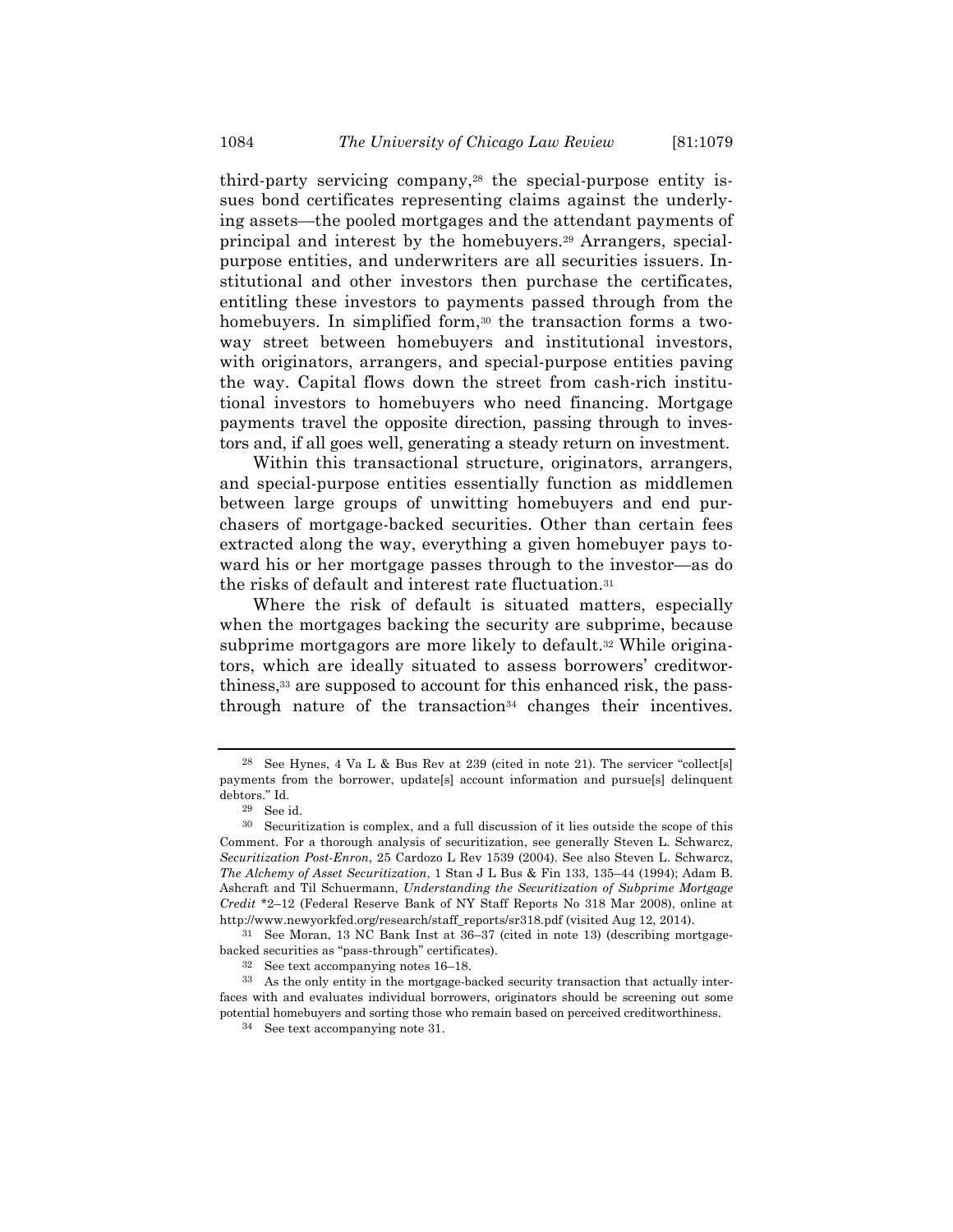third-party servicing company,[28] the special-purpose entity issues bond certificates representing claims against the underlying assets—the pooled mortgages and the attendant payments of principal and interest by the homebuyers.[29] Arrangers, special-purpose entities, and underwriters are all securities issuers. Institutional and other investors then purchase the certificates, entitling these investors to payments passed through from the homebuyers. In simplified form,[30] the transaction forms a two-way street between homebuyers and institutional investors, with originators, arrangers, and special-purpose entities paving the way. Capital flows down the street from cash-rich institutional investors to homebuyers who need financing. Mortgage payments travel the opposite direction, passing through to investors and, if all goes well, generating a steady return on investment.

Within this transactional structure, originators, arrangers, and special-purpose entities essentially function as middlemen between large groups of unwitting homebuyers and end purchasers of mortgage-backed securities. Other than certain fees extracted along the way, everything a given homebuyer pays toward his or her mortgage passes through to the investor—as do the risks of default and interest rate fluctuation.[31]

Where the risk of default is situated matters, especially when the mortgages backing the security are subprime, because subprime mortgagors are more likely to default.[32] While originators, which are ideally situated to assess borrowers' creditworthiness,[33] are supposed to account for this enhanced risk, the pass-through nature of the transaction[34] changes their incentives.

---

[28] See Hynes, 4 Va L & Bus Rev at 239 (cited in note 21). The servicer "collect[s] payments from the borrower, update[s] account information and pursue[s] delinquent debtors." Id.

[29] See id.

[30] Securitization is complex, and a full discussion of it lies outside the scope of this Comment. For a thorough analysis of securitization, see generally Steven L. Schwarcz, *Securitization Post-Enron*, 25 Cardozo L Rev 1539 (2004). See also Steven L. Schwarcz, *The Alchemy of Asset Securitization*, 1 Stan J L Bus & Fin 133, 135–44 (1994); Adam B. Ashcraft and Til Schuermann, *Understanding the Securitization of Subprime Mortgage Credit* *2–12 (Federal Reserve Bank of NY Staff Reports No 318 Mar 2008), online at http://www.newyorkfed.org/research/staff_reports/sr318.pdf (visited Aug 12, 2014).

[31] See Moran, 13 NC Bank Inst at 36–37 (cited in note 13) (describing mortgage-backed securities as "pass-through" certificates).

[32] See text accompanying notes 16–18.

[33] As the only entity in the mortgage-backed security transaction that actually interfaces with and evaluates individual borrowers, originators should be screening out some potential homebuyers and sorting those who remain based on perceived creditworthiness.

[34] See text accompanying note 31.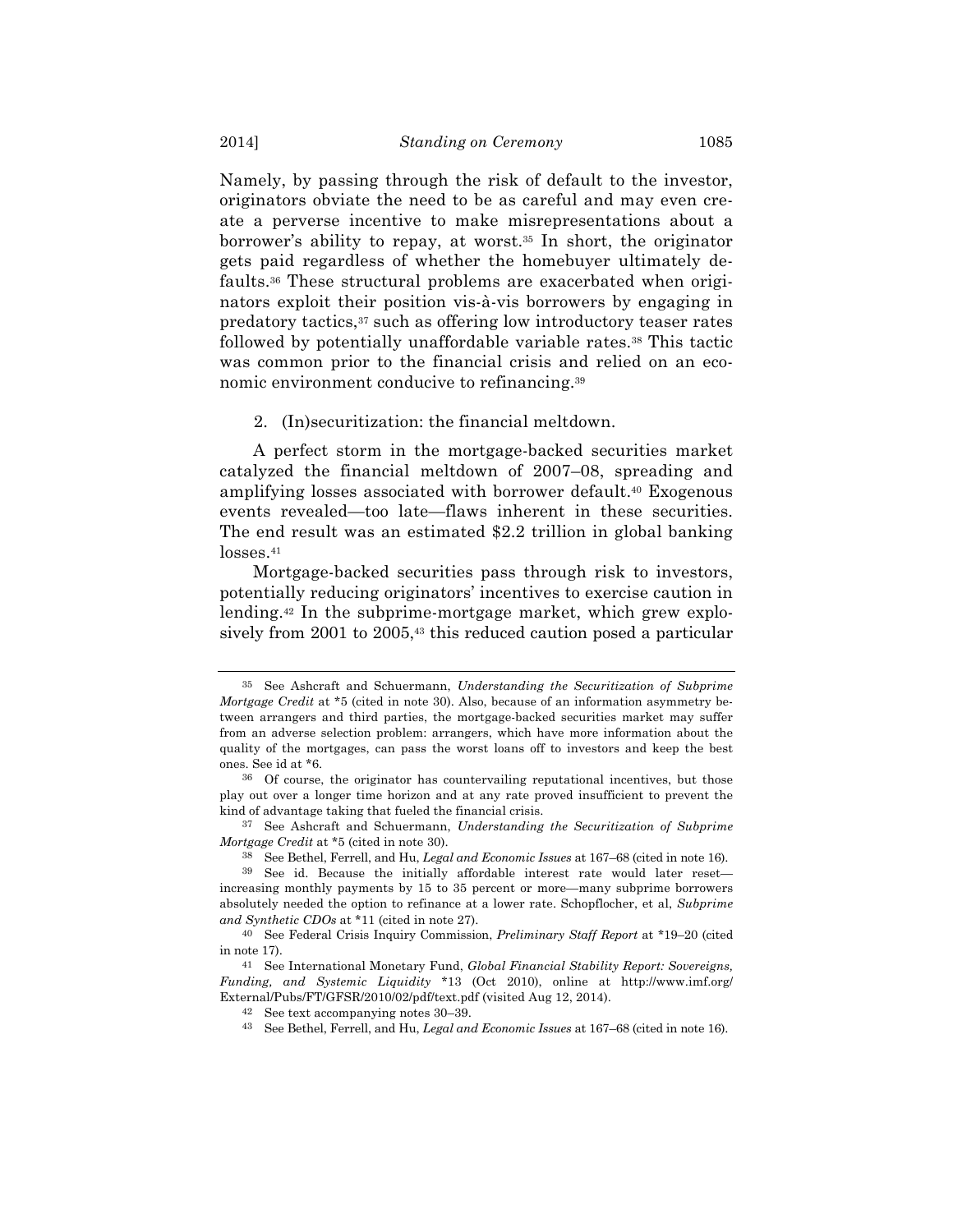Namely, by passing through the risk of default to the investor, originators obviate the need to be as careful and may even create a perverse incentive to make misrepresentations about a borrower's ability to repay, at worst.[35] In short, the originator gets paid regardless of whether the homebuyer ultimately defaults.[36] These structural problems are exacerbated when originators exploit their position vis-à-vis borrowers by engaging in predatory tactics,[37] such as offering low introductory teaser rates followed by potentially unaffordable variable rates.[38] This tactic was common prior to the financial crisis and relied on an economic environment conducive to refinancing.[39]

2. (In)securitization: the financial meltdown.

A perfect storm in the mortgage-backed securities market catalyzed the financial meltdown of 2007–08, spreading and amplifying losses associated with borrower default.[40] Exogenous events revealed—too late—flaws inherent in these securities. The end result was an estimated $2.2 trillion in global banking losses.[41]

Mortgage-backed securities pass through risk to investors, potentially reducing originators' incentives to exercise caution in lending.[42] In the subprime-mortgage market, which grew explosively from 2001 to 2005,[43] this reduced caution posed a particular

---

[35] See Ashcraft and Schuermann, *Understanding the Securitization of Subprime Mortgage Credit* at *5 (cited in note 30). Also, because of an information asymmetry between arrangers and third parties, the mortgage-backed securities market may suffer from an adverse selection problem: arrangers, which have more information about the quality of the mortgages, can pass the worst loans off to investors and keep the best ones. See id at *6.

[36] Of course, the originator has countervailing reputational incentives, but those play out over a longer time horizon and at any rate proved insufficient to prevent the kind of advantage taking that fueled the financial crisis.

[37] See Ashcraft and Schuermann, *Understanding the Securitization of Subprime Mortgage Credit* at *5 (cited in note 30).

[38] See Bethel, Ferrell, and Hu, *Legal and Economic Issues* at 167–68 (cited in note 16).

[39] See id. Because the initially affordable interest rate would later reset—increasing monthly payments by 15 to 35 percent or more—many subprime borrowers absolutely needed the option to refinance at a lower rate. Schopflocher, et al, *Subprime and Synthetic CDOs* at *11 (cited in note 27).

[40] See Federal Crisis Inquiry Commission, *Preliminary Staff Report* at *19–20 (cited in note 17).

[41] See International Monetary Fund, *Global Financial Stability Report: Sovereigns, Funding, and Systemic Liquidity* *13 (Oct 2010), online at http://www.imf.org/External/Pubs/FT/GFSR/2010/02/pdf/text.pdf (visited Aug 12, 2014).

[42] See text accompanying notes 30–39.

[43] See Bethel, Ferrell, and Hu, *Legal and Economic Issues* at 167–68 (cited in note 16).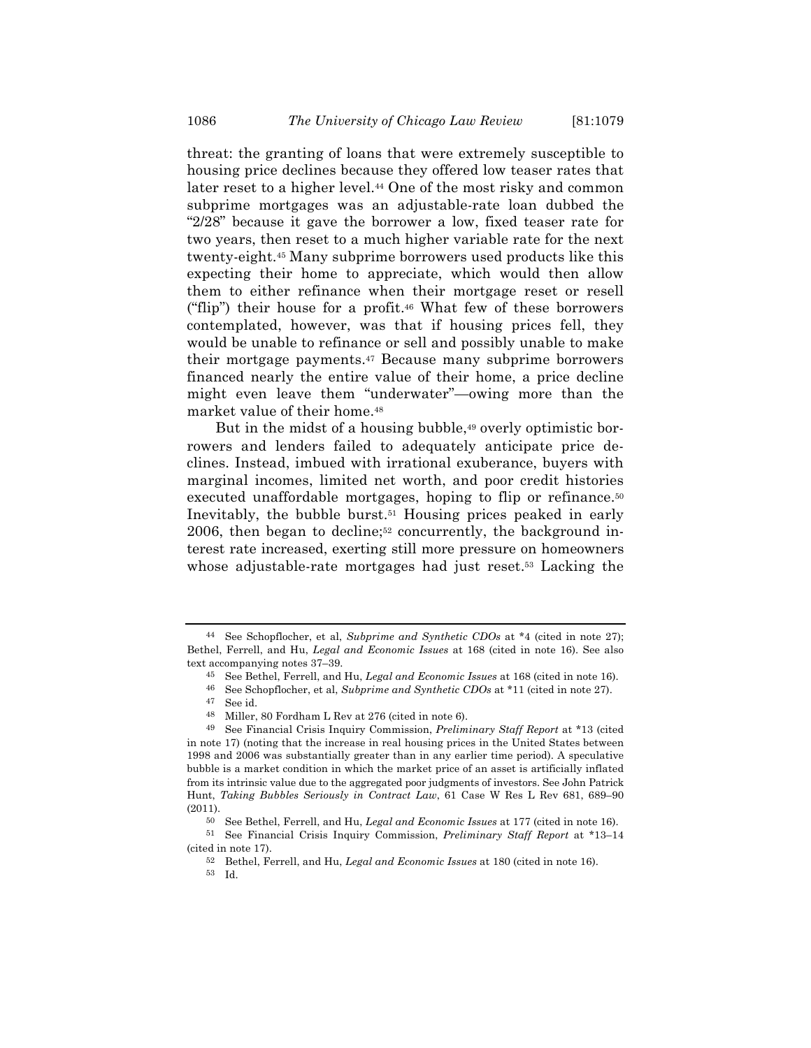threat: the granting of loans that were extremely susceptible to housing price declines because they offered low teaser rates that later reset to a higher level.[44] One of the most risky and common subprime mortgages was an adjustable-rate loan dubbed the "2/28" because it gave the borrower a low, fixed teaser rate for two years, then reset to a much higher variable rate for the next twenty-eight.[45] Many subprime borrowers used products like this expecting their home to appreciate, which would then allow them to either refinance when their mortgage reset or resell ("flip") their house for a profit.[46] What few of these borrowers contemplated, however, was that if housing prices fell, they would be unable to refinance or sell and possibly unable to make their mortgage payments.[47] Because many subprime borrowers financed nearly the entire value of their home, a price decline might even leave them "underwater"—owing more than the market value of their home.[48]

But in the midst of a housing bubble,[49] overly optimistic borrowers and lenders failed to adequately anticipate price declines. Instead, imbued with irrational exuberance, buyers with marginal incomes, limited net worth, and poor credit histories executed unaffordable mortgages, hoping to flip or refinance.[50] Inevitably, the bubble burst.[51] Housing prices peaked in early 2006, then began to decline;[52] concurrently, the background interest rate increased, exerting still more pressure on homeowners whose adjustable-rate mortgages had just reset.[53] Lacking the

---

[44] See Schopflocher, et al, *Subprime and Synthetic CDOs* at *4 (cited in note 27); Bethel, Ferrell, and Hu, *Legal and Economic Issues* at 168 (cited in note 16). See also text accompanying notes 37–39.

[45] See Bethel, Ferrell, and Hu, *Legal and Economic Issues* at 168 (cited in note 16).

[46] See Schopflocher, et al, *Subprime and Synthetic CDOs* at *11 (cited in note 27).

[47] See id.

[48] Miller, 80 Fordham L Rev at 276 (cited in note 6).

[49] See Financial Crisis Inquiry Commission, *Preliminary Staff Report* at *13 (cited in note 17) (noting that the increase in real housing prices in the United States between 1998 and 2006 was substantially greater than in any earlier time period). A speculative bubble is a market condition in which the market price of an asset is artificially inflated from its intrinsic value due to the aggregated poor judgments of investors. See John Patrick Hunt, *Taking Bubbles Seriously in Contract Law*, 61 Case W Res L Rev 681, 689–90 (2011).

[50] See Bethel, Ferrell, and Hu, *Legal and Economic Issues* at 177 (cited in note 16).

[51] See Financial Crisis Inquiry Commission, *Preliminary Staff Report* at *13–14 (cited in note 17).

[52] Bethel, Ferrell, and Hu, *Legal and Economic Issues* at 180 (cited in note 16).

[53] Id.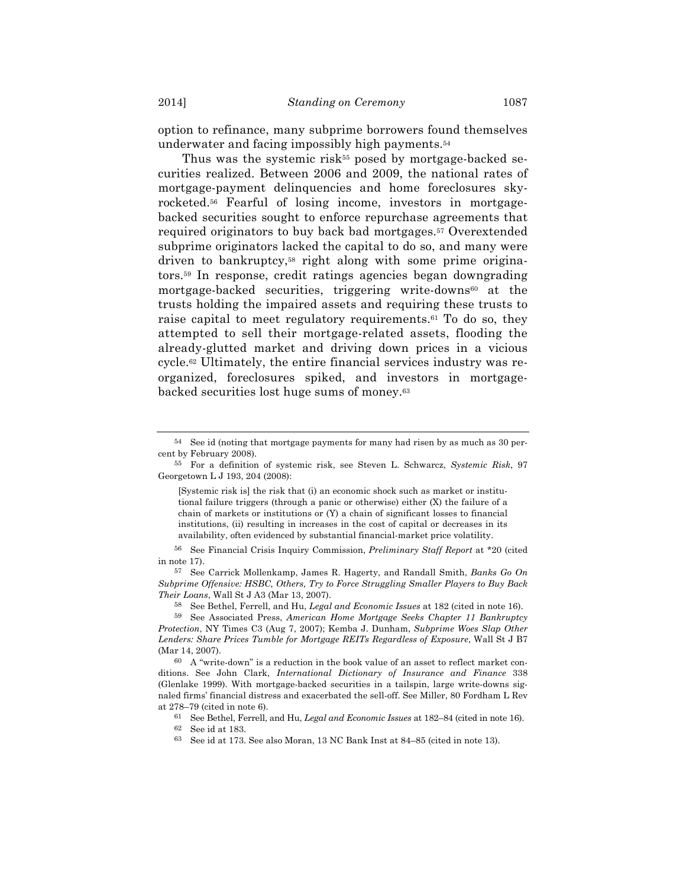option to refinance, many subprime borrowers found themselves underwater and facing impossibly high payments.[54]

Thus was the systemic risk[55] posed by mortgage-backed securities realized. Between 2006 and 2009, the national rates of mortgage-payment delinquencies and home foreclosures skyrocketed.[56] Fearful of losing income, investors in mortgage-backed securities sought to enforce repurchase agreements that required originators to buy back bad mortgages.[57] Overextended subprime originators lacked the capital to do so, and many were driven to bankruptcy,[58] right along with some prime originators.[59] In response, credit ratings agencies began downgrading mortgage-backed securities, triggering write-downs[60] at the trusts holding the impaired assets and requiring these trusts to raise capital to meet regulatory requirements.[61] To do so, they attempted to sell their mortgage-related assets, flooding the already-glutted market and driving down prices in a vicious cycle.[62] Ultimately, the entire financial services industry was reorganized, foreclosures spiked, and investors in mortgage-backed securities lost huge sums of money.[63]

---

[54] See id (noting that mortgage payments for many had risen by as much as 30 percent by February 2008).

[55] For a definition of systemic risk, see Steven L. Schwarcz, *Systemic Risk*, 97 Georgetown L J 193, 204 (2008):

> [Systemic risk is] the risk that (i) an economic shock such as market or institutional failure triggers (through a panic or otherwise) either (X) the failure of a chain of markets or institutions or (Y) a chain of significant losses to financial institutions, (ii) resulting in increases in the cost of capital or decreases in its availability, often evidenced by substantial financial-market price volatility.

[56] See Financial Crisis Inquiry Commission, *Preliminary Staff Report* at *20 (cited in note 17).

[57] See Carrick Mollenkamp, James R. Hagerty, and Randall Smith, *Banks Go On Subprime Offensive: HSBC, Others, Try to Force Struggling Smaller Players to Buy Back Their Loans*, Wall St J A3 (Mar 13, 2007).

[58] See Bethel, Ferrell, and Hu, *Legal and Economic Issues* at 182 (cited in note 16).

[59] See Associated Press, *American Home Mortgage Seeks Chapter 11 Bankruptcy Protection*, NY Times C3 (Aug 7, 2007); Kemba J. Dunham, *Subprime Woes Slap Other Lenders: Share Prices Tumble for Mortgage REITs Regardless of Exposure*, Wall St J B7 (Mar 14, 2007).

[60] A "write-down" is a reduction in the book value of an asset to reflect market conditions. See John Clark, *International Dictionary of Insurance and Finance* 338 (Glenlake 1999). With mortgage-backed securities in a tailspin, large write-downs signaled firms' financial distress and exacerbated the sell-off. See Miller, 80 Fordham L Rev at 278–79 (cited in note 6).

[61] See Bethel, Ferrell, and Hu, *Legal and Economic Issues* at 182–84 (cited in note 16).

[62] See id at 183.

[63] See id at 173. See also Moran, 13 NC Bank Inst at 84–85 (cited in note 13).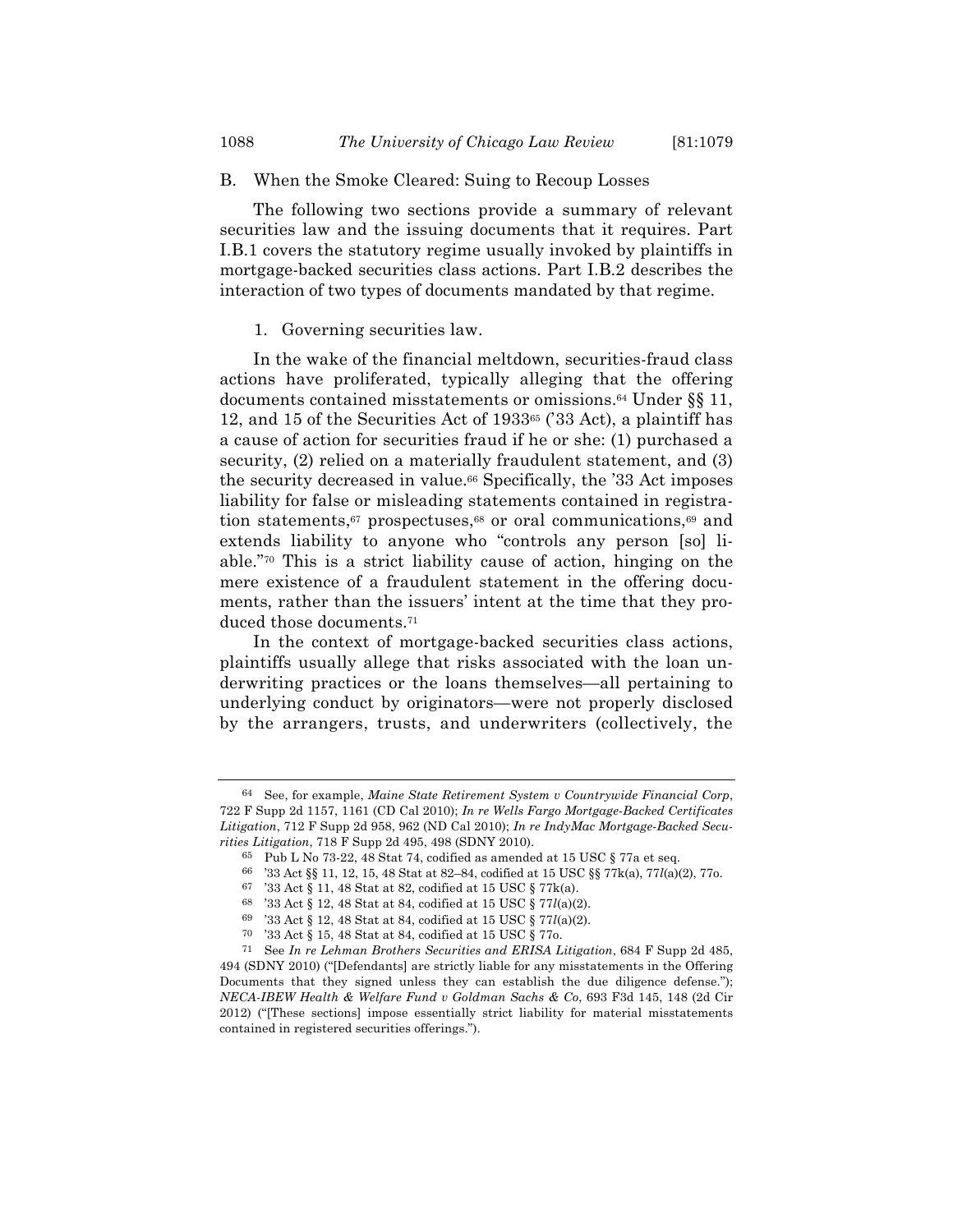## B. When the Smoke Cleared: Suing to Recoup Losses

The following two sections provide a summary of relevant securities law and the issuing documents that it requires. Part I.B.1 covers the statutory regime usually invoked by plaintiffs in mortgage-backed securities class actions. Part I.B.2 describes the interaction of two types of documents mandated by that regime.

### 1. Governing securities law.

In the wake of the financial meltdown, securities-fraud class actions have proliferated, typically alleging that the offering documents contained misstatements or omissions.[64] Under §§ 11, 12, and 15 of the Securities Act of 1933[65] ('33 Act), a plaintiff has a cause of action for securities fraud if he or she: (1) purchased a security, (2) relied on a materially fraudulent statement, and (3) the security decreased in value.[66] Specifically, the '33 Act imposes liability for false or misleading statements contained in registration statements,[67] prospectuses,[68] or oral communications,[69] and extends liability to anyone who "controls any person [so] liable."[70] This is a strict liability cause of action, hinging on the mere existence of a fraudulent statement in the offering documents, rather than the issuers' intent at the time that they produced those documents.[71]

In the context of mortgage-backed securities class actions, plaintiffs usually allege that risks associated with the loan underwriting practices or the loans themselves—all pertaining to underlying conduct by originators—were not properly disclosed by the arrangers, trusts, and underwriters (collectively, the

---

64 See, for example, *Maine State Retirement System v Countrywide Financial Corp*, 722 F Supp 2d 1157, 1161 (CD Cal 2010); *In re Wells Fargo Mortgage-Backed Certificates Litigation*, 712 F Supp 2d 958, 962 (ND Cal 2010); *In re IndyMac Mortgage-Backed Securities Litigation*, 718 F Supp 2d 495, 498 (SDNY 2010).

65 Pub L No 73-22, 48 Stat 74, codified as amended at 15 USC § 77a et seq.

66 '33 Act §§ 11, 12, 15, 48 Stat at 82–84, codified at 15 USC §§ 77k(a), 77*l*(a)(2), 77o.

67 '33 Act § 11, 48 Stat at 82, codified at 15 USC § 77k(a).

68 '33 Act § 12, 48 Stat at 84, codified at 15 USC § 77*l*(a)(2).

69 '33 Act § 12, 48 Stat at 84, codified at 15 USC § 77*l*(a)(2).

70 '33 Act § 15, 48 Stat at 84, codified at 15 USC § 77o.

71 See *In re Lehman Brothers Securities and ERISA Litigation*, 684 F Supp 2d 485, 494 (SDNY 2010) ("[Defendants] are strictly liable for any misstatements in the Offering Documents that they signed unless they can establish the due diligence defense."); *NECA-IBEW Health & Welfare Fund v Goldman Sachs & Co*, 693 F3d 145, 148 (2d Cir 2012) ("[These sections] impose essentially strict liability for material misstatements contained in registered securities offerings.").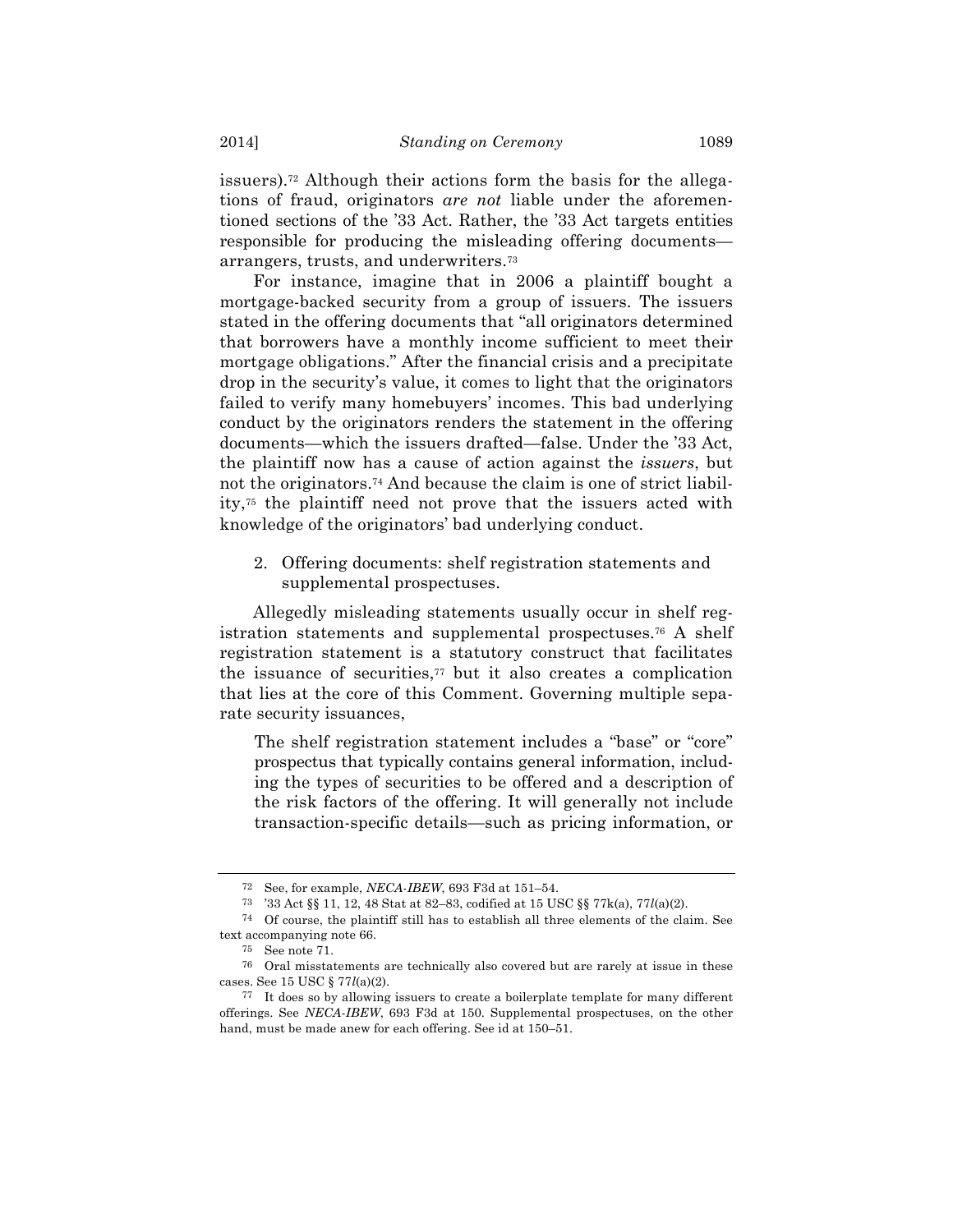issuers).[72] Although their actions form the basis for the allegations of fraud, originators *are not* liable under the aforementioned sections of the '33 Act. Rather, the '33 Act targets entities responsible for producing the misleading offering documents—arrangers, trusts, and underwriters.[73]

For instance, imagine that in 2006 a plaintiff bought a mortgage-backed security from a group of issuers. The issuers stated in the offering documents that "all originators determined that borrowers have a monthly income sufficient to meet their mortgage obligations." After the financial crisis and a precipitate drop in the security's value, it comes to light that the originators failed to verify many homebuyers' incomes. This bad underlying conduct by the originators renders the statement in the offering documents—which the issuers drafted—false. Under the '33 Act, the plaintiff now has a cause of action against the *issuers*, but not the originators.[74] And because the claim is one of strict liability,[75] the plaintiff need not prove that the issuers acted with knowledge of the originators' bad underlying conduct.

2. Offering documents: shelf registration statements and supplemental prospectuses.

Allegedly misleading statements usually occur in shelf registration statements and supplemental prospectuses.[76] A shelf registration statement is a statutory construct that facilitates the issuance of securities,[77] but it also creates a complication that lies at the core of this Comment. Governing multiple separate security issuances,

> The shelf registration statement includes a "base" or "core" prospectus that typically contains general information, including the types of securities to be offered and a description of the risk factors of the offering. It will generally not include transaction-specific details—such as pricing information, or

---

[72] See, for example, *NECA-IBEW*, 693 F3d at 151–54.

[73] '33 Act §§ 11, 12, 48 Stat at 82–83, codified at 15 USC §§ 77k(a), 77*l*(a)(2).

[74] Of course, the plaintiff still has to establish all three elements of the claim. See text accompanying note 66.

[75] See note 71.

[76] Oral misstatements are technically also covered but are rarely at issue in these cases. See 15 USC § 77*l*(a)(2).

[77] It does so by allowing issuers to create a boilerplate template for many different offerings. See *NECA-IBEW*, 693 F3d at 150. Supplemental prospectuses, on the other hand, must be made anew for each offering. See id at 150–51.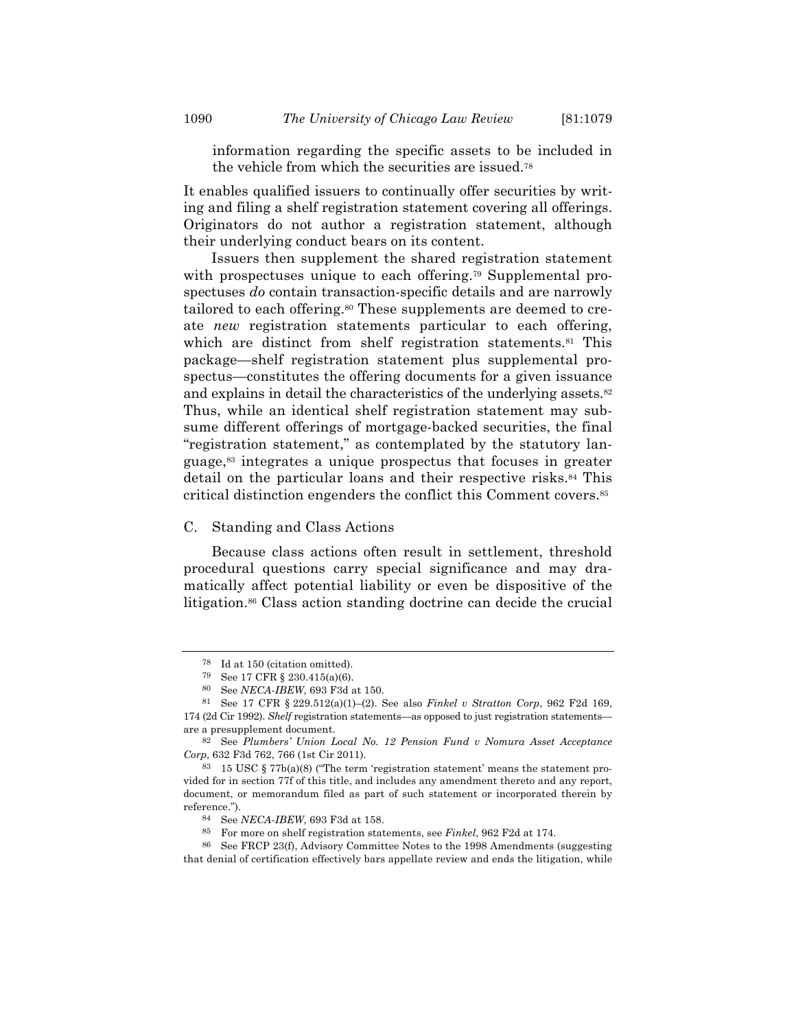information regarding the specific assets to be included in the vehicle from which the securities are issued.[78]

It enables qualified issuers to continually offer securities by writing and filing a shelf registration statement covering all offerings. Originators do not author a registration statement, although their underlying conduct bears on its content.

Issuers then supplement the shared registration statement with prospectuses unique to each offering.[79] Supplemental prospectuses *do* contain transaction-specific details and are narrowly tailored to each offering.[80] These supplements are deemed to create *new* registration statements particular to each offering, which are distinct from shelf registration statements.[81] This package—shelf registration statement plus supplemental prospectus—constitutes the offering documents for a given issuance and explains in detail the characteristics of the underlying assets.[82] Thus, while an identical shelf registration statement may subsume different offerings of mortgage-backed securities, the final "registration statement," as contemplated by the statutory language,[83] integrates a unique prospectus that focuses in greater detail on the particular loans and their respective risks.[84] This critical distinction engenders the conflict this Comment covers.[85]

## C. Standing and Class Actions

Because class actions often result in settlement, threshold procedural questions carry special significance and may dramatically affect potential liability or even be dispositive of the litigation.[86] Class action standing doctrine can decide the crucial

---

[78] Id at 150 (citation omitted).

[79] See 17 CFR § 230.415(a)(6).

[80] See *NECA-IBEW*, 693 F3d at 150.

[81] See 17 CFR § 229.512(a)(1)–(2). See also *Finkel v Stratton Corp*, 962 F2d 169, 174 (2d Cir 1992). *Shelf* registration statements—as opposed to just registration statements—are a presupplement document.

[82] See *Plumbers' Union Local No. 12 Pension Fund v Nomura Asset Acceptance Corp*, 632 F3d 762, 766 (1st Cir 2011).

[83] 15 USC § 77b(a)(8) ("The term 'registration statement' means the statement provided for in section 77f of this title, and includes any amendment thereto and any report, document, or memorandum filed as part of such statement or incorporated therein by reference.").

[84] See *NECA-IBEW*, 693 F3d at 158.

[85] For more on shelf registration statements, see *Finkel*, 962 F2d at 174.

[86] See FRCP 23(f), Advisory Committee Notes to the 1998 Amendments (suggesting that denial of certification effectively bars appellate review and ends the litigation, while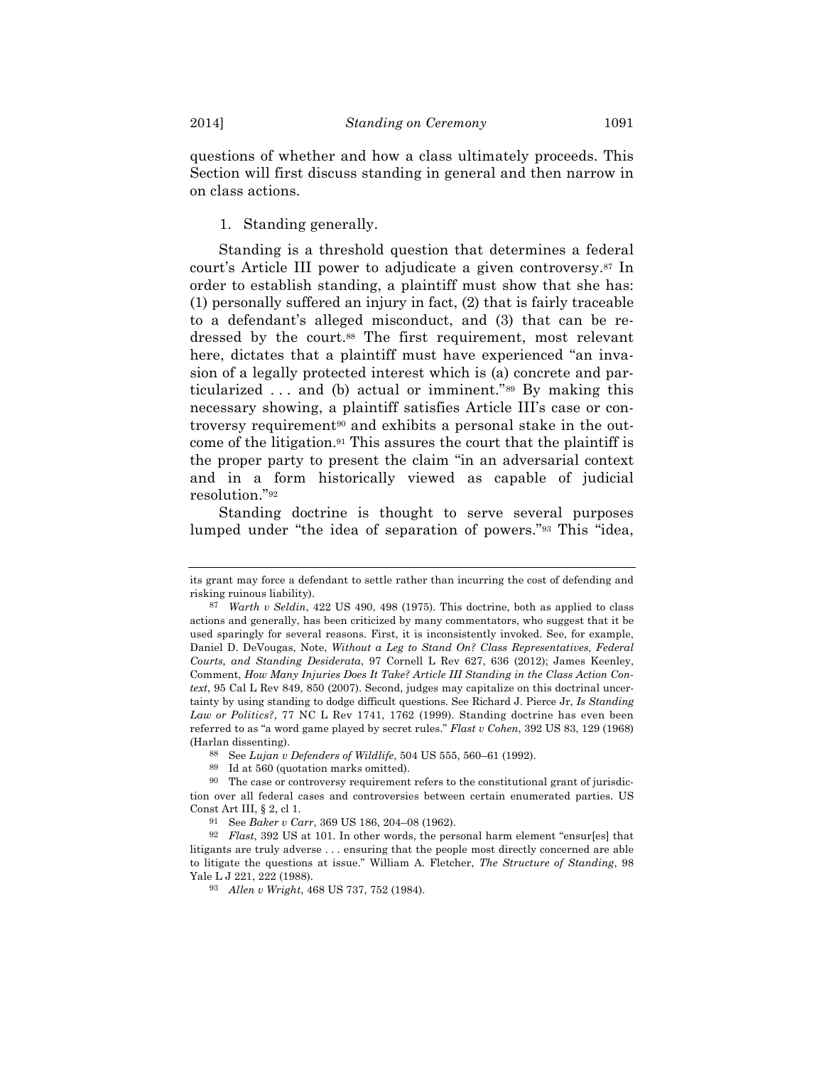questions of whether and how a class ultimately proceeds. This Section will first discuss standing in general and then narrow in on class actions.

1. Standing generally.

Standing is a threshold question that determines a federal court's Article III power to adjudicate a given controversy.[87] In order to establish standing, a plaintiff must show that she has: (1) personally suffered an injury in fact, (2) that is fairly traceable to a defendant's alleged misconduct, and (3) that can be redressed by the court.[88] The first requirement, most relevant here, dictates that a plaintiff must have experienced "an invasion of a legally protected interest which is (a) concrete and particularized . . . and (b) actual or imminent."[89] By making this necessary showing, a plaintiff satisfies Article III's case or controversy requirement[90] and exhibits a personal stake in the outcome of the litigation.[91] This assures the court that the plaintiff is the proper party to present the claim "in an adversarial context and in a form historically viewed as capable of judicial resolution."[92]

Standing doctrine is thought to serve several purposes lumped under "the idea of separation of powers."[93] This "idea,

---

its grant may force a defendant to settle rather than incurring the cost of defending and risking ruinous liability).

[87] *Warth v Seldin*, 422 US 490, 498 (1975). This doctrine, both as applied to class actions and generally, has been criticized by many commentators, who suggest that it be used sparingly for several reasons. First, it is inconsistently invoked. See, for example, Daniel D. DeVougas, Note, *Without a Leg to Stand On? Class Representatives, Federal Courts, and Standing Desiderata*, 97 Cornell L Rev 627, 636 (2012); James Keenley, Comment, *How Many Injuries Does It Take? Article III Standing in the Class Action Context*, 95 Cal L Rev 849, 850 (2007). Second, judges may capitalize on this doctrinal uncertainty by using standing to dodge difficult questions. See Richard J. Pierce Jr, *Is Standing Law or Politics?*, 77 NC L Rev 1741, 1762 (1999). Standing doctrine has even been referred to as "a word game played by secret rules." *Flast v Cohen*, 392 US 83, 129 (1968) (Harlan dissenting).

[88] See *Lujan v Defenders of Wildlife*, 504 US 555, 560–61 (1992).

[89] Id at 560 (quotation marks omitted).

[90] The case or controversy requirement refers to the constitutional grant of jurisdiction over all federal cases and controversies between certain enumerated parties. US Const Art III, § 2, cl 1.

[91] See *Baker v Carr*, 369 US 186, 204–08 (1962).

[92] *Flast*, 392 US at 101. In other words, the personal harm element "ensur[es] that litigants are truly adverse . . . ensuring that the people most directly concerned are able to litigate the questions at issue." William A. Fletcher, *The Structure of Standing*, 98 Yale L J 221, 222 (1988).

[93] *Allen v Wright*, 468 US 737, 752 (1984).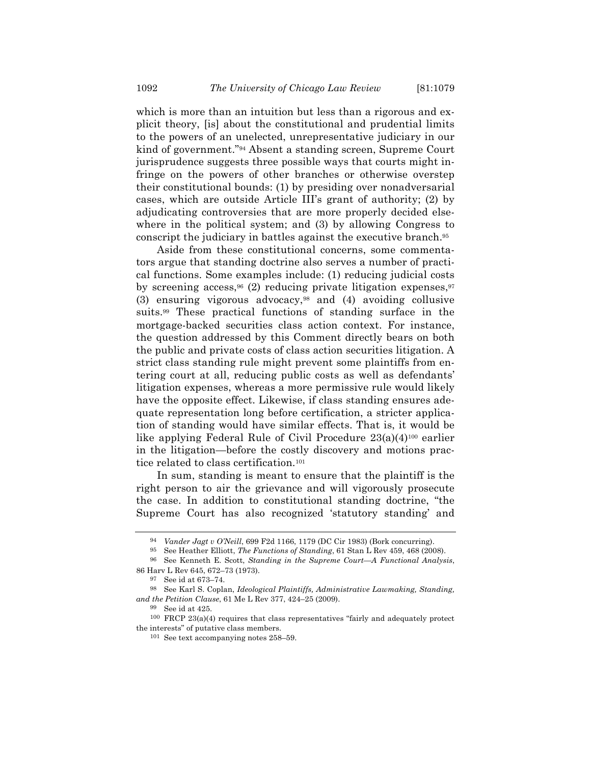which is more than an intuition but less than a rigorous and explicit theory, [is] about the constitutional and prudential limits to the powers of an unelected, unrepresentative judiciary in our kind of government."[94] Absent a standing screen, Supreme Court jurisprudence suggests three possible ways that courts might infringe on the powers of other branches or otherwise overstep their constitutional bounds: (1) by presiding over nonadversarial cases, which are outside Article III's grant of authority; (2) by adjudicating controversies that are more properly decided elsewhere in the political system; and (3) by allowing Congress to conscript the judiciary in battles against the executive branch.[95]

Aside from these constitutional concerns, some commentators argue that standing doctrine also serves a number of practical functions. Some examples include: (1) reducing judicial costs by screening access,[96] (2) reducing private litigation expenses,[97] (3) ensuring vigorous advocacy,[98] and (4) avoiding collusive suits.[99] These practical functions of standing surface in the mortgage-backed securities class action context. For instance, the question addressed by this Comment directly bears on both the public and private costs of class action securities litigation. A strict class standing rule might prevent some plaintiffs from entering court at all, reducing public costs as well as defendants' litigation expenses, whereas a more permissive rule would likely have the opposite effect. Likewise, if class standing ensures adequate representation long before certification, a stricter application of standing would have similar effects. That is, it would be like applying Federal Rule of Civil Procedure 23(a)(4)[100] earlier in the litigation—before the costly discovery and motions practice related to class certification.[101]

In sum, standing is meant to ensure that the plaintiff is the right person to air the grievance and will vigorously prosecute the case. In addition to constitutional standing doctrine, "the Supreme Court has also recognized 'statutory standing' and

---

[94] *Vander Jagt v O'Neill*, 699 F2d 1166, 1179 (DC Cir 1983) (Bork concurring).

[95] See Heather Elliott, *The Functions of Standing*, 61 Stan L Rev 459, 468 (2008).

[96] See Kenneth E. Scott, *Standing in the Supreme Court—A Functional Analysis*, 86 Harv L Rev 645, 672–73 (1973).

[97] See id at 673–74.

[98] See Karl S. Coplan, *Ideological Plaintiffs, Administrative Lawmaking, Standing, and the Petition Clause*, 61 Me L Rev 377, 424–25 (2009).

[99] See id at 425.

[100] FRCP 23(a)(4) requires that class representatives "fairly and adequately protect the interests" of putative class members.

[101] See text accompanying notes 258–59.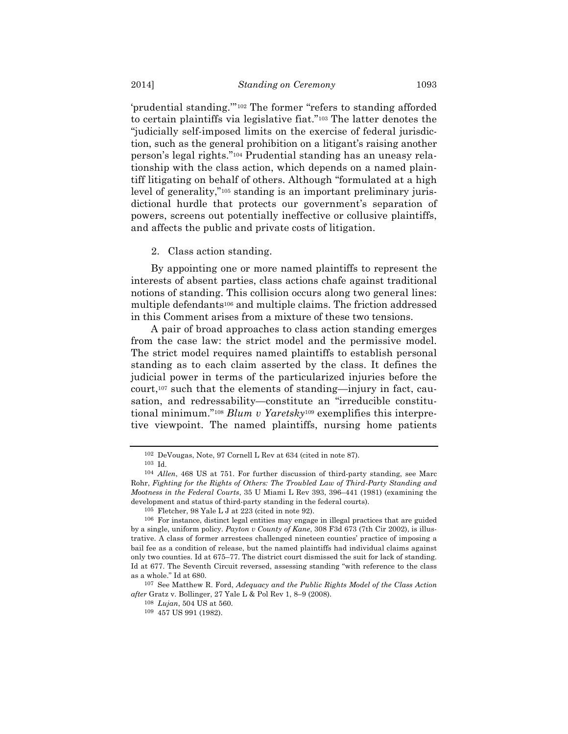'prudential standing.'"[102] The former "refers to standing afforded to certain plaintiffs via legislative fiat."[103] The latter denotes the "judicially self-imposed limits on the exercise of federal jurisdiction, such as the general prohibition on a litigant's raising another person's legal rights."[104] Prudential standing has an uneasy relationship with the class action, which depends on a named plaintiff litigating on behalf of others. Although "formulated at a high level of generality,"[105] standing is an important preliminary jurisdictional hurdle that protects our government's separation of powers, screens out potentially ineffective or collusive plaintiffs, and affects the public and private costs of litigation.

2. Class action standing.

By appointing one or more named plaintiffs to represent the interests of absent parties, class actions chafe against traditional notions of standing. This collision occurs along two general lines: multiple defendants[106] and multiple claims. The friction addressed in this Comment arises from a mixture of these two tensions.

A pair of broad approaches to class action standing emerges from the case law: the strict model and the permissive model. The strict model requires named plaintiffs to establish personal standing as to each claim asserted by the class. It defines the judicial power in terms of the particularized injuries before the court,[107] such that the elements of standing—injury in fact, causation, and redressability—constitute an "irreducible constitutional minimum."[108] *Blum v Yaretsky*[109] exemplifies this interpretive viewpoint. The named plaintiffs, nursing home patients

---

[102] DeVougas, Note, 97 Cornell L Rev at 634 (cited in note 87).

[103] Id.

[104] *Allen*, 468 US at 751. For further discussion of third-party standing, see Marc Rohr, *Fighting for the Rights of Others: The Troubled Law of Third-Party Standing and Mootness in the Federal Courts*, 35 U Miami L Rev 393, 396–441 (1981) (examining the development and status of third-party standing in the federal courts).

[105] Fletcher, 98 Yale L J at 223 (cited in note 92).

[106] For instance, distinct legal entities may engage in illegal practices that are guided by a single, uniform policy. *Payton v County of Kane*, 308 F3d 673 (7th Cir 2002), is illustrative. A class of former arrestees challenged nineteen counties' practice of imposing a bail fee as a condition of release, but the named plaintiffs had individual claims against only two counties. Id at 675–77. The district court dismissed the suit for lack of standing. Id at 677. The Seventh Circuit reversed, assessing standing "with reference to the class as a whole." Id at 680.

[107] See Matthew R. Ford, *Adequacy and the Public Rights Model of the Class Action after* Gratz v. Bollinger, 27 Yale L & Pol Rev 1, 8–9 (2008).

[108] *Lujan*, 504 US at 560.

[109] 457 US 991 (1982).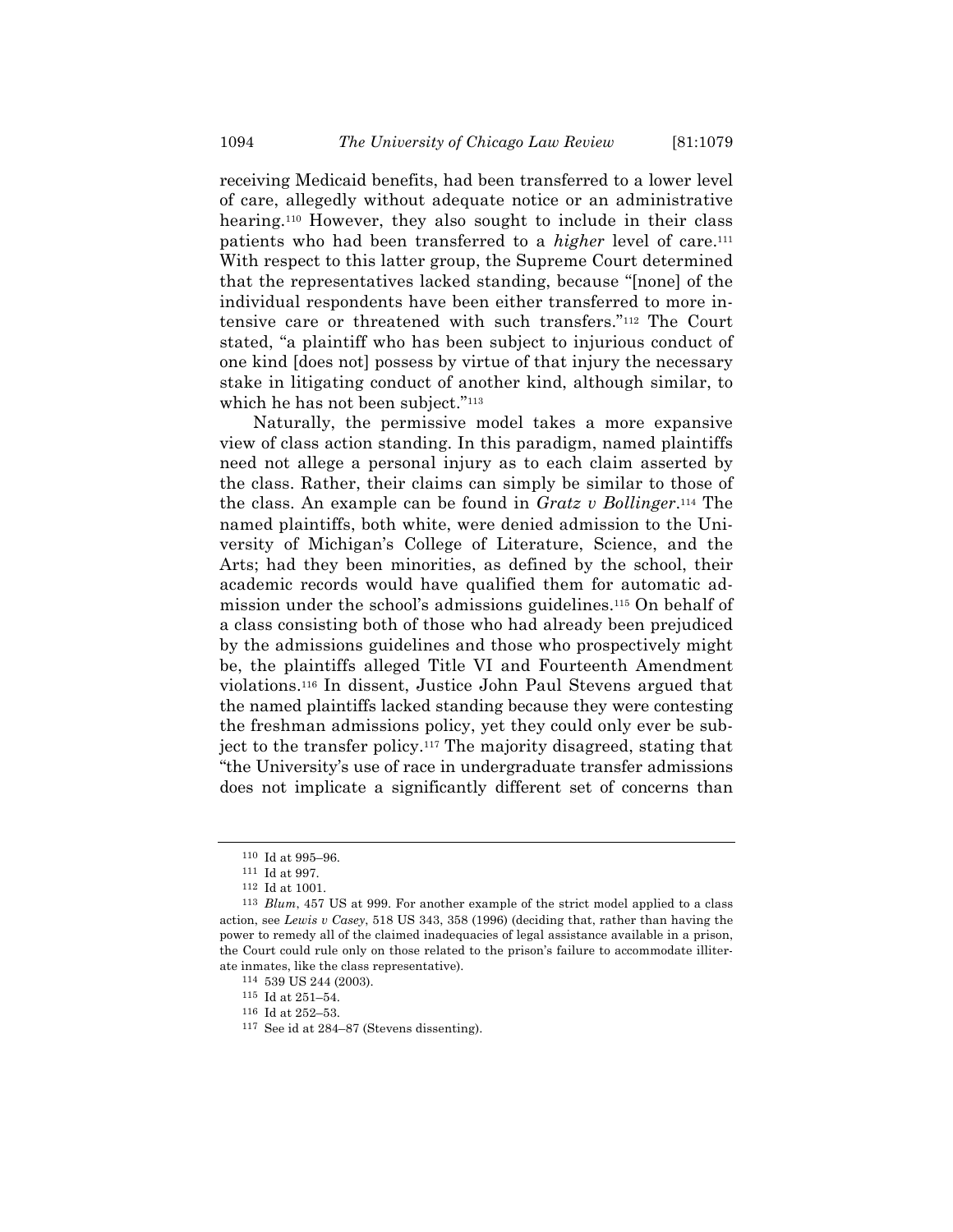receiving Medicaid benefits, had been transferred to a lower level of care, allegedly without adequate notice or an administrative hearing.[110] However, they also sought to include in their class patients who had been transferred to a *higher* level of care.[111] With respect to this latter group, the Supreme Court determined that the representatives lacked standing, because "[none] of the individual respondents have been either transferred to more intensive care or threatened with such transfers."[112] The Court stated, "a plaintiff who has been subject to injurious conduct of one kind [does not] possess by virtue of that injury the necessary stake in litigating conduct of another kind, although similar, to which he has not been subject."[113]

Naturally, the permissive model takes a more expansive view of class action standing. In this paradigm, named plaintiffs need not allege a personal injury as to each claim asserted by the class. Rather, their claims can simply be similar to those of the class. An example can be found in *Gratz v Bollinger*.[114] The named plaintiffs, both white, were denied admission to the University of Michigan's College of Literature, Science, and the Arts; had they been minorities, as defined by the school, their academic records would have qualified them for automatic admission under the school's admissions guidelines.[115] On behalf of a class consisting both of those who had already been prejudiced by the admissions guidelines and those who prospectively might be, the plaintiffs alleged Title VI and Fourteenth Amendment violations.[116] In dissent, Justice John Paul Stevens argued that the named plaintiffs lacked standing because they were contesting the freshman admissions policy, yet they could only ever be subject to the transfer policy.[117] The majority disagreed, stating that "the University's use of race in undergraduate transfer admissions does not implicate a significantly different set of concerns than

---

110 Id at 995–96.

111 Id at 997.

112 Id at 1001.

113 *Blum*, 457 US at 999. For another example of the strict model applied to a class action, see *Lewis v Casey*, 518 US 343, 358 (1996) (deciding that, rather than having the power to remedy all of the claimed inadequacies of legal assistance available in a prison, the Court could rule only on those related to the prison's failure to accommodate illiterate inmates, like the class representative).

114 539 US 244 (2003).

115 Id at 251–54.

116 Id at 252–53.

117 See id at 284–87 (Stevens dissenting).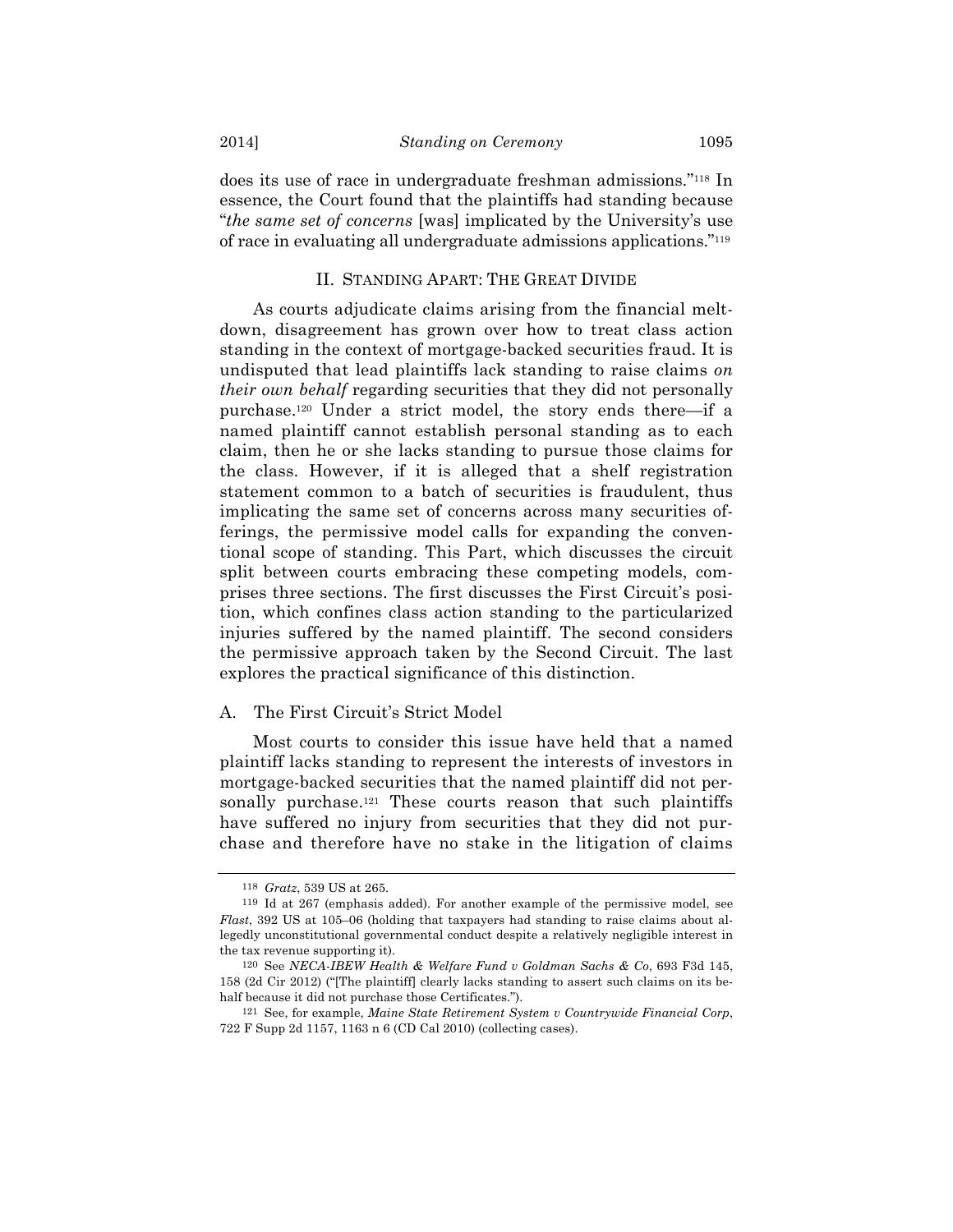does its use of race in undergraduate freshman admissions."[118] In essence, the Court found that the plaintiffs had standing because "*the same set of concerns* [was] implicated by the University's use of race in evaluating all undergraduate admissions applications."[119]

## II. STANDING APART: THE GREAT DIVIDE

As courts adjudicate claims arising from the financial meltdown, disagreement has grown over how to treat class action standing in the context of mortgage-backed securities fraud. It is undisputed that lead plaintiffs lack standing to raise claims *on their own behalf* regarding securities that they did not personally purchase.[120] Under a strict model, the story ends there—if a named plaintiff cannot establish personal standing as to each claim, then he or she lacks standing to pursue those claims for the class. However, if it is alleged that a shelf registration statement common to a batch of securities is fraudulent, thus implicating the same set of concerns across many securities offerings, the permissive model calls for expanding the conventional scope of standing. This Part, which discusses the circuit split between courts embracing these competing models, comprises three sections. The first discusses the First Circuit's position, which confines class action standing to the particularized injuries suffered by the named plaintiff. The second considers the permissive approach taken by the Second Circuit. The last explores the practical significance of this distinction.

### A. The First Circuit's Strict Model

Most courts to consider this issue have held that a named plaintiff lacks standing to represent the interests of investors in mortgage-backed securities that the named plaintiff did not personally purchase.[121] These courts reason that such plaintiffs have suffered no injury from securities that they did not purchase and therefore have no stake in the litigation of claims

---

[118] *Gratz*, 539 US at 265.

[119] Id at 267 (emphasis added). For another example of the permissive model, see *Flast*, 392 US at 105–06 (holding that taxpayers had standing to raise claims about allegedly unconstitutional governmental conduct despite a relatively negligible interest in the tax revenue supporting it).

[120] See *NECA-IBEW Health & Welfare Fund v Goldman Sachs & Co*, 693 F3d 145, 158 (2d Cir 2012) ("[The plaintiff] clearly lacks standing to assert such claims on its behalf because it did not purchase those Certificates.").

[121] See, for example, *Maine State Retirement System v Countrywide Financial Corp*, 722 F Supp 2d 1157, 1163 n 6 (CD Cal 2010) (collecting cases).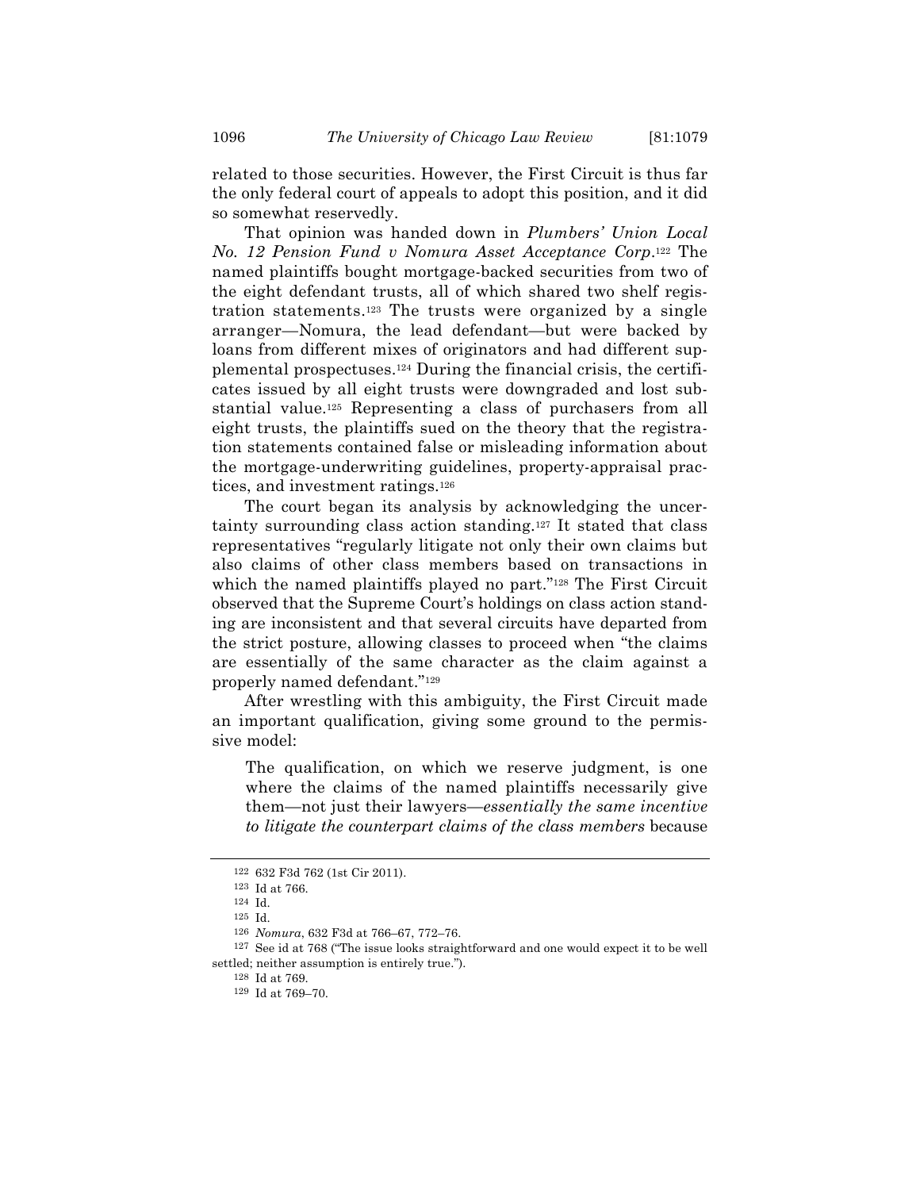related to those securities. However, the First Circuit is thus far the only federal court of appeals to adopt this position, and it did so somewhat reservedly.

That opinion was handed down in *Plumbers' Union Local No. 12 Pension Fund v Nomura Asset Acceptance Corp*.[122] The named plaintiffs bought mortgage-backed securities from two of the eight defendant trusts, all of which shared two shelf registration statements.[123] The trusts were organized by a single arranger—Nomura, the lead defendant—but were backed by loans from different mixes of originators and had different supplemental prospectuses.[124] During the financial crisis, the certificates issued by all eight trusts were downgraded and lost substantial value.[125] Representing a class of purchasers from all eight trusts, the plaintiffs sued on the theory that the registration statements contained false or misleading information about the mortgage-underwriting guidelines, property-appraisal practices, and investment ratings.[126]

The court began its analysis by acknowledging the uncertainty surrounding class action standing.[127] It stated that class representatives "regularly litigate not only their own claims but also claims of other class members based on transactions in which the named plaintiffs played no part."[128] The First Circuit observed that the Supreme Court's holdings on class action standing are inconsistent and that several circuits have departed from the strict posture, allowing classes to proceed when "the claims are essentially of the same character as the claim against a properly named defendant."[129]

After wrestling with this ambiguity, the First Circuit made an important qualification, giving some ground to the permissive model:

> The qualification, on which we reserve judgment, is one where the claims of the named plaintiffs necessarily give them—not just their lawyers—*essentially the same incentive to litigate the counterpart claims of the class members* because

---

[122] 632 F3d 762 (1st Cir 2011).

[123] Id at 766.

[124] Id.

[125] Id.

[126] *Nomura*, 632 F3d at 766–67, 772–76.

[127] See id at 768 ("The issue looks straightforward and one would expect it to be well settled; neither assumption is entirely true.").

[128] Id at 769.

[129] Id at 769–70.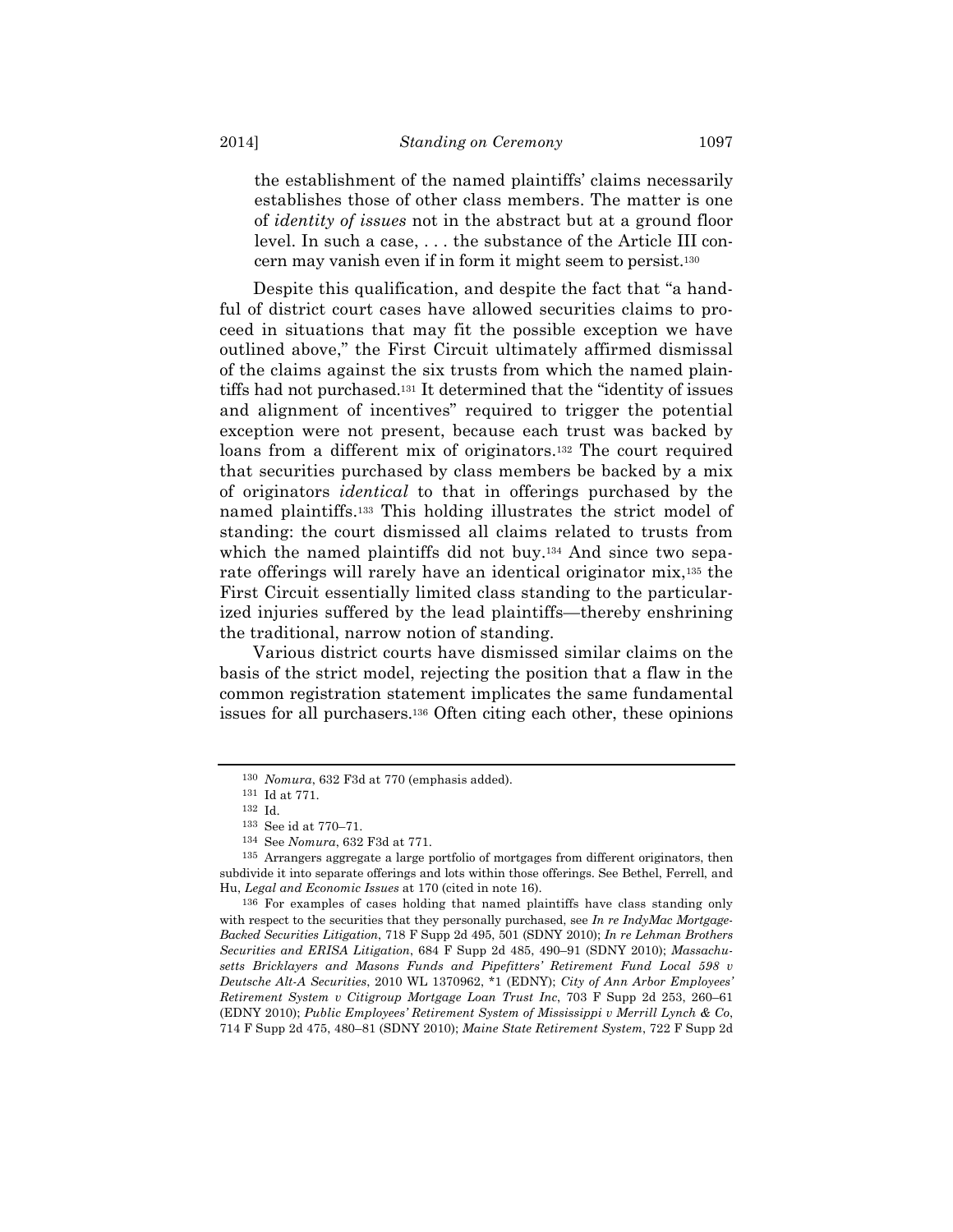the establishment of the named plaintiffs' claims necessarily establishes those of other class members. The matter is one of *identity of issues* not in the abstract but at a ground floor level. In such a case, . . . the substance of the Article III concern may vanish even if in form it might seem to persist.[130]

Despite this qualification, and despite the fact that "a handful of district court cases have allowed securities claims to proceed in situations that may fit the possible exception we have outlined above," the First Circuit ultimately affirmed dismissal of the claims against the six trusts from which the named plaintiffs had not purchased.[131] It determined that the "identity of issues and alignment of incentives" required to trigger the potential exception were not present, because each trust was backed by loans from a different mix of originators.[132] The court required that securities purchased by class members be backed by a mix of originators *identical* to that in offerings purchased by the named plaintiffs.[133] This holding illustrates the strict model of standing: the court dismissed all claims related to trusts from which the named plaintiffs did not buy.[134] And since two separate offerings will rarely have an identical originator mix,[135] the First Circuit essentially limited class standing to the particularized injuries suffered by the lead plaintiffs—thereby enshrining the traditional, narrow notion of standing.

Various district courts have dismissed similar claims on the basis of the strict model, rejecting the position that a flaw in the common registration statement implicates the same fundamental issues for all purchasers.[136] Often citing each other, these opinions

---

[130] *Nomura*, 632 F3d at 770 (emphasis added).

[131] Id at 771.

[132] Id.

[133] See id at 770–71.

[134] See *Nomura*, 632 F3d at 771.

[135] Arrangers aggregate a large portfolio of mortgages from different originators, then subdivide it into separate offerings and lots within those offerings. See Bethel, Ferrell, and Hu, *Legal and Economic Issues* at 170 (cited in note 16).

[136] For examples of cases holding that named plaintiffs have class standing only with respect to the securities that they personally purchased, see *In re IndyMac Mortgage-Backed Securities Litigation*, 718 F Supp 2d 495, 501 (SDNY 2010); *In re Lehman Brothers Securities and ERISA Litigation*, 684 F Supp 2d 485, 490–91 (SDNY 2010); *Massachusetts Bricklayers and Masons Funds and Pipefitters' Retirement Fund Local 598 v Deutsche Alt-A Securities*, 2010 WL 1370962, \*1 (EDNY); *City of Ann Arbor Employees' Retirement System v Citigroup Mortgage Loan Trust Inc*, 703 F Supp 2d 253, 260–61 (EDNY 2010); *Public Employees' Retirement System of Mississippi v Merrill Lynch & Co*, 714 F Supp 2d 475, 480–81 (SDNY 2010); *Maine State Retirement System*, 722 F Supp 2d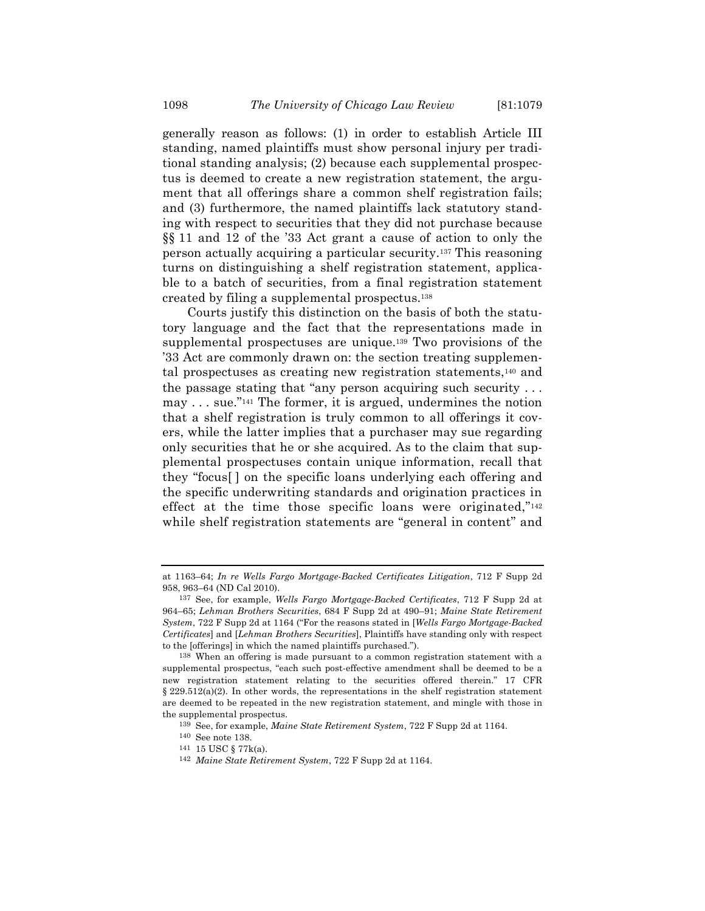generally reason as follows: (1) in order to establish Article III standing, named plaintiffs must show personal injury per traditional standing analysis; (2) because each supplemental prospectus is deemed to create a new registration statement, the argument that all offerings share a common shelf registration fails; and (3) furthermore, the named plaintiffs lack statutory standing with respect to securities that they did not purchase because §§ 11 and 12 of the '33 Act grant a cause of action to only the person actually acquiring a particular security.[137] This reasoning turns on distinguishing a shelf registration statement, applicable to a batch of securities, from a final registration statement created by filing a supplemental prospectus.[138]

Courts justify this distinction on the basis of both the statutory language and the fact that the representations made in supplemental prospectuses are unique.[139] Two provisions of the '33 Act are commonly drawn on: the section treating supplemental prospectuses as creating new registration statements,[140] and the passage stating that "any person acquiring such security . . . may . . . sue."[141] The former, it is argued, undermines the notion that a shelf registration is truly common to all offerings it covers, while the latter implies that a purchaser may sue regarding only securities that he or she acquired. As to the claim that supplemental prospectuses contain unique information, recall that they "focus[ ] on the specific loans underlying each offering and the specific underwriting standards and origination practices in effect at the time those specific loans were originated,"[142] while shelf registration statements are "general in content" and

---

at 1163–64; *In re Wells Fargo Mortgage-Backed Certificates Litigation*, 712 F Supp 2d 958, 963–64 (ND Cal 2010).

[137] See, for example, *Wells Fargo Mortgage-Backed Certificates*, 712 F Supp 2d at 964–65; *Lehman Brothers Securities*, 684 F Supp 2d at 490–91; *Maine State Retirement System*, 722 F Supp 2d at 1164 ("For the reasons stated in [*Wells Fargo Mortgage-Backed Certificates*] and [*Lehman Brothers Securities*], Plaintiffs have standing only with respect to the [offerings] in which the named plaintiffs purchased.").

[138] When an offering is made pursuant to a common registration statement with a supplemental prospectus, "each such post-effective amendment shall be deemed to be a new registration statement relating to the securities offered therein." 17 CFR § 229.512(a)(2). In other words, the representations in the shelf registration statement are deemed to be repeated in the new registration statement, and mingle with those in the supplemental prospectus.

[139] See, for example, *Maine State Retirement System*, 722 F Supp 2d at 1164.

[140] See note 138.

[141] 15 USC § 77k(a).

[142] *Maine State Retirement System*, 722 F Supp 2d at 1164.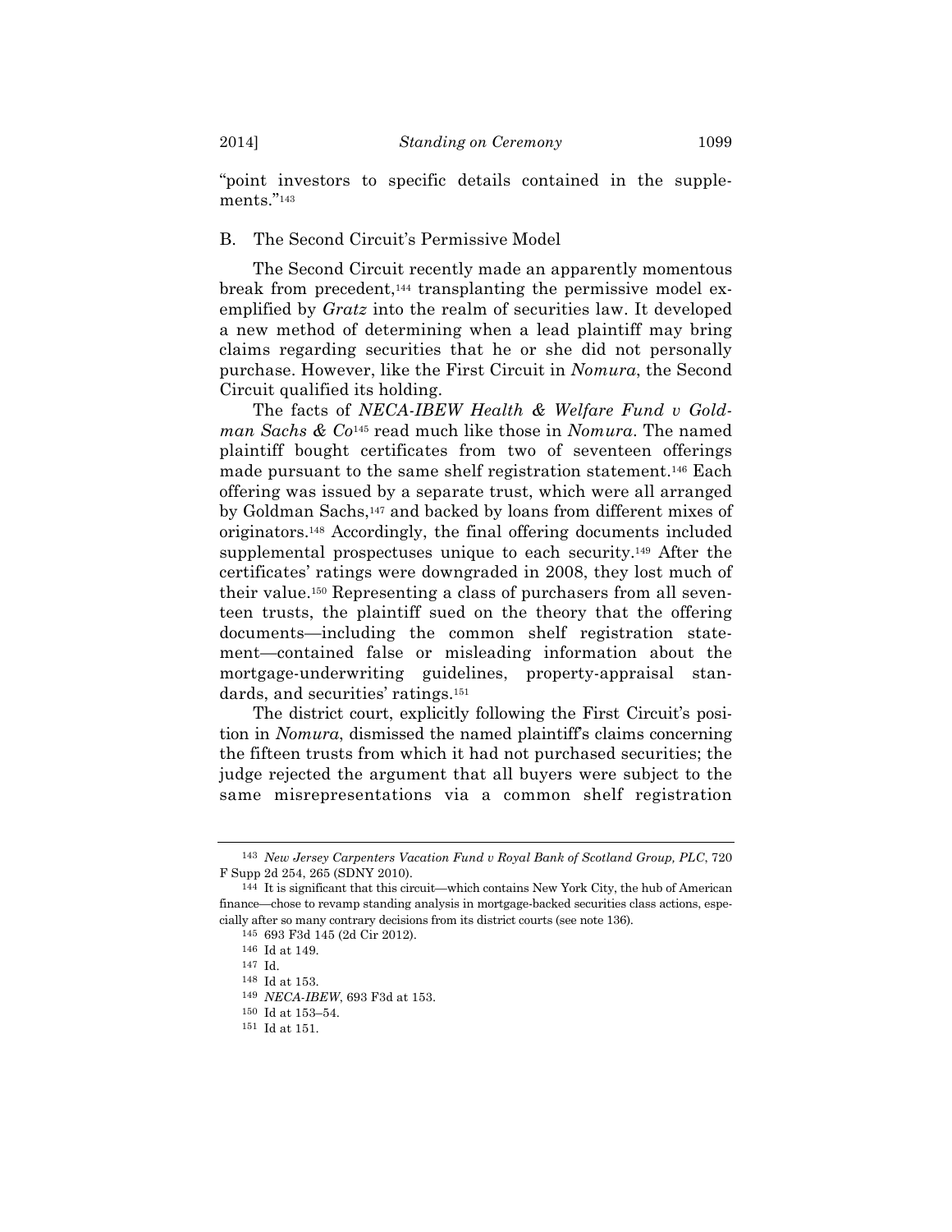"point investors to specific details contained in the supplements."[143]

## B. The Second Circuit's Permissive Model

The Second Circuit recently made an apparently momentous break from precedent,[144] transplanting the permissive model exemplified by *Gratz* into the realm of securities law. It developed a new method of determining when a lead plaintiff may bring claims regarding securities that he or she did not personally purchase. However, like the First Circuit in *Nomura*, the Second Circuit qualified its holding.

The facts of *NECA-IBEW Health & Welfare Fund v Goldman Sachs & Co*[145] read much like those in *Nomura*. The named plaintiff bought certificates from two of seventeen offerings made pursuant to the same shelf registration statement.[146] Each offering was issued by a separate trust, which were all arranged by Goldman Sachs,[147] and backed by loans from different mixes of originators.[148] Accordingly, the final offering documents included supplemental prospectuses unique to each security.[149] After the certificates' ratings were downgraded in 2008, they lost much of their value.[150] Representing a class of purchasers from all seventeen trusts, the plaintiff sued on the theory that the offering documents—including the common shelf registration statement—contained false or misleading information about the mortgage-underwriting guidelines, property-appraisal standards, and securities' ratings.[151]

The district court, explicitly following the First Circuit's position in *Nomura*, dismissed the named plaintiff's claims concerning the fifteen trusts from which it had not purchased securities; the judge rejected the argument that all buyers were subject to the same misrepresentations via a common shelf registration

---

143 *New Jersey Carpenters Vacation Fund v Royal Bank of Scotland Group, PLC*, 720 F Supp 2d 254, 265 (SDNY 2010).

144 It is significant that this circuit—which contains New York City, the hub of American finance—chose to revamp standing analysis in mortgage-backed securities class actions, especially after so many contrary decisions from its district courts (see note 136).

145 693 F3d 145 (2d Cir 2012).

146 Id at 149.

147 Id.

148 Id at 153.

149 *NECA-IBEW*, 693 F3d at 153.

150 Id at 153–54.

151 Id at 151.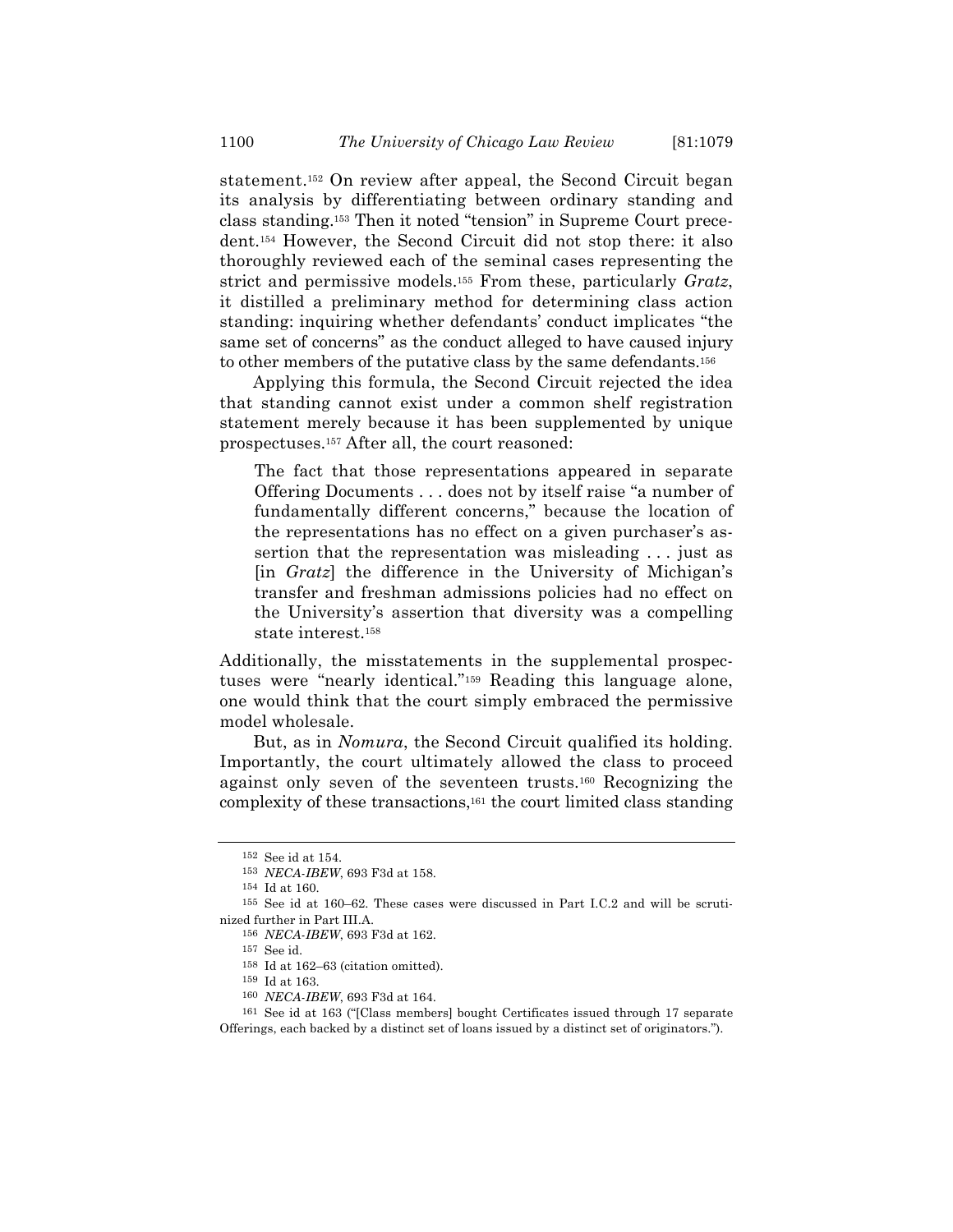statement.[152] On review after appeal, the Second Circuit began its analysis by differentiating between ordinary standing and class standing.[153] Then it noted "tension" in Supreme Court precedent.[154] However, the Second Circuit did not stop there: it also thoroughly reviewed each of the seminal cases representing the strict and permissive models.[155] From these, particularly *Gratz*, it distilled a preliminary method for determining class action standing: inquiring whether defendants' conduct implicates "the same set of concerns" as the conduct alleged to have caused injury to other members of the putative class by the same defendants.[156]

Applying this formula, the Second Circuit rejected the idea that standing cannot exist under a common shelf registration statement merely because it has been supplemented by unique prospectuses.[157] After all, the court reasoned:

> The fact that those representations appeared in separate Offering Documents . . . does not by itself raise "a number of fundamentally different concerns," because the location of the representations has no effect on a given purchaser's assertion that the representation was misleading . . . just as [in *Gratz*] the difference in the University of Michigan's transfer and freshman admissions policies had no effect on the University's assertion that diversity was a compelling state interest.[158]

Additionally, the misstatements in the supplemental prospectuses were "nearly identical."[159] Reading this language alone, one would think that the court simply embraced the permissive model wholesale.

But, as in *Nomura*, the Second Circuit qualified its holding. Importantly, the court ultimately allowed the class to proceed against only seven of the seventeen trusts.[160] Recognizing the complexity of these transactions,[161] the court limited class standing

---

[152] See id at 154.

[153] *NECA-IBEW*, 693 F3d at 158.

[154] Id at 160.

[155] See id at 160–62. These cases were discussed in Part I.C.2 and will be scrutinized further in Part III.A.

[156] *NECA-IBEW*, 693 F3d at 162.

[157] See id.

[158] Id at 162–63 (citation omitted).

[159] Id at 163.

[160] *NECA-IBEW*, 693 F3d at 164.

[161] See id at 163 ("[Class members] bought Certificates issued through 17 separate Offerings, each backed by a distinct set of loans issued by a distinct set of originators.").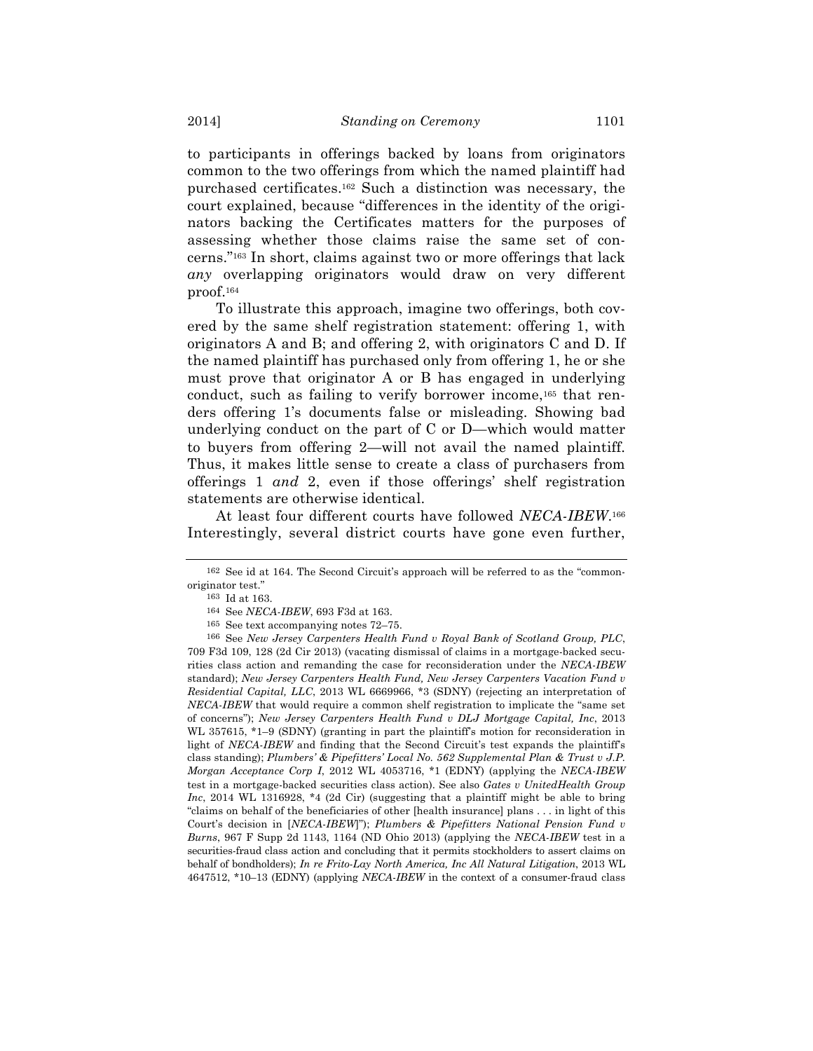to participants in offerings backed by loans from originators common to the two offerings from which the named plaintiff had purchased certificates.[162] Such a distinction was necessary, the court explained, because "differences in the identity of the originators backing the Certificates matters for the purposes of assessing whether those claims raise the same set of concerns."[163] In short, claims against two or more offerings that lack *any* overlapping originators would draw on very different proof.[164]

To illustrate this approach, imagine two offerings, both covered by the same shelf registration statement: offering 1, with originators A and B; and offering 2, with originators C and D. If the named plaintiff has purchased only from offering 1, he or she must prove that originator A or B has engaged in underlying conduct, such as failing to verify borrower income,[165] that renders offering 1's documents false or misleading. Showing bad underlying conduct on the part of C or D—which would matter to buyers from offering 2—will not avail the named plaintiff. Thus, it makes little sense to create a class of purchasers from offerings 1 *and* 2, even if those offerings' shelf registration statements are otherwise identical.

At least four different courts have followed *NECA-IBEW*.[166] Interestingly, several district courts have gone even further,

---

[162] See id at 164. The Second Circuit's approach will be referred to as the "common-originator test."

[163] Id at 163.

[164] See *NECA-IBEW*, 693 F3d at 163.

[165] See text accompanying notes 72–75.

[166] See *New Jersey Carpenters Health Fund v Royal Bank of Scotland Group, PLC*, 709 F3d 109, 128 (2d Cir 2013) (vacating dismissal of claims in a mortgage-backed securities class action and remanding the case for reconsideration under the *NECA-IBEW* standard); *New Jersey Carpenters Health Fund, New Jersey Carpenters Vacation Fund v Residential Capital, LLC*, 2013 WL 6669966, *3 (SDNY) (rejecting an interpretation of *NECA-IBEW* that would require a common shelf registration to implicate the "same set of concerns"); *New Jersey Carpenters Health Fund v DLJ Mortgage Capital, Inc*, 2013 WL 357615, *1–9 (SDNY) (granting in part the plaintiff's motion for reconsideration in light of *NECA-IBEW* and finding that the Second Circuit's test expands the plaintiff's class standing); *Plumbers' & Pipefitters' Local No. 562 Supplemental Plan & Trust v J.P. Morgan Acceptance Corp I*, 2012 WL 4053716, *1 (EDNY) (applying the *NECA-IBEW* test in a mortgage-backed securities class action). See also *Gates v UnitedHealth Group Inc*, 2014 WL 1316928, *4 (2d Cir) (suggesting that a plaintiff might be able to bring "claims on behalf of the beneficiaries of other [health insurance] plans . . . in light of this Court's decision in [*NECA-IBEW*]"); *Plumbers & Pipefitters National Pension Fund v Burns*, 967 F Supp 2d 1143, 1164 (ND Ohio 2013) (applying the *NECA-IBEW* test in a securities-fraud class action and concluding that it permits stockholders to assert claims on behalf of bondholders); *In re Frito-Lay North America, Inc All Natural Litigation*, 2013 WL 4647512, *10–13 (EDNY) (applying *NECA-IBEW* in the context of a consumer-fraud class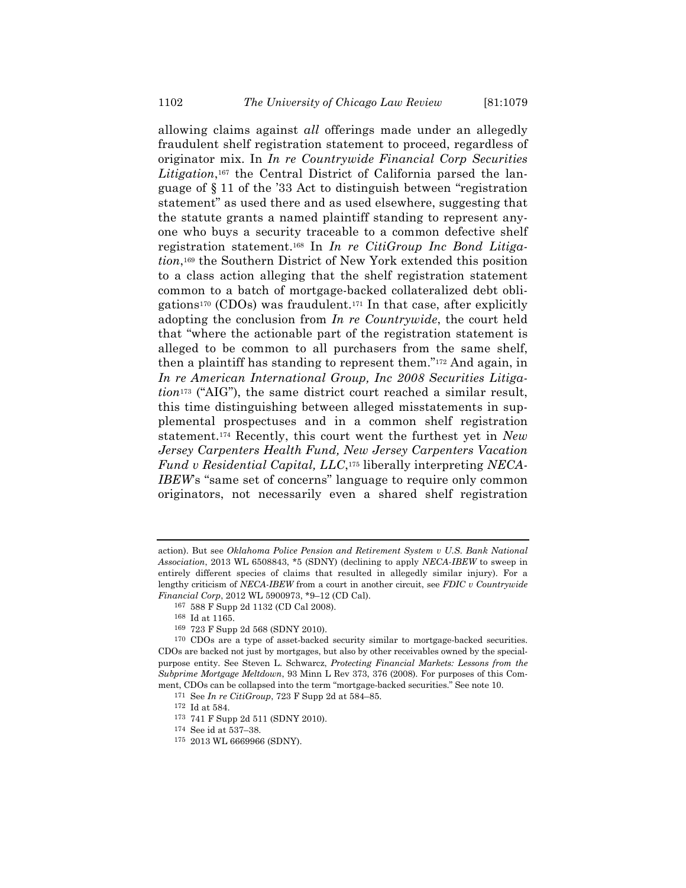allowing claims against *all* offerings made under an allegedly fraudulent shelf registration statement to proceed, regardless of originator mix. In *In re Countrywide Financial Corp Securities Litigation*,[167] the Central District of California parsed the language of § 11 of the '33 Act to distinguish between "registration statement" as used there and as used elsewhere, suggesting that the statute grants a named plaintiff standing to represent anyone who buys a security traceable to a common defective shelf registration statement.[168] In *In re CitiGroup Inc Bond Litigation*,[169] the Southern District of New York extended this position to a class action alleging that the shelf registration statement common to a batch of mortgage-backed collateralized debt obligations[170] (CDOs) was fraudulent.[171] In that case, after explicitly adopting the conclusion from *In re Countrywide*, the court held that "where the actionable part of the registration statement is alleged to be common to all purchasers from the same shelf, then a plaintiff has standing to represent them."[172] And again, in *In re American International Group, Inc 2008 Securities Litigation*[173] ("AIG"), the same district court reached a similar result, this time distinguishing between alleged misstatements in supplemental prospectuses and in a common shelf registration statement.[174] Recently, this court went the furthest yet in *New Jersey Carpenters Health Fund, New Jersey Carpenters Vacation Fund v Residential Capital, LLC*,[175] liberally interpreting *NECA-IBEW*'s "same set of concerns" language to require only common originators, not necessarily even a shared shelf registration

---

action). But see *Oklahoma Police Pension and Retirement System v U.S. Bank National Association*, 2013 WL 6508843, *5 (SDNY) (declining to apply *NECA-IBEW* to sweep in entirely different species of claims that resulted in allegedly similar injury). For a lengthy criticism of *NECA-IBEW* from a court in another circuit, see *FDIC v Countrywide Financial Corp*, 2012 WL 5900973, *9–12 (CD Cal).

[167] 588 F Supp 2d 1132 (CD Cal 2008).

[168] Id at 1165.

[169] 723 F Supp 2d 568 (SDNY 2010).

[170] CDOs are a type of asset-backed security similar to mortgage-backed securities. CDOs are backed not just by mortgages, but also by other receivables owned by the special-purpose entity. See Steven L. Schwarcz, *Protecting Financial Markets: Lessons from the Subprime Mortgage Meltdown*, 93 Minn L Rev 373, 376 (2008). For purposes of this Comment, CDOs can be collapsed into the term "mortgage-backed securities." See note 10.

[171] See *In re CitiGroup*, 723 F Supp 2d at 584–85.

[172] Id at 584.

[173] 741 F Supp 2d 511 (SDNY 2010).

[174] See id at 537–38.

[175] 2013 WL 6669966 (SDNY).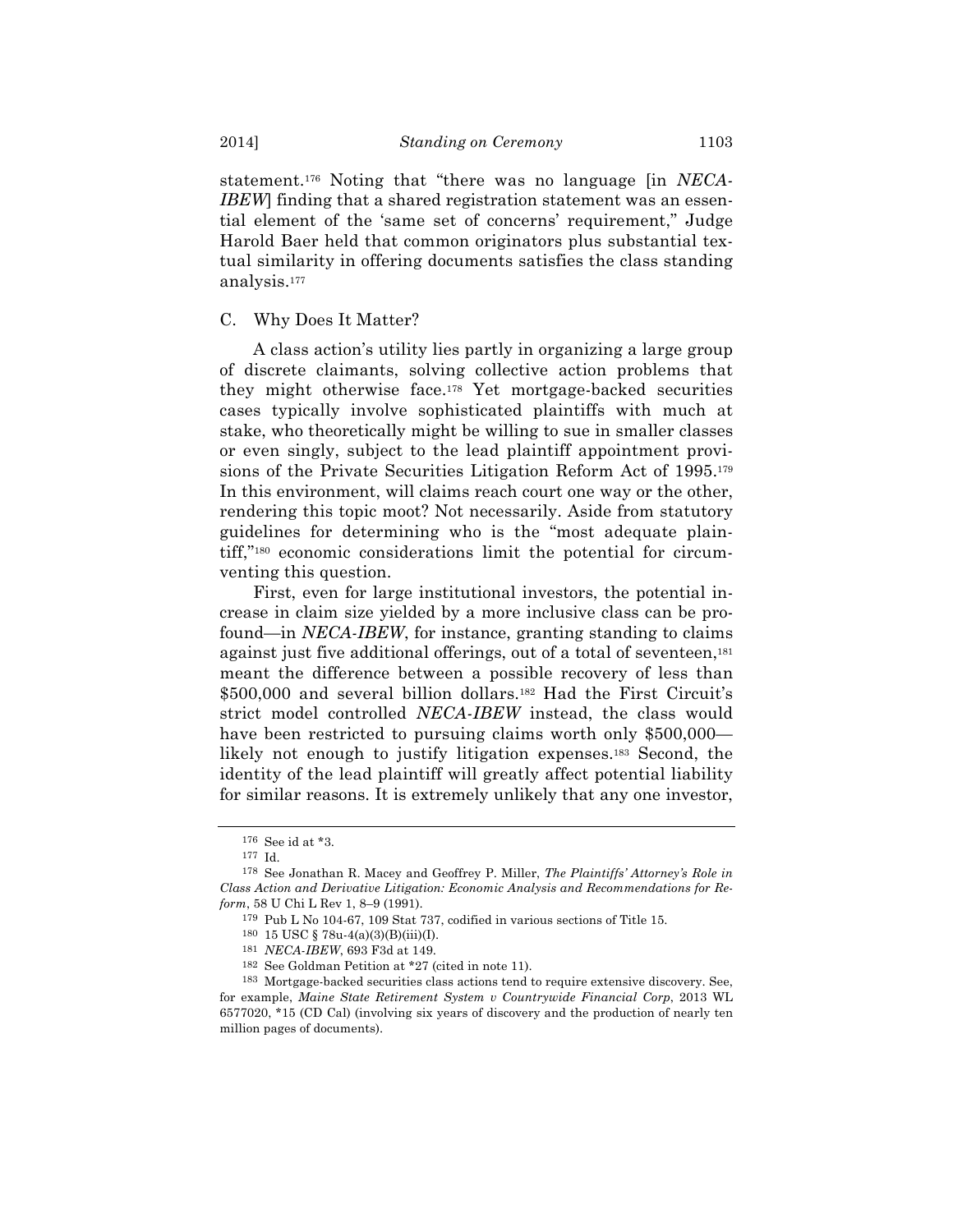statement.[176] Noting that "there was no language [in *NECA-IBEW*] finding that a shared registration statement was an essential element of the 'same set of concerns' requirement," Judge Harold Baer held that common originators plus substantial textual similarity in offering documents satisfies the class standing analysis.[177]

### C. Why Does It Matter?

A class action's utility lies partly in organizing a large group of discrete claimants, solving collective action problems that they might otherwise face.[178] Yet mortgage-backed securities cases typically involve sophisticated plaintiffs with much at stake, who theoretically might be willing to sue in smaller classes or even singly, subject to the lead plaintiff appointment provisions of the Private Securities Litigation Reform Act of 1995.[179] In this environment, will claims reach court one way or the other, rendering this topic moot? Not necessarily. Aside from statutory guidelines for determining who is the "most adequate plaintiff,"[180] economic considerations limit the potential for circumventing this question.

First, even for large institutional investors, the potential increase in claim size yielded by a more inclusive class can be profound—in *NECA-IBEW*, for instance, granting standing to claims against just five additional offerings, out of a total of seventeen,[181] meant the difference between a possible recovery of less than \$500,000 and several billion dollars.[182] Had the First Circuit's strict model controlled *NECA-IBEW* instead, the class would have been restricted to pursuing claims worth only \$500,000—likely not enough to justify litigation expenses.[183] Second, the identity of the lead plaintiff will greatly affect potential liability for similar reasons. It is extremely unlikely that any one investor,

---

[176] See id at *3.

[177] Id.

[178] See Jonathan R. Macey and Geoffrey P. Miller, *The Plaintiffs' Attorney's Role in Class Action and Derivative Litigation: Economic Analysis and Recommendations for Reform*, 58 U Chi L Rev 1, 8–9 (1991).

[179] Pub L No 104-67, 109 Stat 737, codified in various sections of Title 15.

[180] 15 USC § 78u-4(a)(3)(B)(iii)(I).

[181] *NECA-IBEW*, 693 F3d at 149.

[182] See Goldman Petition at *27 (cited in note 11).

[183] Mortgage-backed securities class actions tend to require extensive discovery. See, for example, *Maine State Retirement System v Countrywide Financial Corp*, 2013 WL 6577020, *15 (CD Cal) (involving six years of discovery and the production of nearly ten million pages of documents).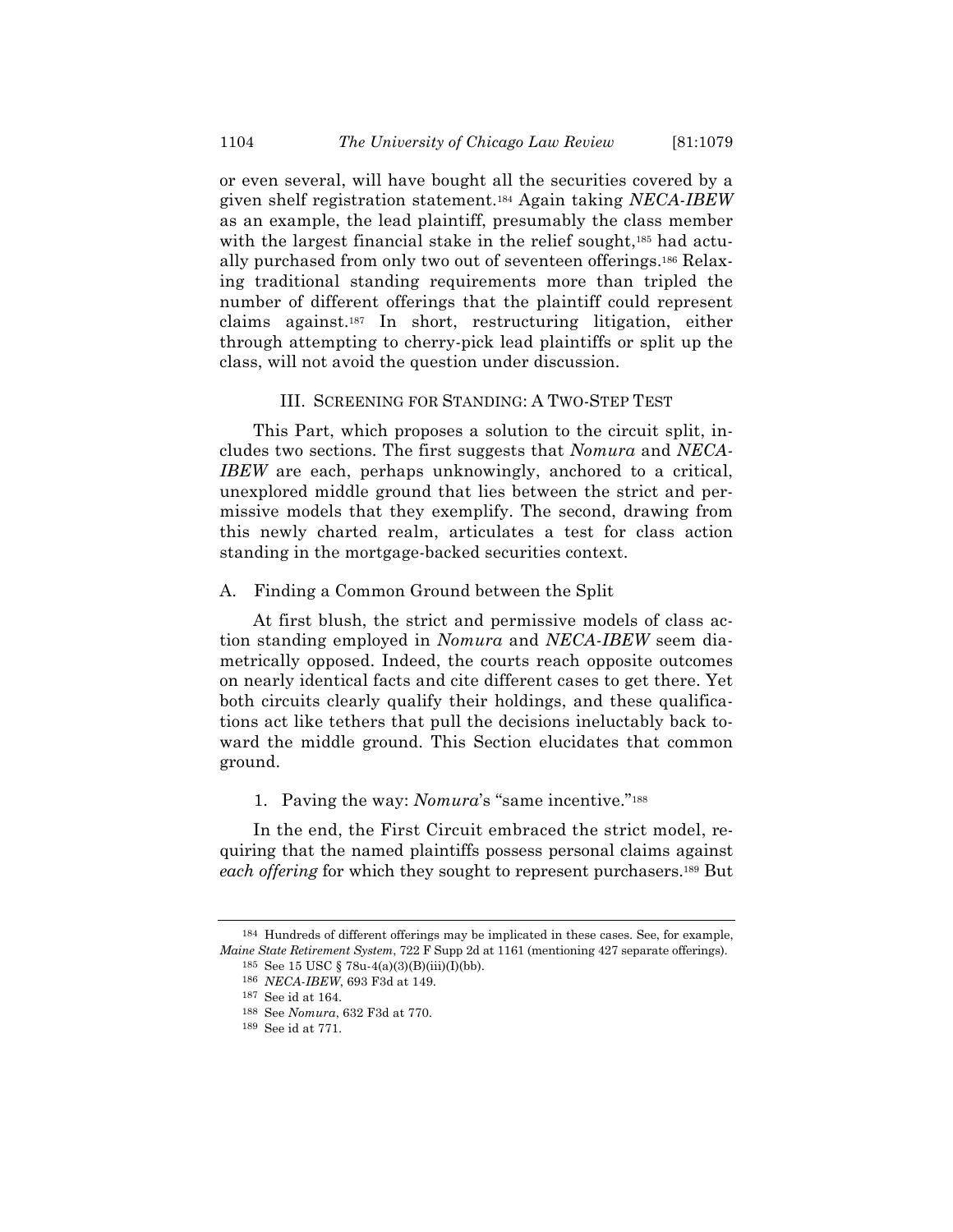or even several, will have bought all the securities covered by a given shelf registration statement.[184] Again taking *NECA-IBEW* as an example, the lead plaintiff, presumably the class member with the largest financial stake in the relief sought,[185] had actually purchased from only two out of seventeen offerings.[186] Relaxing traditional standing requirements more than tripled the number of different offerings that the plaintiff could represent claims against.[187] In short, restructuring litigation, either through attempting to cherry-pick lead plaintiffs or split up the class, will not avoid the question under discussion.

## III. Screening for Standing: A Two-Step Test

This Part, which proposes a solution to the circuit split, includes two sections. The first suggests that *Nomura* and *NECA-IBEW* are each, perhaps unknowingly, anchored to a critical, unexplored middle ground that lies between the strict and permissive models that they exemplify. The second, drawing from this newly charted realm, articulates a test for class action standing in the mortgage-backed securities context.

### A. Finding a Common Ground between the Split

At first blush, the strict and permissive models of class action standing employed in *Nomura* and *NECA-IBEW* seem diametrically opposed. Indeed, the courts reach opposite outcomes on nearly identical facts and cite different cases to get there. Yet both circuits clearly qualify their holdings, and these qualifications act like tethers that pull the decisions ineluctably back toward the middle ground. This Section elucidates that common ground.

#### 1. Paving the way: *Nomura*'s "same incentive."[188]

In the end, the First Circuit embraced the strict model, requiring that the named plaintiffs possess personal claims against *each offering* for which they sought to represent purchasers.[189] But

---

[184] Hundreds of different offerings may be implicated in these cases. See, for example, *Maine State Retirement System*, 722 F Supp 2d at 1161 (mentioning 427 separate offerings).

[185] See 15 USC § 78u-4(a)(3)(B)(iii)(I)(bb).

[186] *NECA-IBEW*, 693 F3d at 149.

[187] See id at 164.

[188] See *Nomura*, 632 F3d at 770.

[189] See id at 771.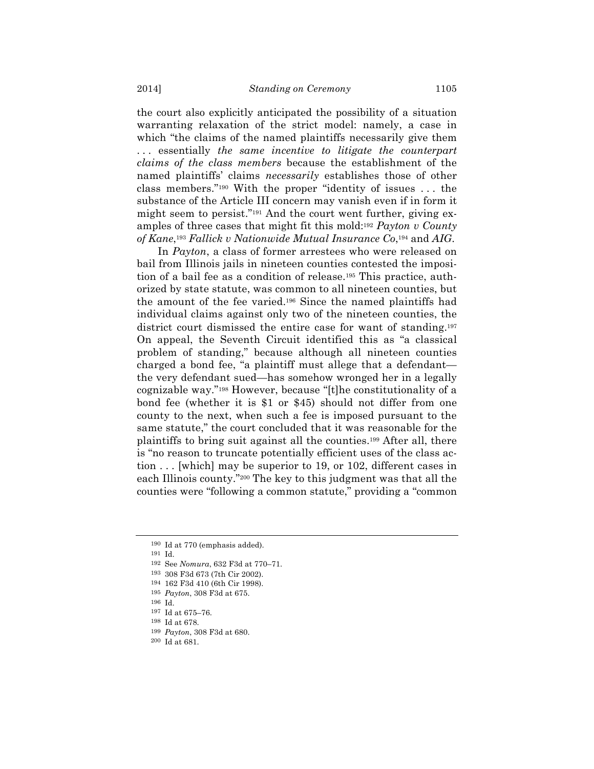the court also explicitly anticipated the possibility of a situation warranting relaxation of the strict model: namely, a case in which "the claims of the named plaintiffs necessarily give them . . . essentially *the same incentive to litigate the counterpart claims of the class members* because the establishment of the named plaintiffs' claims *necessarily* establishes those of other class members."[190] With the proper "identity of issues . . . the substance of the Article III concern may vanish even if in form it might seem to persist."[191] And the court went further, giving examples of three cases that might fit this mold:[192] *Payton v County of Kane*,[193] *Fallick v Nationwide Mutual Insurance Co*,[194] and *AIG*.

In *Payton*, a class of former arrestees who were released on bail from Illinois jails in nineteen counties contested the imposition of a bail fee as a condition of release.[195] This practice, authorized by state statute, was common to all nineteen counties, but the amount of the fee varied.[196] Since the named plaintiffs had individual claims against only two of the nineteen counties, the district court dismissed the entire case for want of standing.[197] On appeal, the Seventh Circuit identified this as "a classical problem of standing," because although all nineteen counties charged a bond fee, "a plaintiff must allege that a defendant—the very defendant sued—has somehow wronged her in a legally cognizable way."[198] However, because "[t]he constitutionality of a bond fee (whether it is $1 or $45) should not differ from one county to the next, when such a fee is imposed pursuant to the same statute," the court concluded that it was reasonable for the plaintiffs to bring suit against all the counties.[199] After all, there is "no reason to truncate potentially efficient uses of the class action . . . [which] may be superior to 19, or 102, different cases in each Illinois county."[200] The key to this judgment was that all the counties were "following a common statute," providing a "common

---

[190] Id at 770 (emphasis added).

[191] Id.

[192] See *Nomura*, 632 F3d at 770–71.

[193] 308 F3d 673 (7th Cir 2002).

[194] 162 F3d 410 (6th Cir 1998).

[195] *Payton*, 308 F3d at 675.

[196] Id.

[197] Id at 675–76.

[198] Id at 678.

[199] *Payton*, 308 F3d at 680.

[200] Id at 681.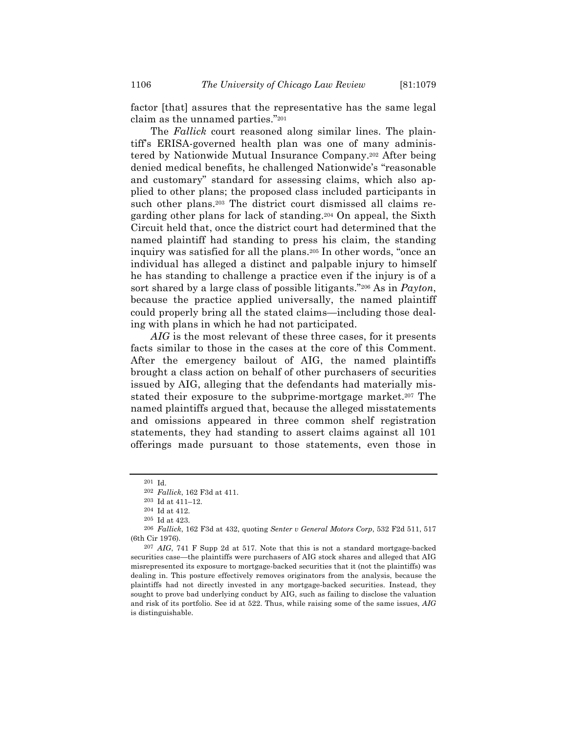factor [that] assures that the representative has the same legal claim as the unnamed parties."[201]

The *Fallick* court reasoned along similar lines. The plaintiff's ERISA-governed health plan was one of many administered by Nationwide Mutual Insurance Company.[202] After being denied medical benefits, he challenged Nationwide's "reasonable and customary" standard for assessing claims, which also applied to other plans; the proposed class included participants in such other plans.[203] The district court dismissed all claims regarding other plans for lack of standing.[204] On appeal, the Sixth Circuit held that, once the district court had determined that the named plaintiff had standing to press his claim, the standing inquiry was satisfied for all the plans.[205] In other words, "once an individual has alleged a distinct and palpable injury to himself he has standing to challenge a practice even if the injury is of a sort shared by a large class of possible litigants."[206] As in *Payton*, because the practice applied universally, the named plaintiff could properly bring all the stated claims—including those dealing with plans in which he had not participated.

*AIG* is the most relevant of these three cases, for it presents facts similar to those in the cases at the core of this Comment. After the emergency bailout of AIG, the named plaintiffs brought a class action on behalf of other purchasers of securities issued by AIG, alleging that the defendants had materially misstated their exposure to the subprime-mortgage market.[207] The named plaintiffs argued that, because the alleged misstatements and omissions appeared in three common shelf registration statements, they had standing to assert claims against all 101 offerings made pursuant to those statements, even those in

---

[201] Id.

[202] *Fallick*, 162 F3d at 411.

[203] Id at 411–12.

[204] Id at 412.

[205] Id at 423.

[206] *Fallick*, 162 F3d at 432, quoting *Senter v General Motors Corp*, 532 F2d 511, 517 (6th Cir 1976).

[207] *AIG*, 741 F Supp 2d at 517. Note that this is not a standard mortgage-backed securities case—the plaintiffs were purchasers of AIG stock shares and alleged that AIG misrepresented its exposure to mortgage-backed securities that it (not the plaintiffs) was dealing in. This posture effectively removes originators from the analysis, because the plaintiffs had not directly invested in any mortgage-backed securities. Instead, they sought to prove bad underlying conduct by AIG, such as failing to disclose the valuation and risk of its portfolio. See id at 522. Thus, while raising some of the same issues, *AIG* is distinguishable.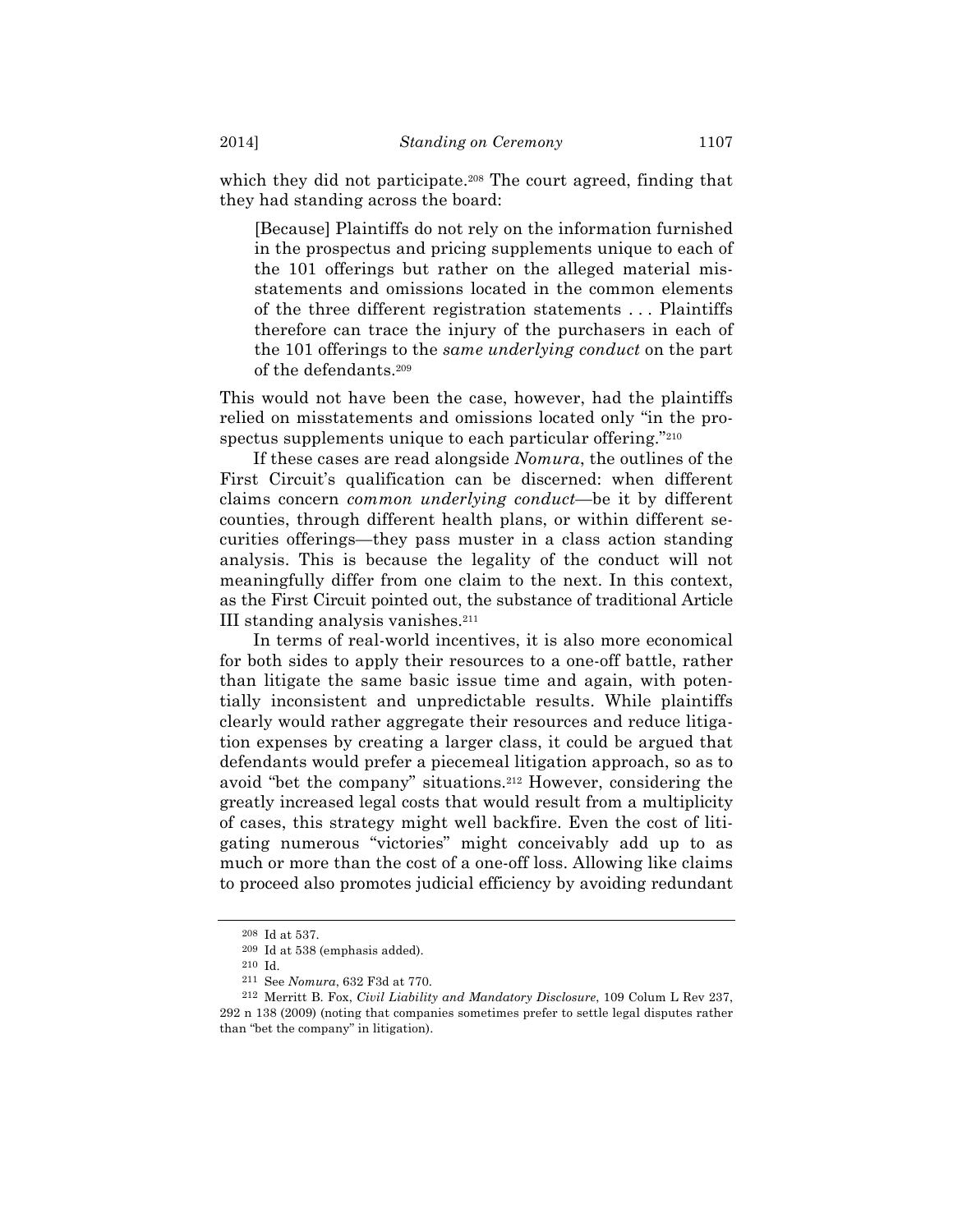which they did not participate.[208] The court agreed, finding that they had standing across the board:

> [Because] Plaintiffs do not rely on the information furnished in the prospectus and pricing supplements unique to each of the 101 offerings but rather on the alleged material misstatements and omissions located in the common elements of the three different registration statements . . . Plaintiffs therefore can trace the injury of the purchasers in each of the 101 offerings to the *same underlying conduct* on the part of the defendants.[209]

This would not have been the case, however, had the plaintiffs relied on misstatements and omissions located only "in the prospectus supplements unique to each particular offering."[210]

If these cases are read alongside *Nomura*, the outlines of the First Circuit's qualification can be discerned: when different claims concern *common underlying conduct*—be it by different counties, through different health plans, or within different securities offerings—they pass muster in a class action standing analysis. This is because the legality of the conduct will not meaningfully differ from one claim to the next. In this context, as the First Circuit pointed out, the substance of traditional Article III standing analysis vanishes.[211]

In terms of real-world incentives, it is also more economical for both sides to apply their resources to a one-off battle, rather than litigate the same basic issue time and again, with potentially inconsistent and unpredictable results. While plaintiffs clearly would rather aggregate their resources and reduce litigation expenses by creating a larger class, it could be argued that defendants would prefer a piecemeal litigation approach, so as to avoid "bet the company" situations.[212] However, considering the greatly increased legal costs that would result from a multiplicity of cases, this strategy might well backfire. Even the cost of litigating numerous "victories" might conceivably add up to as much or more than the cost of a one-off loss. Allowing like claims to proceed also promotes judicial efficiency by avoiding redundant

---

[208] Id at 537.

[209] Id at 538 (emphasis added).

[210] Id.

[211] See *Nomura*, 632 F3d at 770.

[212] Merritt B. Fox, *Civil Liability and Mandatory Disclosure*, 109 Colum L Rev 237, 292 n 138 (2009) (noting that companies sometimes prefer to settle legal disputes rather than "bet the company" in litigation).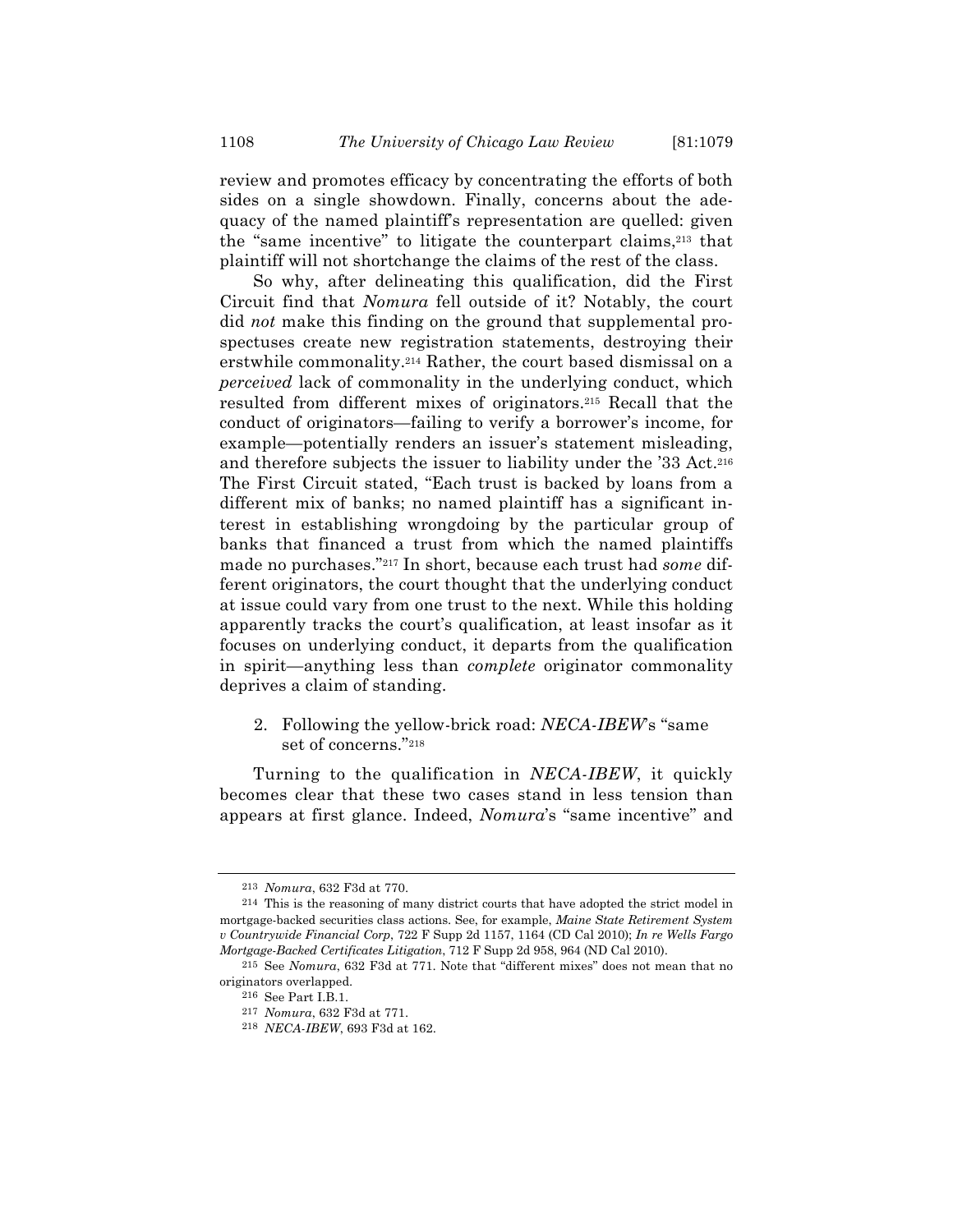review and promotes efficacy by concentrating the efforts of both sides on a single showdown. Finally, concerns about the adequacy of the named plaintiff's representation are quelled: given the "same incentive" to litigate the counterpart claims,[213] that plaintiff will not shortchange the claims of the rest of the class.

So why, after delineating this qualification, did the First Circuit find that *Nomura* fell outside of it? Notably, the court did *not* make this finding on the ground that supplemental prospectuses create new registration statements, destroying their erstwhile commonality.[214] Rather, the court based dismissal on a *perceived* lack of commonality in the underlying conduct, which resulted from different mixes of originators.[215] Recall that the conduct of originators—failing to verify a borrower's income, for example—potentially renders an issuer's statement misleading, and therefore subjects the issuer to liability under the '33 Act.[216] The First Circuit stated, "Each trust is backed by loans from a different mix of banks; no named plaintiff has a significant interest in establishing wrongdoing by the particular group of banks that financed a trust from which the named plaintiffs made no purchases."[217] In short, because each trust had *some* different originators, the court thought that the underlying conduct at issue could vary from one trust to the next. While this holding apparently tracks the court's qualification, at least insofar as it focuses on underlying conduct, it departs from the qualification in spirit—anything less than *complete* originator commonality deprives a claim of standing.

### 2. Following the yellow-brick road: *NECA-IBEW*'s "same set of concerns."[218]

Turning to the qualification in *NECA-IBEW*, it quickly becomes clear that these two cases stand in less tension than appears at first glance. Indeed, *Nomura*'s "same incentive" and

---

[213] *Nomura*, 632 F3d at 770.

[214] This is the reasoning of many district courts that have adopted the strict model in mortgage-backed securities class actions. See, for example, *Maine State Retirement System v Countrywide Financial Corp*, 722 F Supp 2d 1157, 1164 (CD Cal 2010); *In re Wells Fargo Mortgage-Backed Certificates Litigation*, 712 F Supp 2d 958, 964 (ND Cal 2010).

[215] See *Nomura*, 632 F3d at 771. Note that "different mixes" does not mean that no originators overlapped.

[216] See Part I.B.1.

[217] *Nomura*, 632 F3d at 771.

[218] *NECA-IBEW*, 693 F3d at 162.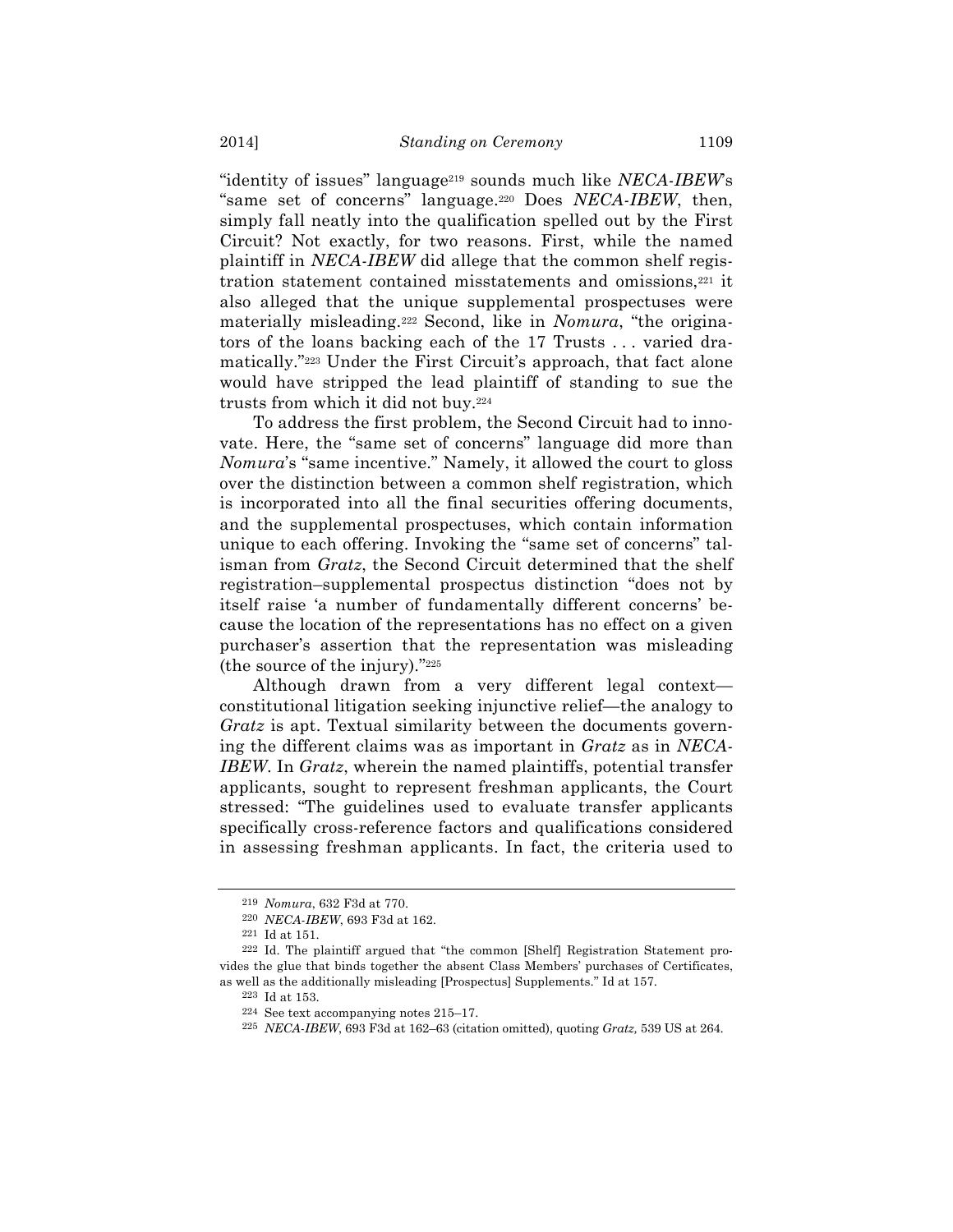"identity of issues" language[219] sounds much like *NECA-IBEW*'s "same set of concerns" language.[220] Does *NECA-IBEW*, then, simply fall neatly into the qualification spelled out by the First Circuit? Not exactly, for two reasons. First, while the named plaintiff in *NECA-IBEW* did allege that the common shelf registration statement contained misstatements and omissions,[221] it also alleged that the unique supplemental prospectuses were materially misleading.[222] Second, like in *Nomura*, "the originators of the loans backing each of the 17 Trusts . . . varied dramatically."[223] Under the First Circuit's approach, that fact alone would have stripped the lead plaintiff of standing to sue the trusts from which it did not buy.[224]

To address the first problem, the Second Circuit had to innovate. Here, the "same set of concerns" language did more than *Nomura*'s "same incentive." Namely, it allowed the court to gloss over the distinction between a common shelf registration, which is incorporated into all the final securities offering documents, and the supplemental prospectuses, which contain information unique to each offering. Invoking the "same set of concerns" talisman from *Gratz*, the Second Circuit determined that the shelf registration–supplemental prospectus distinction "does not by itself raise 'a number of fundamentally different concerns' because the location of the representations has no effect on a given purchaser's assertion that the representation was misleading (the source of the injury)."[225]

Although drawn from a very different legal context—constitutional litigation seeking injunctive relief—the analogy to *Gratz* is apt. Textual similarity between the documents governing the different claims was as important in *Gratz* as in *NECA-IBEW*. In *Gratz*, wherein the named plaintiffs, potential transfer applicants, sought to represent freshman applicants, the Court stressed: "The guidelines used to evaluate transfer applicants specifically cross-reference factors and qualifications considered in assessing freshman applicants. In fact, the criteria used to

---

[219] *Nomura*, 632 F3d at 770.

[220] *NECA-IBEW*, 693 F3d at 162.

[221] Id at 151.

[222] Id. The plaintiff argued that "the common [Shelf] Registration Statement provides the glue that binds together the absent Class Members' purchases of Certificates, as well as the additionally misleading [Prospectus] Supplements." Id at 157.

[223] Id at 153.

[224] See text accompanying notes 215–17.

[225] *NECA-IBEW*, 693 F3d at 162–63 (citation omitted), quoting *Gratz,* 539 US at 264.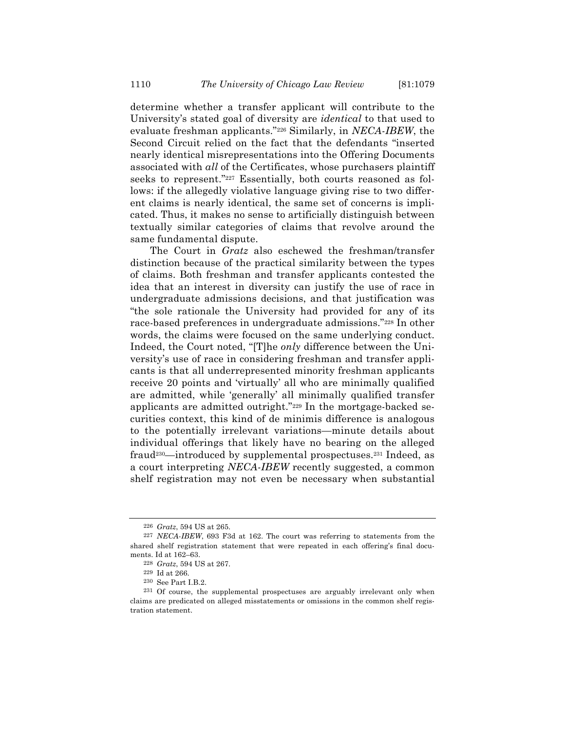determine whether a transfer applicant will contribute to the University's stated goal of diversity are *identical* to that used to evaluate freshman applicants."[226] Similarly, in *NECA-IBEW*, the Second Circuit relied on the fact that the defendants "inserted nearly identical misrepresentations into the Offering Documents associated with *all* of the Certificates, whose purchasers plaintiff seeks to represent."[227] Essentially, both courts reasoned as follows: if the allegedly violative language giving rise to two different claims is nearly identical, the same set of concerns is implicated. Thus, it makes no sense to artificially distinguish between textually similar categories of claims that revolve around the same fundamental dispute.

The Court in *Gratz* also eschewed the freshman/transfer distinction because of the practical similarity between the types of claims. Both freshman and transfer applicants contested the idea that an interest in diversity can justify the use of race in undergraduate admissions decisions, and that justification was "the sole rationale the University had provided for any of its race-based preferences in undergraduate admissions."[228] In other words, the claims were focused on the same underlying conduct. Indeed, the Court noted, "[T]he *only* difference between the University's use of race in considering freshman and transfer applicants is that all underrepresented minority freshman applicants receive 20 points and 'virtually' all who are minimally qualified are admitted, while 'generally' all minimally qualified transfer applicants are admitted outright."[229] In the mortgage-backed securities context, this kind of de minimis difference is analogous to the potentially irrelevant variations—minute details about individual offerings that likely have no bearing on the alleged fraud[230]—introduced by supplemental prospectuses.[231] Indeed, as a court interpreting *NECA-IBEW* recently suggested, a common shelf registration may not even be necessary when substantial

---

[226] *Gratz*, 594 US at 265.

[227] *NECA-IBEW*, 693 F3d at 162. The court was referring to statements from the shared shelf registration statement that were repeated in each offering's final documents. Id at 162–63.

[228] *Gratz*, 594 US at 267.

[229] Id at 266.

[230] See Part I.B.2.

[231] Of course, the supplemental prospectuses are arguably irrelevant only when claims are predicated on alleged misstatements or omissions in the common shelf registration statement.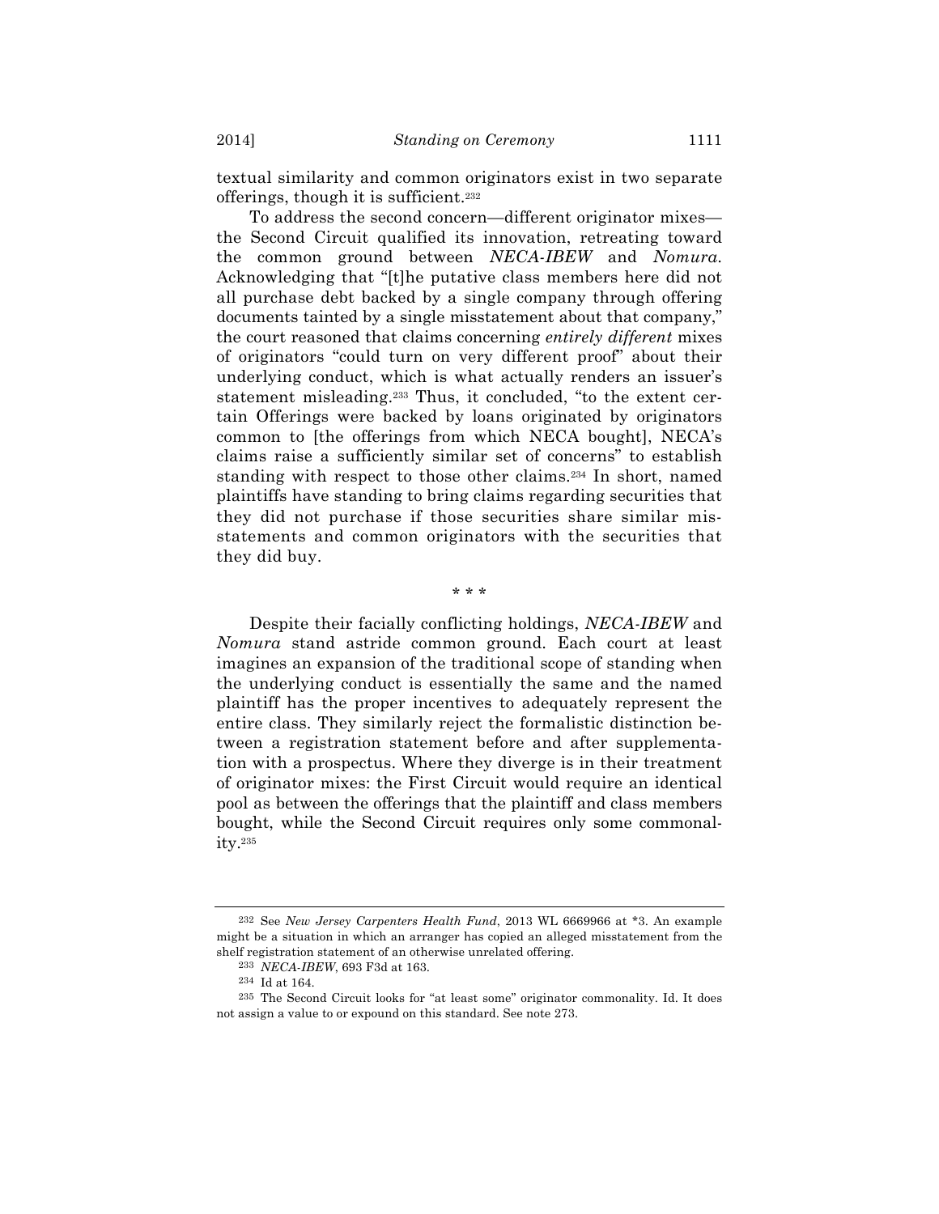textual similarity and common originators exist in two separate offerings, though it is sufficient.[232]

To address the second concern—different originator mixes—the Second Circuit qualified its innovation, retreating toward the common ground between *NECA-IBEW* and *Nomura*. Acknowledging that "[t]he putative class members here did not all purchase debt backed by a single company through offering documents tainted by a single misstatement about that company," the court reasoned that claims concerning *entirely different* mixes of originators "could turn on very different proof" about their underlying conduct, which is what actually renders an issuer's statement misleading.[233] Thus, it concluded, "to the extent certain Offerings were backed by loans originated by originators common to [the offerings from which NECA bought], NECA's claims raise a sufficiently similar set of concerns" to establish standing with respect to those other claims.[234] In short, named plaintiffs have standing to bring claims regarding securities that they did not purchase if those securities share similar misstatements and common originators with the securities that they did buy.

\* \* \*

Despite their facially conflicting holdings, *NECA-IBEW* and *Nomura* stand astride common ground. Each court at least imagines an expansion of the traditional scope of standing when the underlying conduct is essentially the same and the named plaintiff has the proper incentives to adequately represent the entire class. They similarly reject the formalistic distinction between a registration statement before and after supplementation with a prospectus. Where they diverge is in their treatment of originator mixes: the First Circuit would require an identical pool as between the offerings that the plaintiff and class members bought, while the Second Circuit requires only some commonality.[235]

---

[232] See *New Jersey Carpenters Health Fund*, 2013 WL 6669966 at \*3. An example might be a situation in which an arranger has copied an alleged misstatement from the shelf registration statement of an otherwise unrelated offering.

[233] *NECA-IBEW*, 693 F3d at 163.

[234] Id at 164.

[235] The Second Circuit looks for "at least some" originator commonality. Id. It does not assign a value to or expound on this standard. See note 273.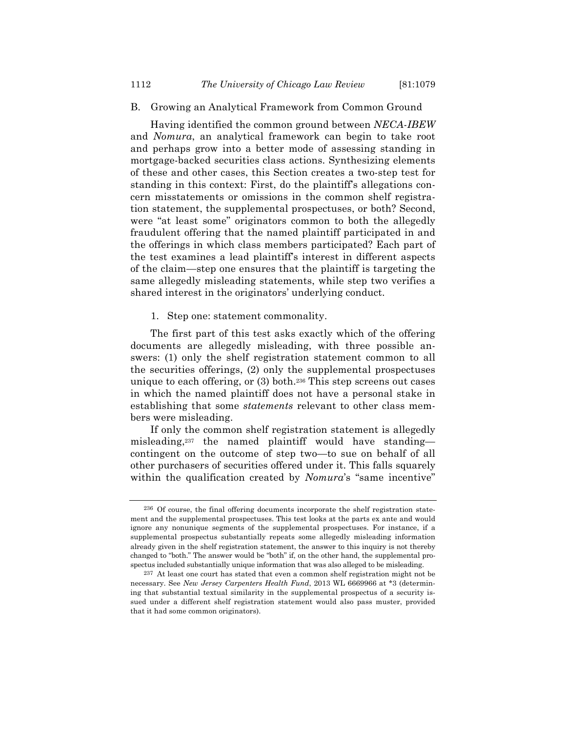### B. Growing an Analytical Framework from Common Ground

Having identified the common ground between *NECA-IBEW* and *Nomura*, an analytical framework can begin to take root and perhaps grow into a better mode of assessing standing in mortgage-backed securities class actions. Synthesizing elements of these and other cases, this Section creates a two-step test for standing in this context: First, do the plaintiff's allegations concern misstatements or omissions in the common shelf registration statement, the supplemental prospectuses, or both? Second, were "at least some" originators common to both the allegedly fraudulent offering that the named plaintiff participated in and the offerings in which class members participated? Each part of the test examines a lead plaintiff's interest in different aspects of the claim—step one ensures that the plaintiff is targeting the same allegedly misleading statements, while step two verifies a shared interest in the originators' underlying conduct.

#### 1. Step one: statement commonality.

The first part of this test asks exactly which of the offering documents are allegedly misleading, with three possible answers: (1) only the shelf registration statement common to all the securities offerings, (2) only the supplemental prospectuses unique to each offering, or (3) both.[236] This step screens out cases in which the named plaintiff does not have a personal stake in establishing that some *statements* relevant to other class members were misleading.

If only the common shelf registration statement is allegedly misleading,[237] the named plaintiff would have standing—contingent on the outcome of step two—to sue on behalf of all other purchasers of securities offered under it. This falls squarely within the qualification created by *Nomura*'s "same incentive"

---

[236] Of course, the final offering documents incorporate the shelf registration statement and the supplemental prospectuses. This test looks at the parts ex ante and would ignore any nonunique segments of the supplemental prospectuses. For instance, if a supplemental prospectus substantially repeats some allegedly misleading information already given in the shelf registration statement, the answer to this inquiry is not thereby changed to "both." The answer would be "both" if, on the other hand, the supplemental prospectus included substantially unique information that was also alleged to be misleading.

[237] At least one court has stated that even a common shelf registration might not be necessary. See *New Jersey Carpenters Health Fund*, 2013 WL 6669966 at *3 (determining that substantial textual similarity in the supplemental prospectus of a security issued under a different shelf registration statement would also pass muster, provided that it had some common originators).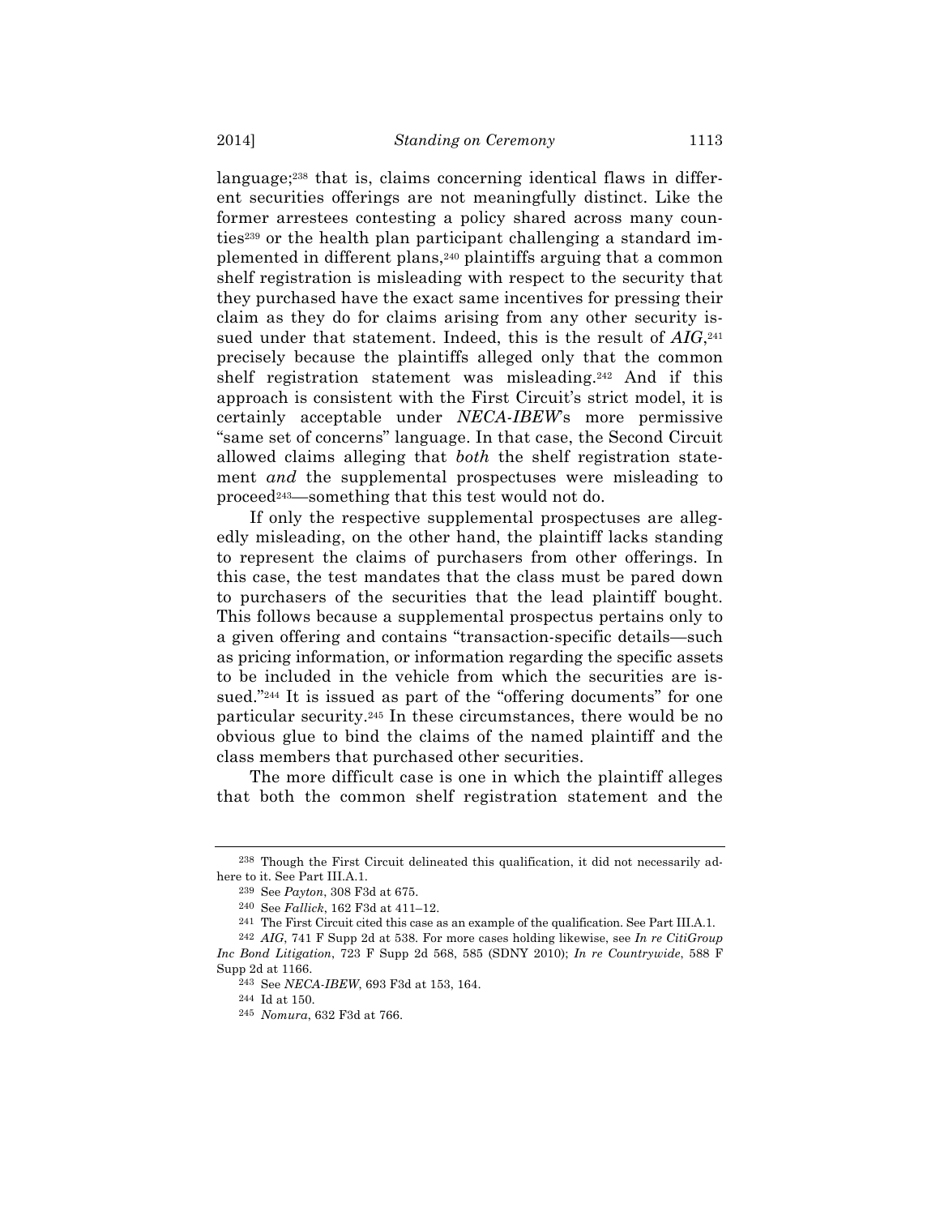language;[238] that is, claims concerning identical flaws in different securities offerings are not meaningfully distinct. Like the former arrestees contesting a policy shared across many counties[239] or the health plan participant challenging a standard implemented in different plans,[240] plaintiffs arguing that a common shelf registration is misleading with respect to the security that they purchased have the exact same incentives for pressing their claim as they do for claims arising from any other security issued under that statement. Indeed, this is the result of *AIG*,[241] precisely because the plaintiffs alleged only that the common shelf registration statement was misleading.[242] And if this approach is consistent with the First Circuit's strict model, it is certainly acceptable under *NECA-IBEW*'s more permissive "same set of concerns" language. In that case, the Second Circuit allowed claims alleging that *both* the shelf registration statement *and* the supplemental prospectuses were misleading to proceed[243]—something that this test would not do.

If only the respective supplemental prospectuses are allegedly misleading, on the other hand, the plaintiff lacks standing to represent the claims of purchasers from other offerings. In this case, the test mandates that the class must be pared down to purchasers of the securities that the lead plaintiff bought. This follows because a supplemental prospectus pertains only to a given offering and contains "transaction-specific details—such as pricing information, or information regarding the specific assets to be included in the vehicle from which the securities are issued."[244] It is issued as part of the "offering documents" for one particular security.[245] In these circumstances, there would be no obvious glue to bind the claims of the named plaintiff and the class members that purchased other securities.

The more difficult case is one in which the plaintiff alleges that both the common shelf registration statement and the

---

[238] Though the First Circuit delineated this qualification, it did not necessarily adhere to it. See Part III.A.1.

[239] See *Payton*, 308 F3d at 675.

[240] See *Fallick*, 162 F3d at 411–12.

[241] The First Circuit cited this case as an example of the qualification. See Part III.A.1.

[242] *AIG*, 741 F Supp 2d at 538. For more cases holding likewise, see *In re CitiGroup Inc Bond Litigation*, 723 F Supp 2d 568, 585 (SDNY 2010); *In re Countrywide*, 588 F Supp 2d at 1166.

[243] See *NECA-IBEW*, 693 F3d at 153, 164.

[244] Id at 150.

[245] *Nomura*, 632 F3d at 766.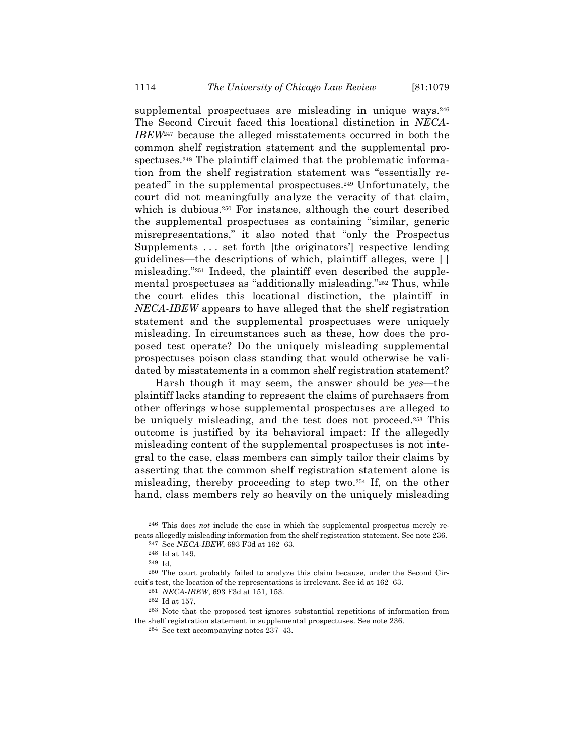supplemental prospectuses are misleading in unique ways.[246] The Second Circuit faced this locational distinction in *NECA-IBEW*[247] because the alleged misstatements occurred in both the common shelf registration statement and the supplemental prospectuses.[248] The plaintiff claimed that the problematic information from the shelf registration statement was "essentially repeated" in the supplemental prospectuses.[249] Unfortunately, the court did not meaningfully analyze the veracity of that claim, which is dubious.[250] For instance, although the court described the supplemental prospectuses as containing "similar, generic misrepresentations," it also noted that "only the Prospectus Supplements . . . set forth [the originators'] respective lending guidelines—the descriptions of which, plaintiff alleges, were [ ] misleading."[251] Indeed, the plaintiff even described the supplemental prospectuses as "additionally misleading."[252] Thus, while the court elides this locational distinction, the plaintiff in *NECA-IBEW* appears to have alleged that the shelf registration statement and the supplemental prospectuses were uniquely misleading. In circumstances such as these, how does the proposed test operate? Do the uniquely misleading supplemental prospectuses poison class standing that would otherwise be validated by misstatements in a common shelf registration statement?

Harsh though it may seem, the answer should be *yes*—the plaintiff lacks standing to represent the claims of purchasers from other offerings whose supplemental prospectuses are alleged to be uniquely misleading, and the test does not proceed.[253] This outcome is justified by its behavioral impact: If the allegedly misleading content of the supplemental prospectuses is not integral to the case, class members can simply tailor their claims by asserting that the common shelf registration statement alone is misleading, thereby proceeding to step two.[254] If, on the other hand, class members rely so heavily on the uniquely misleading

---

[246] This does *not* include the case in which the supplemental prospectus merely repeats allegedly misleading information from the shelf registration statement. See note 236.

[247] See *NECA-IBEW*, 693 F3d at 162–63.

[248] Id at 149.

[249] Id.

[250] The court probably failed to analyze this claim because, under the Second Circuit's test, the location of the representations is irrelevant. See id at 162–63.

[251] *NECA-IBEW*, 693 F3d at 151, 153.

[252] Id at 157.

[253] Note that the proposed test ignores substantial repetitions of information from the shelf registration statement in supplemental prospectuses. See note 236.

[254] See text accompanying notes 237–43.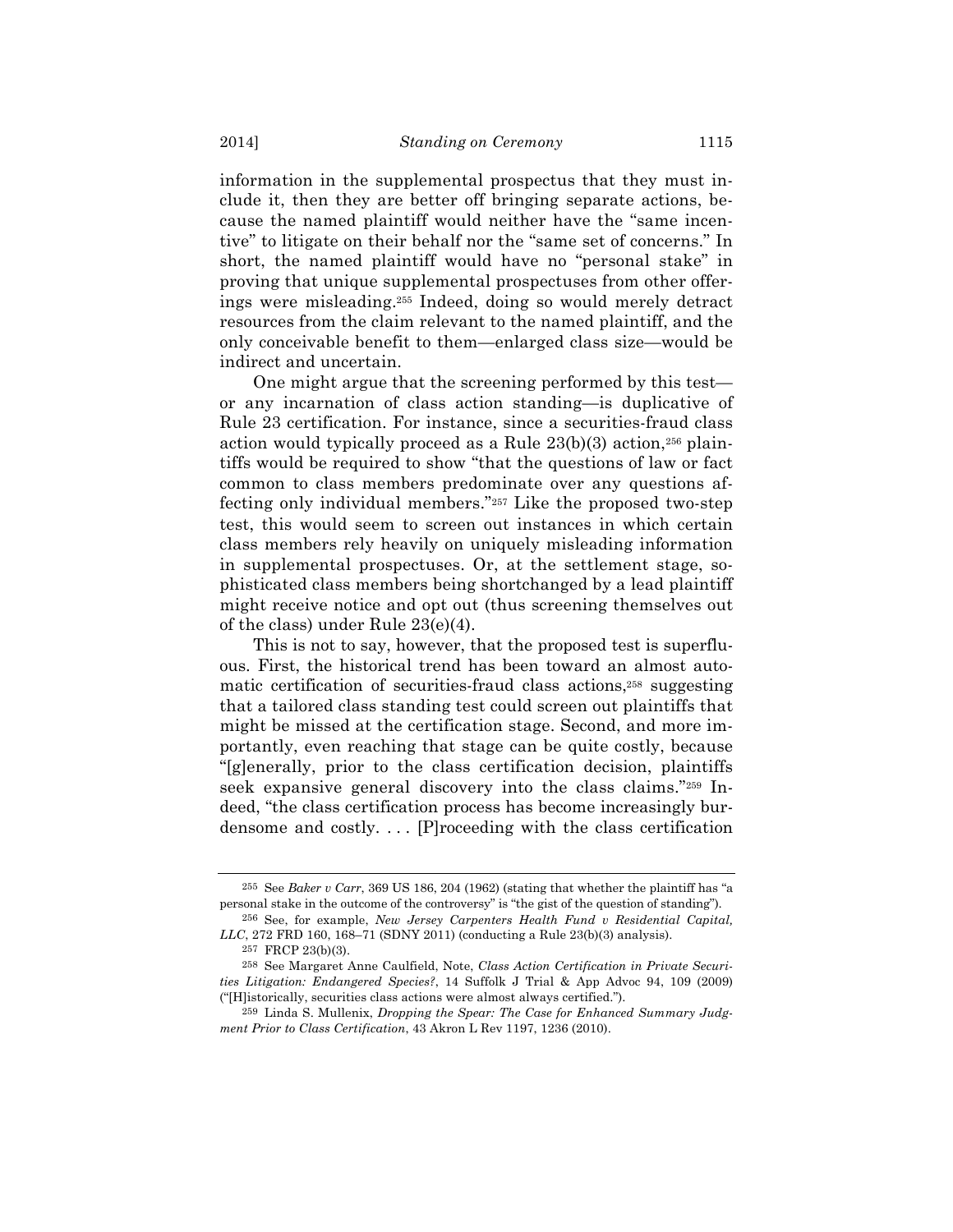information in the supplemental prospectus that they must include it, then they are better off bringing separate actions, because the named plaintiff would neither have the "same incentive" to litigate on their behalf nor the "same set of concerns." In short, the named plaintiff would have no "personal stake" in proving that unique supplemental prospectuses from other offerings were misleading.[255] Indeed, doing so would merely detract resources from the claim relevant to the named plaintiff, and the only conceivable benefit to them—enlarged class size—would be indirect and uncertain.

One might argue that the screening performed by this test—or any incarnation of class action standing—is duplicative of Rule 23 certification. For instance, since a securities-fraud class action would typically proceed as a Rule 23(b)(3) action,[256] plaintiffs would be required to show "that the questions of law or fact common to class members predominate over any questions affecting only individual members."[257] Like the proposed two-step test, this would seem to screen out instances in which certain class members rely heavily on uniquely misleading information in supplemental prospectuses. Or, at the settlement stage, sophisticated class members being shortchanged by a lead plaintiff might receive notice and opt out (thus screening themselves out of the class) under Rule 23(e)(4).

This is not to say, however, that the proposed test is superfluous. First, the historical trend has been toward an almost automatic certification of securities-fraud class actions,[258] suggesting that a tailored class standing test could screen out plaintiffs that might be missed at the certification stage. Second, and more importantly, even reaching that stage can be quite costly, because "[g]enerally, prior to the class certification decision, plaintiffs seek expansive general discovery into the class claims."[259] Indeed, "the class certification process has become increasingly burdensome and costly. . . . [P]roceeding with the class certification

---

[255] See *Baker v Carr*, 369 US 186, 204 (1962) (stating that whether the plaintiff has "a personal stake in the outcome of the controversy" is "the gist of the question of standing").

[256] See, for example, *New Jersey Carpenters Health Fund v Residential Capital, LLC*, 272 FRD 160, 168–71 (SDNY 2011) (conducting a Rule 23(b)(3) analysis).

[257] FRCP 23(b)(3).

[258] See Margaret Anne Caulfield, Note, *Class Action Certification in Private Securities Litigation: Endangered Species?*, 14 Suffolk J Trial & App Advoc 94, 109 (2009) ("[H]istorically, securities class actions were almost always certified.").

[259] Linda S. Mullenix, *Dropping the Spear: The Case for Enhanced Summary Judgment Prior to Class Certification*, 43 Akron L Rev 1197, 1236 (2010).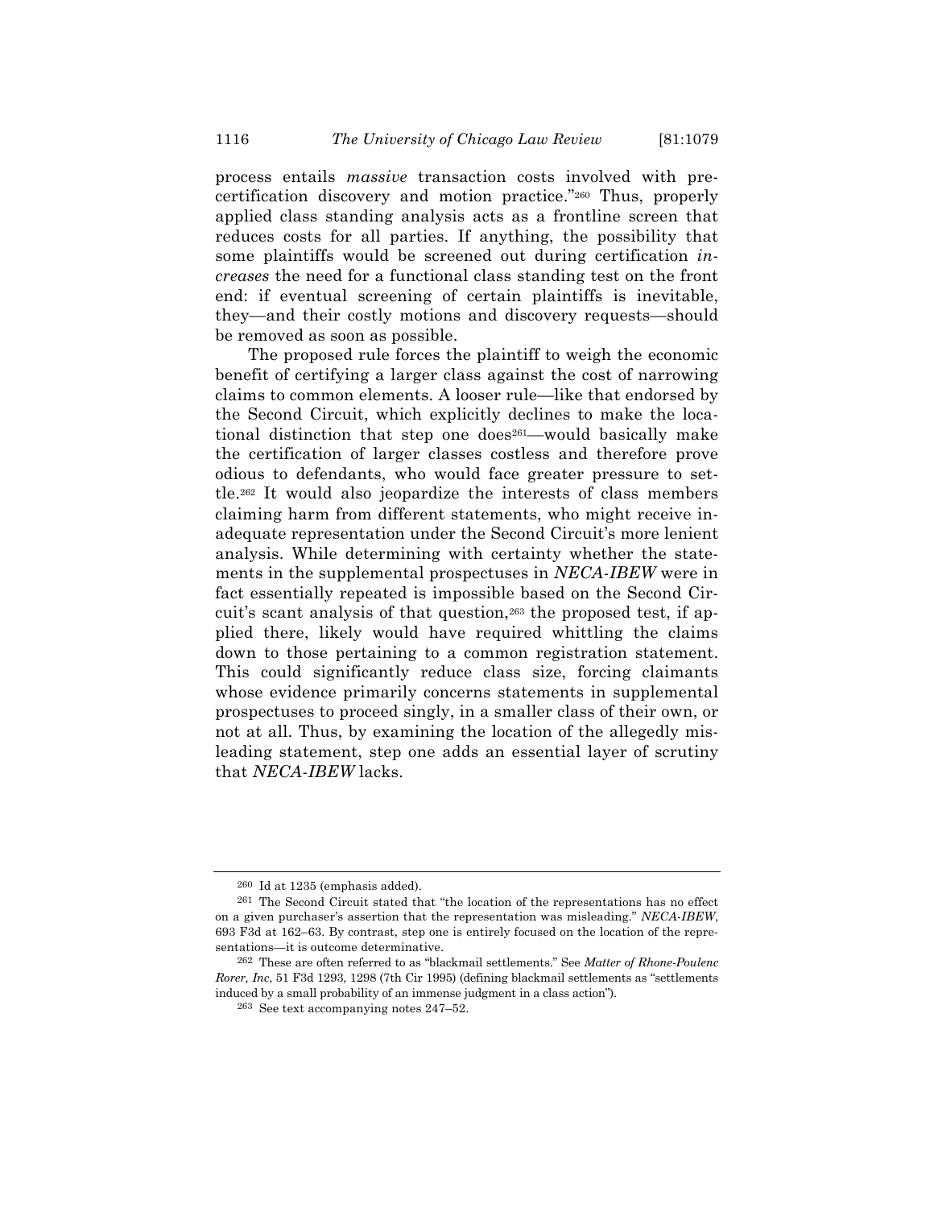process entails *massive* transaction costs involved with pre-certification discovery and motion practice."[260] Thus, properly applied class standing analysis acts as a frontline screen that reduces costs for all parties. If anything, the possibility that some plaintiffs would be screened out during certification *increases* the need for a functional class standing test on the front end: if eventual screening of certain plaintiffs is inevitable, they—and their costly motions and discovery requests—should be removed as soon as possible.

The proposed rule forces the plaintiff to weigh the economic benefit of certifying a larger class against the cost of narrowing claims to common elements. A looser rule—like that endorsed by the Second Circuit, which explicitly declines to make the locational distinction that step one does[261]—would basically make the certification of larger classes costless and therefore prove odious to defendants, who would face greater pressure to settle.[262] It would also jeopardize the interests of class members claiming harm from different statements, who might receive inadequate representation under the Second Circuit's more lenient analysis. While determining with certainty whether the statements in the supplemental prospectuses in *NECA-IBEW* were in fact essentially repeated is impossible based on the Second Circuit's scant analysis of that question,[263] the proposed test, if applied there, likely would have required whittling the claims down to those pertaining to a common registration statement. This could significantly reduce class size, forcing claimants whose evidence primarily concerns statements in supplemental prospectuses to proceed singly, in a smaller class of their own, or not at all. Thus, by examining the location of the allegedly misleading statement, step one adds an essential layer of scrutiny that *NECA-IBEW* lacks.

---

[260] Id at 1235 (emphasis added).

[261] The Second Circuit stated that "the location of the representations has no effect on a given purchaser's assertion that the representation was misleading." *NECA-IBEW*, 693 F3d at 162–63. By contrast, step one is entirely focused on the location of the representations—it is outcome determinative.

[262] These are often referred to as "blackmail settlements." See *Matter of Rhone-Poulenc Rorer, Inc*, 51 F3d 1293, 1298 (7th Cir 1995) (defining blackmail settlements as "settlements induced by a small probability of an immense judgment in a class action").

[263] See text accompanying notes 247–52.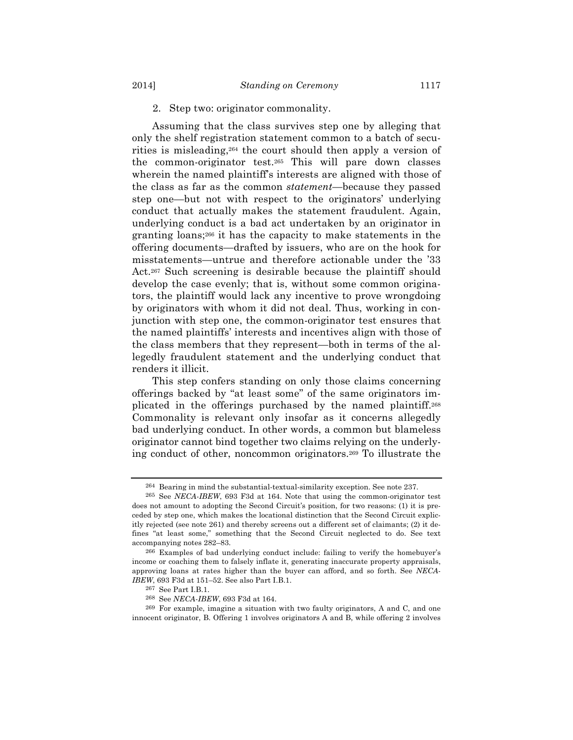2. Step two: originator commonality.

Assuming that the class survives step one by alleging that only the shelf registration statement common to a batch of securities is misleading,[264] the court should then apply a version of the common-originator test.[265] This will pare down classes wherein the named plaintiff's interests are aligned with those of the class as far as the common *statement*—because they passed step one—but not with respect to the originators' underlying conduct that actually makes the statement fraudulent. Again, underlying conduct is a bad act undertaken by an originator in granting loans;[266] it has the capacity to make statements in the offering documents—drafted by issuers, who are on the hook for misstatements—untrue and therefore actionable under the '33 Act.[267] Such screening is desirable because the plaintiff should develop the case evenly; that is, without some common originators, the plaintiff would lack any incentive to prove wrongdoing by originators with whom it did not deal. Thus, working in conjunction with step one, the common-originator test ensures that the named plaintiffs' interests and incentives align with those of the class members that they represent—both in terms of the allegedly fraudulent statement and the underlying conduct that renders it illicit.

This step confers standing on only those claims concerning offerings backed by "at least some" of the same originators implicated in the offerings purchased by the named plaintiff.[268] Commonality is relevant only insofar as it concerns allegedly bad underlying conduct. In other words, a common but blameless originator cannot bind together two claims relying on the underlying conduct of other, noncommon originators.[269] To illustrate the

---

[264] Bearing in mind the substantial-textual-similarity exception. See note 237.

[265] See *NECA-IBEW*, 693 F3d at 164. Note that using the common-originator test does not amount to adopting the Second Circuit's position, for two reasons: (1) it is preceded by step one, which makes the locational distinction that the Second Circuit explicitly rejected (see note 261) and thereby screens out a different set of claimants; (2) it defines "at least some," something that the Second Circuit neglected to do. See text accompanying notes 282–83.

[266] Examples of bad underlying conduct include: failing to verify the homebuyer's income or coaching them to falsely inflate it, generating inaccurate property appraisals, approving loans at rates higher than the buyer can afford, and so forth. See *NECA-IBEW*, 693 F3d at 151–52. See also Part I.B.1.

[267] See Part I.B.1.

[268] See *NECA-IBEW*, 693 F3d at 164.

[269] For example, imagine a situation with two faulty originators, A and C, and one innocent originator, B. Offering 1 involves originators A and B, while offering 2 involves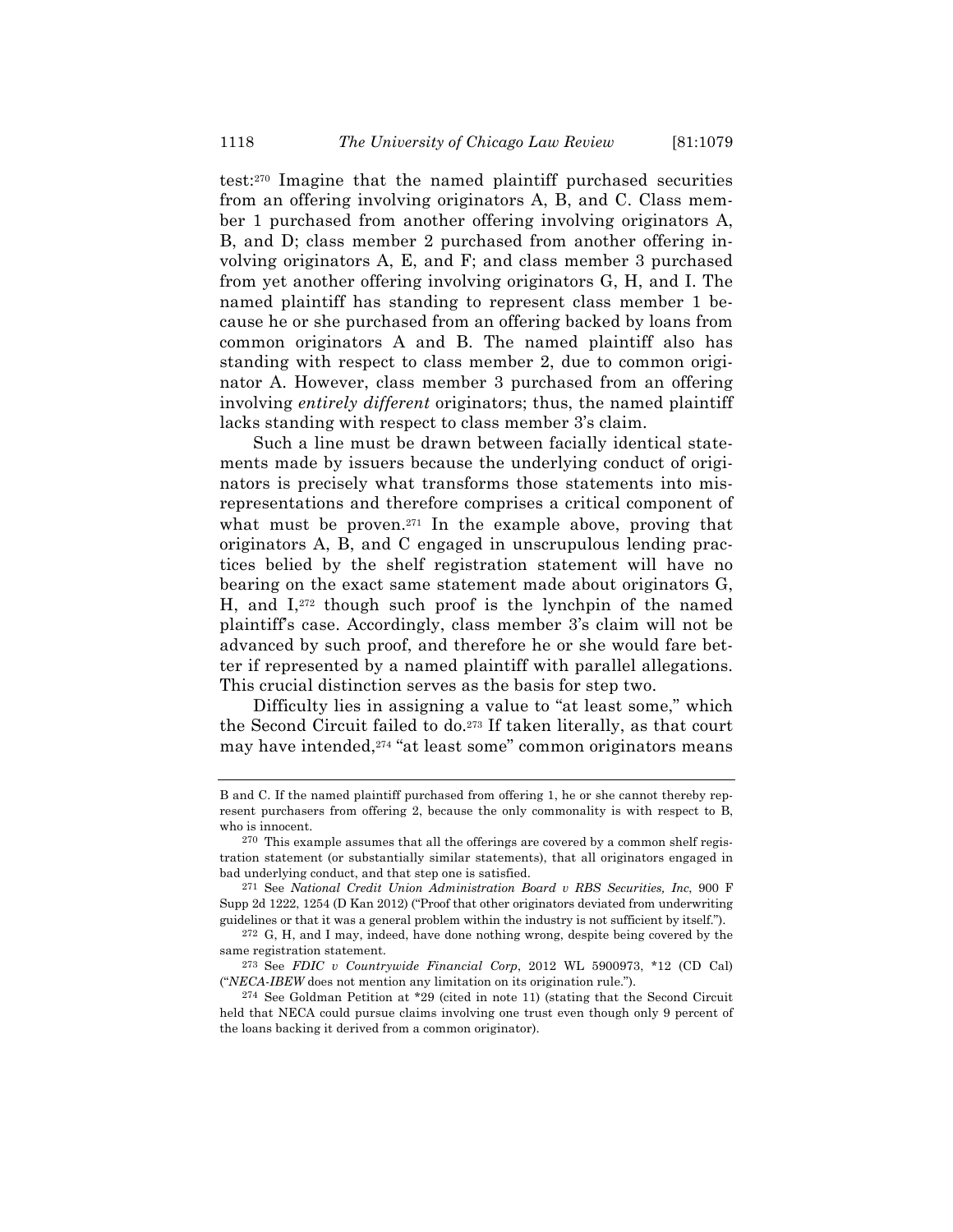test:[270] Imagine that the named plaintiff purchased securities from an offering involving originators A, B, and C. Class member 1 purchased from another offering involving originators A, B, and D; class member 2 purchased from another offering involving originators A, E, and F; and class member 3 purchased from yet another offering involving originators G, H, and I. The named plaintiff has standing to represent class member 1 because he or she purchased from an offering backed by loans from common originators A and B. The named plaintiff also has standing with respect to class member 2, due to common originator A. However, class member 3 purchased from an offering involving *entirely different* originators; thus, the named plaintiff lacks standing with respect to class member 3's claim.

Such a line must be drawn between facially identical statements made by issuers because the underlying conduct of originators is precisely what transforms those statements into misrepresentations and therefore comprises a critical component of what must be proven.[271] In the example above, proving that originators A, B, and C engaged in unscrupulous lending practices belied by the shelf registration statement will have no bearing on the exact same statement made about originators G, H, and I,[272] though such proof is the lynchpin of the named plaintiff's case. Accordingly, class member 3's claim will not be advanced by such proof, and therefore he or she would fare better if represented by a named plaintiff with parallel allegations. This crucial distinction serves as the basis for step two.

Difficulty lies in assigning a value to "at least some," which the Second Circuit failed to do.[273] If taken literally, as that court may have intended,[274] "at least some" common originators means

---

B and C. If the named plaintiff purchased from offering 1, he or she cannot thereby represent purchasers from offering 2, because the only commonality is with respect to B, who is innocent.

[270] This example assumes that all the offerings are covered by a common shelf registration statement (or substantially similar statements), that all originators engaged in bad underlying conduct, and that step one is satisfied.

[271] See *National Credit Union Administration Board v RBS Securities, Inc*, 900 F Supp 2d 1222, 1254 (D Kan 2012) ("Proof that other originators deviated from underwriting guidelines or that it was a general problem within the industry is not sufficient by itself.").

[272] G, H, and I may, indeed, have done nothing wrong, despite being covered by the same registration statement.

[273] See *FDIC v Countrywide Financial Corp*, 2012 WL 5900973, *12 (CD Cal) ("*NECA-IBEW* does not mention any limitation on its origination rule.").

[274] See Goldman Petition at *29 (cited in note 11) (stating that the Second Circuit held that NECA could pursue claims involving one trust even though only 9 percent of the loans backing it derived from a common originator).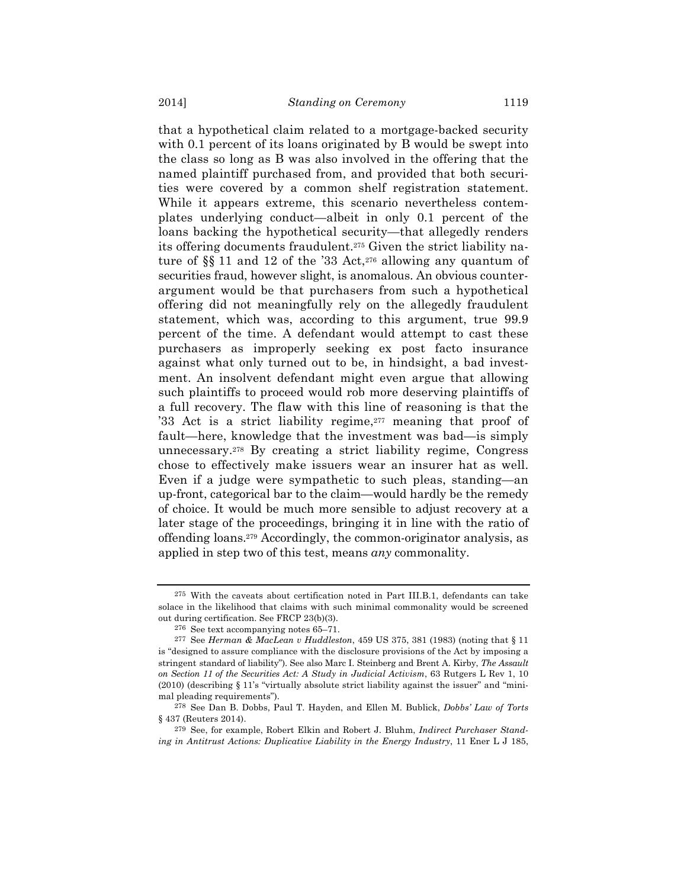that a hypothetical claim related to a mortgage-backed security with 0.1 percent of its loans originated by B would be swept into the class so long as B was also involved in the offering that the named plaintiff purchased from, and provided that both securities were covered by a common shelf registration statement. While it appears extreme, this scenario nevertheless contemplates underlying conduct—albeit in only 0.1 percent of the loans backing the hypothetical security—that allegedly renders its offering documents fraudulent.[275] Given the strict liability nature of §§ 11 and 12 of the '33 Act,[276] allowing any quantum of securities fraud, however slight, is anomalous. An obvious counterargument would be that purchasers from such a hypothetical offering did not meaningfully rely on the allegedly fraudulent statement, which was, according to this argument, true 99.9 percent of the time. A defendant would attempt to cast these purchasers as improperly seeking ex post facto insurance against what only turned out to be, in hindsight, a bad investment. An insolvent defendant might even argue that allowing such plaintiffs to proceed would rob more deserving plaintiffs of a full recovery. The flaw with this line of reasoning is that the '33 Act is a strict liability regime,[277] meaning that proof of fault—here, knowledge that the investment was bad—is simply unnecessary.[278] By creating a strict liability regime, Congress chose to effectively make issuers wear an insurer hat as well. Even if a judge were sympathetic to such pleas, standing—an up-front, categorical bar to the claim—would hardly be the remedy of choice. It would be much more sensible to adjust recovery at a later stage of the proceedings, bringing it in line with the ratio of offending loans.[279] Accordingly, the common-originator analysis, as applied in step two of this test, means *any* commonality.

---

[275] With the caveats about certification noted in Part III.B.1, defendants can take solace in the likelihood that claims with such minimal commonality would be screened out during certification. See FRCP 23(b)(3).

[276] See text accompanying notes 65–71.

[277] See *Herman & MacLean v Huddleston*, 459 US 375, 381 (1983) (noting that § 11 is "designed to assure compliance with the disclosure provisions of the Act by imposing a stringent standard of liability"). See also Marc I. Steinberg and Brent A. Kirby, *The Assault on Section 11 of the Securities Act: A Study in Judicial Activism*, 63 Rutgers L Rev 1, 10 (2010) (describing § 11's "virtually absolute strict liability against the issuer" and "minimal pleading requirements").

[278] See Dan B. Dobbs, Paul T. Hayden, and Ellen M. Bublick, *Dobbs' Law of Torts* § 437 (Reuters 2014).

[279] See, for example, Robert Elkin and Robert J. Bluhm, *Indirect Purchaser Standing in Antitrust Actions: Duplicative Liability in the Energy Industry*, 11 Ener L J 185,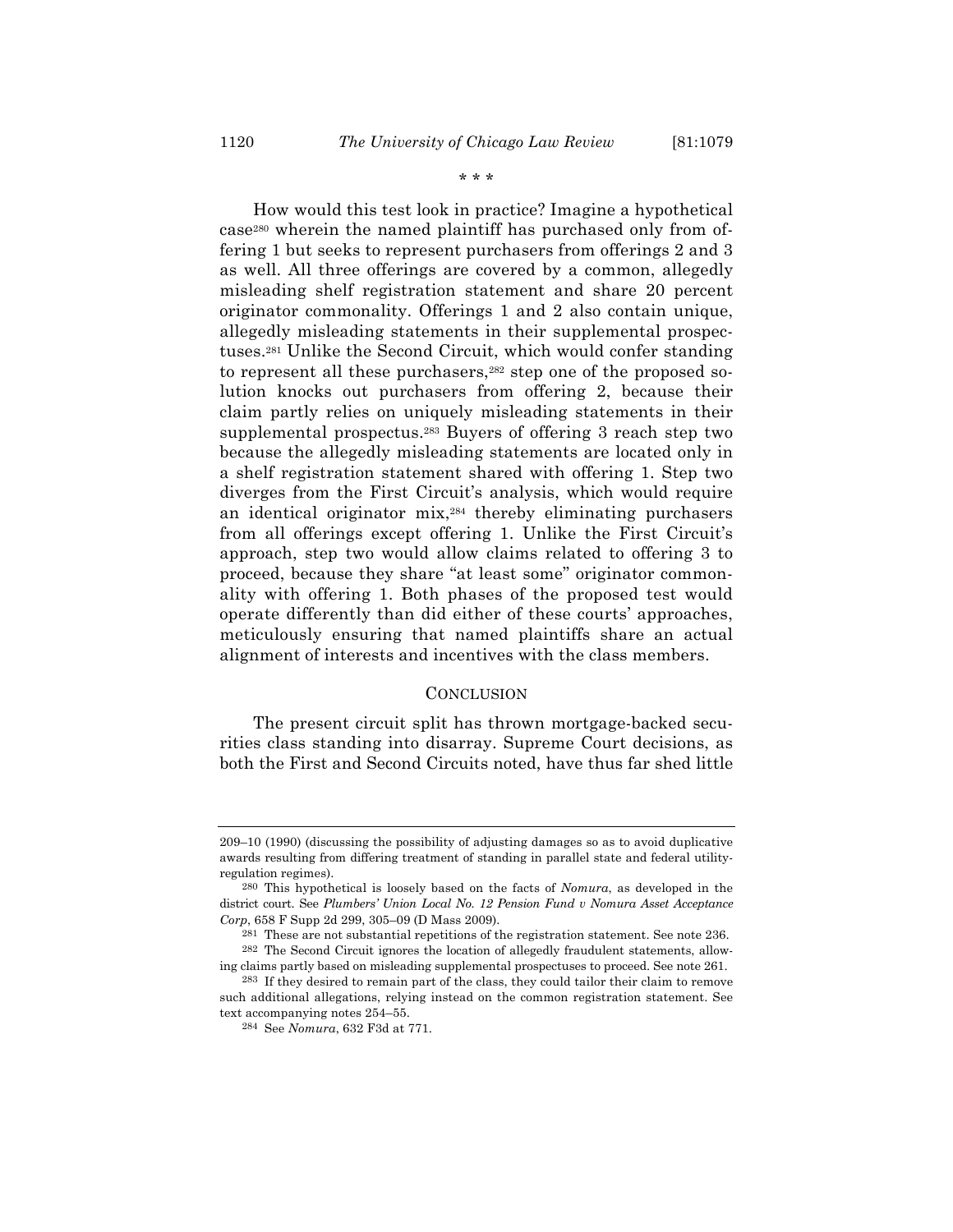\* \* \*

How would this test look in practice? Imagine a hypothetical case[280] wherein the named plaintiff has purchased only from offering 1 but seeks to represent purchasers from offerings 2 and 3 as well. All three offerings are covered by a common, allegedly misleading shelf registration statement and share 20 percent originator commonality. Offerings 1 and 2 also contain unique, allegedly misleading statements in their supplemental prospectuses.[281] Unlike the Second Circuit, which would confer standing to represent all these purchasers,[282] step one of the proposed solution knocks out purchasers from offering 2, because their claim partly relies on uniquely misleading statements in their supplemental prospectus.[283] Buyers of offering 3 reach step two because the allegedly misleading statements are located only in a shelf registration statement shared with offering 1. Step two diverges from the First Circuit's analysis, which would require an identical originator mix,[284] thereby eliminating purchasers from all offerings except offering 1. Unlike the First Circuit's approach, step two would allow claims related to offering 3 to proceed, because they share "at least some" originator commonality with offering 1. Both phases of the proposed test would operate differently than did either of these courts' approaches, meticulously ensuring that named plaintiffs share an actual alignment of interests and incentives with the class members.

## CONCLUSION

The present circuit split has thrown mortgage-backed securities class standing into disarray. Supreme Court decisions, as both the First and Second Circuits noted, have thus far shed little

---

209–10 (1990) (discussing the possibility of adjusting damages so as to avoid duplicative awards resulting from differing treatment of standing in parallel state and federal utility-regulation regimes).

[280] This hypothetical is loosely based on the facts of *Nomura*, as developed in the district court. See *Plumbers' Union Local No. 12 Pension Fund v Nomura Asset Acceptance Corp*, 658 F Supp 2d 299, 305–09 (D Mass 2009).

[281] These are not substantial repetitions of the registration statement. See note 236.

[282] The Second Circuit ignores the location of allegedly fraudulent statements, allowing claims partly based on misleading supplemental prospectuses to proceed. See note 261.

[283] If they desired to remain part of the class, they could tailor their claim to remove such additional allegations, relying instead on the common registration statement. See text accompanying notes 254–55.

[284] See *Nomura*, 632 F3d at 771.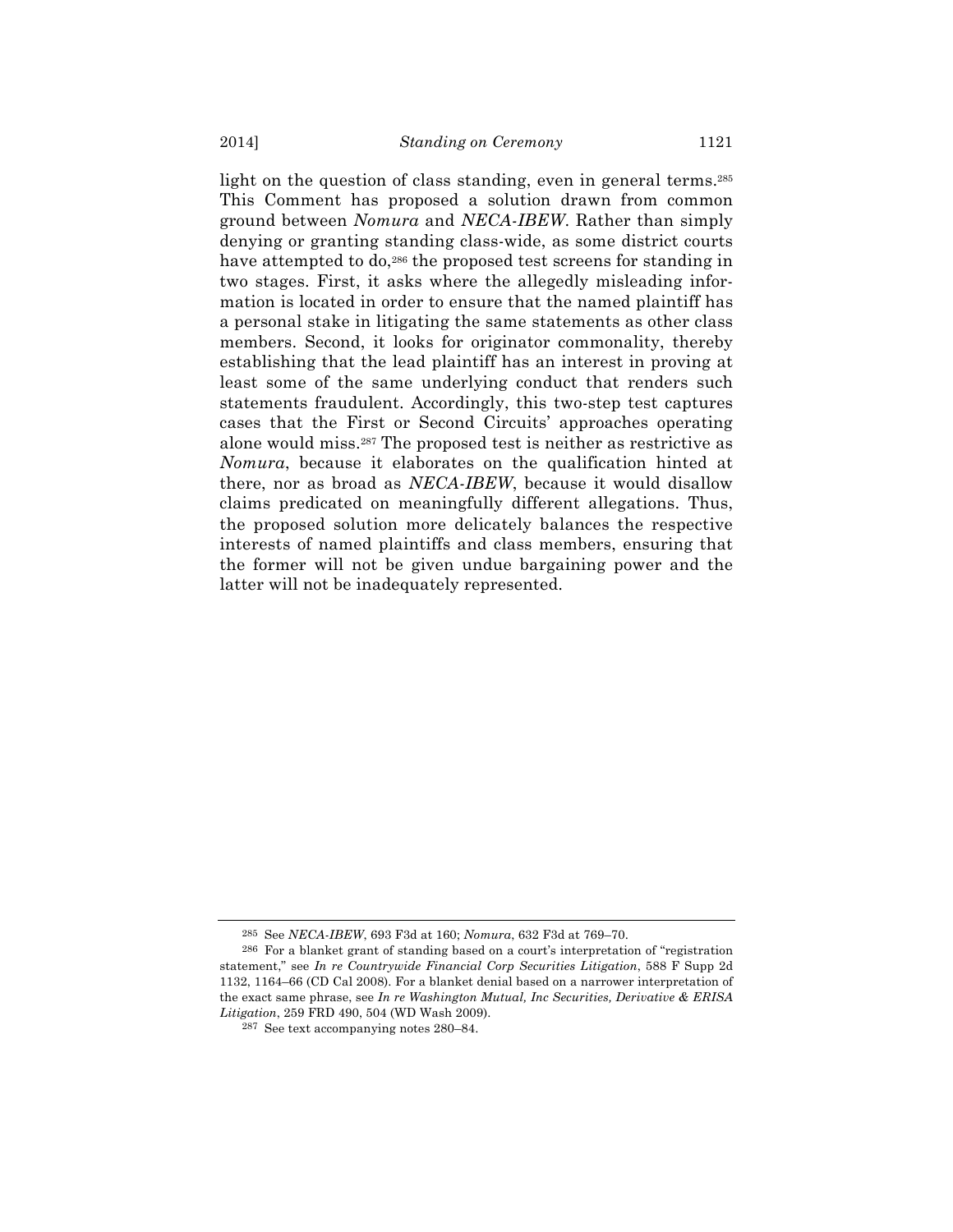light on the question of class standing, even in general terms.[285] This Comment has proposed a solution drawn from common ground between *Nomura* and *NECA-IBEW*. Rather than simply denying or granting standing class-wide, as some district courts have attempted to do,[286] the proposed test screens for standing in two stages. First, it asks where the allegedly misleading information is located in order to ensure that the named plaintiff has a personal stake in litigating the same statements as other class members. Second, it looks for originator commonality, thereby establishing that the lead plaintiff has an interest in proving at least some of the same underlying conduct that renders such statements fraudulent. Accordingly, this two-step test captures cases that the First or Second Circuits' approaches operating alone would miss.[287] The proposed test is neither as restrictive as *Nomura*, because it elaborates on the qualification hinted at there, nor as broad as *NECA-IBEW*, because it would disallow claims predicated on meaningfully different allegations. Thus, the proposed solution more delicately balances the respective interests of named plaintiffs and class members, ensuring that the former will not be given undue bargaining power and the latter will not be inadequately represented.

---

[285] See *NECA-IBEW*, 693 F3d at 160; *Nomura*, 632 F3d at 769–70.

[286] For a blanket grant of standing based on a court's interpretation of "registration statement," see *In re Countrywide Financial Corp Securities Litigation*, 588 F Supp 2d 1132, 1164–66 (CD Cal 2008). For a blanket denial based on a narrower interpretation of the exact same phrase, see *In re Washington Mutual, Inc Securities, Derivative & ERISA Litigation*, 259 FRD 490, 504 (WD Wash 2009).

[287] See text accompanying notes 280–84.